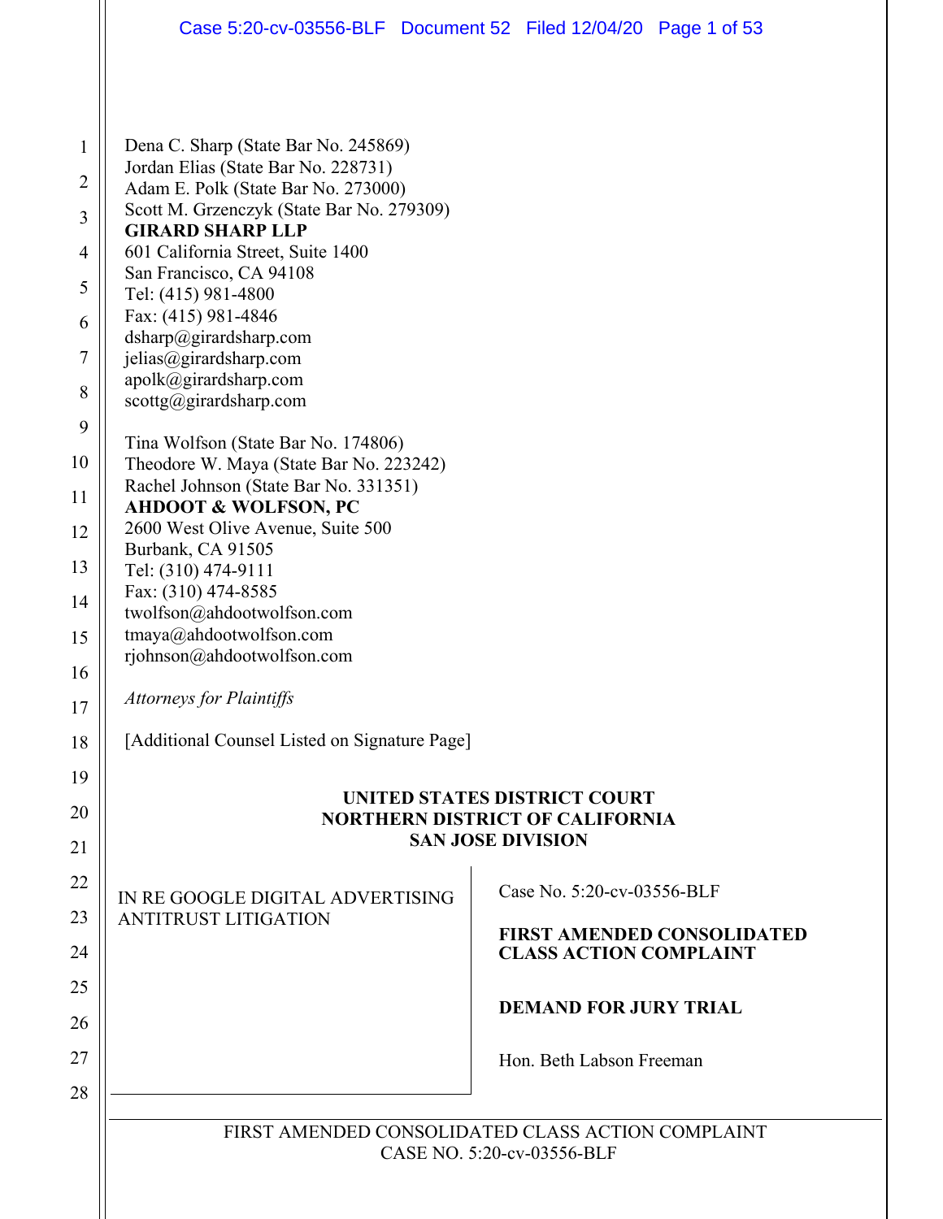Dena C. Sharp (State Bar No. 245869)
Jordan Elias (State Bar No. 228731)
Adam E. Polk (State Bar No. 273000)
Scott M. Grzenczyk (State Bar No. 279309)
**GIRARD SHARP LLP**
601 California Street, Suite 1400
San Francisco, CA 94108
Tel: (415) 981-4800
Fax: (415) 981-4846
dsharp@girardsharp.com
jelias@girardsharp.com
apolk@girardsharp.com
scottg@girardsharp.com

Tina Wolfson (State Bar No. 174806)
Theodore W. Maya (State Bar No. 223242)
Rachel Johnson (State Bar No. 331351)
**AHDOOT & WOLFSON, PC**
2600 West Olive Avenue, Suite 500
Burbank, CA 91505
Tel: (310) 474-9111
Fax: (310) 474-8585
twolfson@ahdootwolfson.com
tmaya@ahdootwolfson.com
rjohnson@ahdootwolfson.com

*Attorneys for Plaintiffs*

[Additional Counsel Listed on Signature Page]

**UNITED STATES DISTRICT COURT**
**NORTHERN DISTRICT OF CALIFORNIA**
**SAN JOSE DIVISION**

IN RE GOOGLE DIGITAL ADVERTISING ANTITRUST LITIGATION

Case No. 5:20-cv-03556-BLF

**FIRST AMENDED CONSOLIDATED CLASS ACTION COMPLAINT**

**DEMAND FOR JURY TRIAL**

Hon. Beth Labson Freeman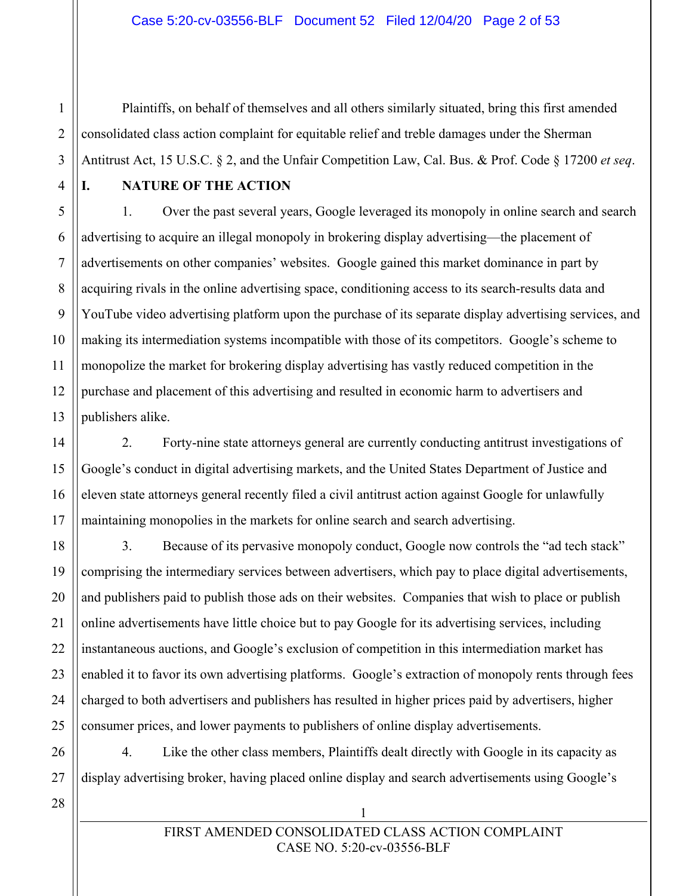Plaintiffs, on behalf of themselves and all others similarly situated, bring this first amended consolidated class action complaint for equitable relief and treble damages under the Sherman Antitrust Act, 15 U.S.C. § 2, and the Unfair Competition Law, Cal. Bus. & Prof. Code § 17200 *et seq*.

## I. NATURE OF THE ACTION

1. Over the past several years, Google leveraged its monopoly in online search and search advertising to acquire an illegal monopoly in brokering display advertising—the placement of advertisements on other companies' websites. Google gained this market dominance in part by acquiring rivals in the online advertising space, conditioning access to its search-results data and YouTube video advertising platform upon the purchase of its separate display advertising services, and making its intermediation systems incompatible with those of its competitors. Google's scheme to monopolize the market for brokering display advertising has vastly reduced competition in the purchase and placement of this advertising and resulted in economic harm to advertisers and publishers alike.

2. Forty-nine state attorneys general are currently conducting antitrust investigations of Google's conduct in digital advertising markets, and the United States Department of Justice and eleven state attorneys general recently filed a civil antitrust action against Google for unlawfully maintaining monopolies in the markets for online search and search advertising.

3. Because of its pervasive monopoly conduct, Google now controls the "ad tech stack" comprising the intermediary services between advertisers, which pay to place digital advertisements, and publishers paid to publish those ads on their websites. Companies that wish to place or publish online advertisements have little choice but to pay Google for its advertising services, including instantaneous auctions, and Google's exclusion of competition in this intermediation market has enabled it to favor its own advertising platforms. Google's extraction of monopoly rents through fees charged to both advertisers and publishers has resulted in higher prices paid by advertisers, higher consumer prices, and lower payments to publishers of online display advertisements.

4. Like the other class members, Plaintiffs dealt directly with Google in its capacity as display advertising broker, having placed online display and search advertisements using Google's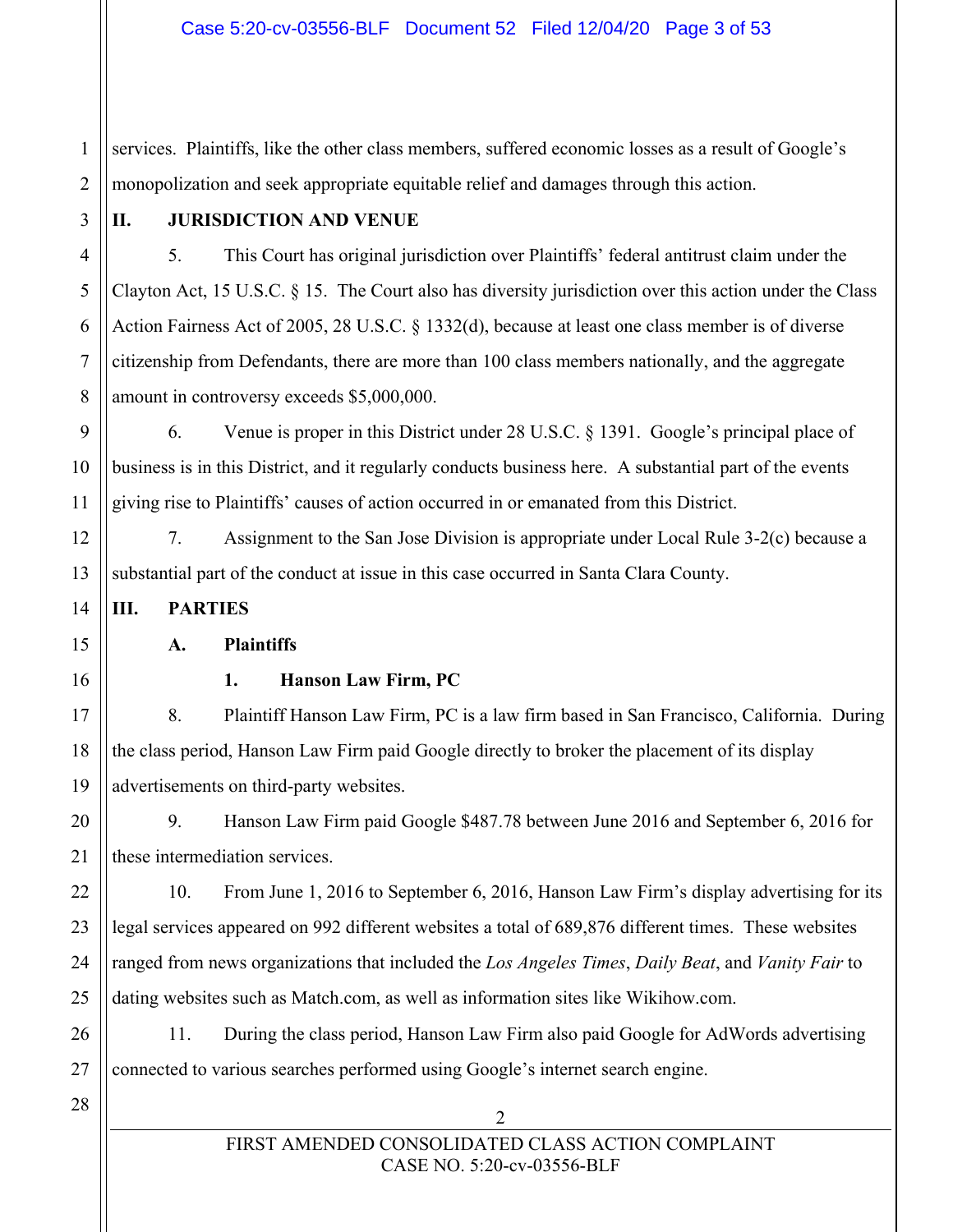services. Plaintiffs, like the other class members, suffered economic losses as a result of Google's monopolization and seek appropriate equitable relief and damages through this action.

## II. JURISDICTION AND VENUE

5. This Court has original jurisdiction over Plaintiffs' federal antitrust claim under the Clayton Act, 15 U.S.C. § 15. The Court also has diversity jurisdiction over this action under the Class Action Fairness Act of 2005, 28 U.S.C. § 1332(d), because at least one class member is of diverse citizenship from Defendants, there are more than 100 class members nationally, and the aggregate amount in controversy exceeds $5,000,000.

6. Venue is proper in this District under 28 U.S.C. § 1391. Google's principal place of business is in this District, and it regularly conducts business here. A substantial part of the events giving rise to Plaintiffs' causes of action occurred in or emanated from this District.

7. Assignment to the San Jose Division is appropriate under Local Rule 3-2(c) because a substantial part of the conduct at issue in this case occurred in Santa Clara County.

## III. PARTIES

### A. Plaintiffs

#### 1. Hanson Law Firm, PC

8. Plaintiff Hanson Law Firm, PC is a law firm based in San Francisco, California. During the class period, Hanson Law Firm paid Google directly to broker the placement of its display advertisements on third-party websites.

9. Hanson Law Firm paid Google $487.78 between June 2016 and September 6, 2016 for these intermediation services.

10. From June 1, 2016 to September 6, 2016, Hanson Law Firm's display advertising for its legal services appeared on 992 different websites a total of 689,876 different times. These websites ranged from news organizations that included the *Los Angeles Times*, *Daily Beat*, and *Vanity Fair* to dating websites such as Match.com, as well as information sites like Wikihow.com.

11. During the class period, Hanson Law Firm also paid Google for AdWords advertising connected to various searches performed using Google's internet search engine.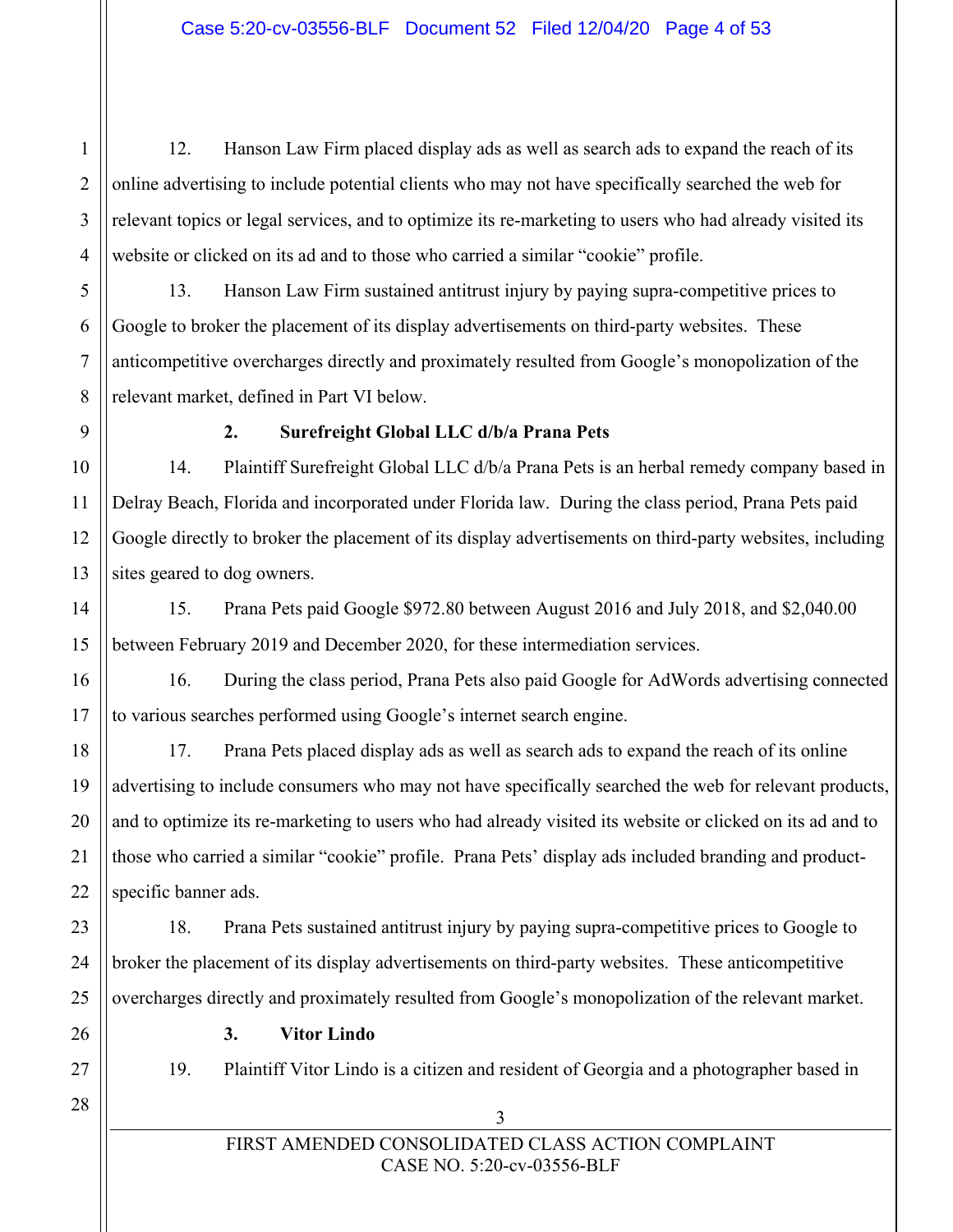12. Hanson Law Firm placed display ads as well as search ads to expand the reach of its online advertising to include potential clients who may not have specifically searched the web for relevant topics or legal services, and to optimize its re-marketing to users who had already visited its website or clicked on its ad and to those who carried a similar "cookie" profile.

13. Hanson Law Firm sustained antitrust injury by paying supra-competitive prices to Google to broker the placement of its display advertisements on third-party websites. These anticompetitive overcharges directly and proximately resulted from Google's monopolization of the relevant market, defined in Part VI below.

### 2. Surefreight Global LLC d/b/a Prana Pets

14. Plaintiff Surefreight Global LLC d/b/a Prana Pets is an herbal remedy company based in Delray Beach, Florida and incorporated under Florida law. During the class period, Prana Pets paid Google directly to broker the placement of its display advertisements on third-party websites, including sites geared to dog owners.

15. Prana Pets paid Google $972.80 between August 2016 and July 2018, and $2,040.00 between February 2019 and December 2020, for these intermediation services.

16. During the class period, Prana Pets also paid Google for AdWords advertising connected to various searches performed using Google's internet search engine.

17. Prana Pets placed display ads as well as search ads to expand the reach of its online advertising to include consumers who may not have specifically searched the web for relevant products, and to optimize its re-marketing to users who had already visited its website or clicked on its ad and to those who carried a similar "cookie" profile. Prana Pets' display ads included branding and product-specific banner ads.

18. Prana Pets sustained antitrust injury by paying supra-competitive prices to Google to broker the placement of its display advertisements on third-party websites. These anticompetitive overcharges directly and proximately resulted from Google's monopolization of the relevant market.

### 3. Vitor Lindo

19. Plaintiff Vitor Lindo is a citizen and resident of Georgia and a photographer based in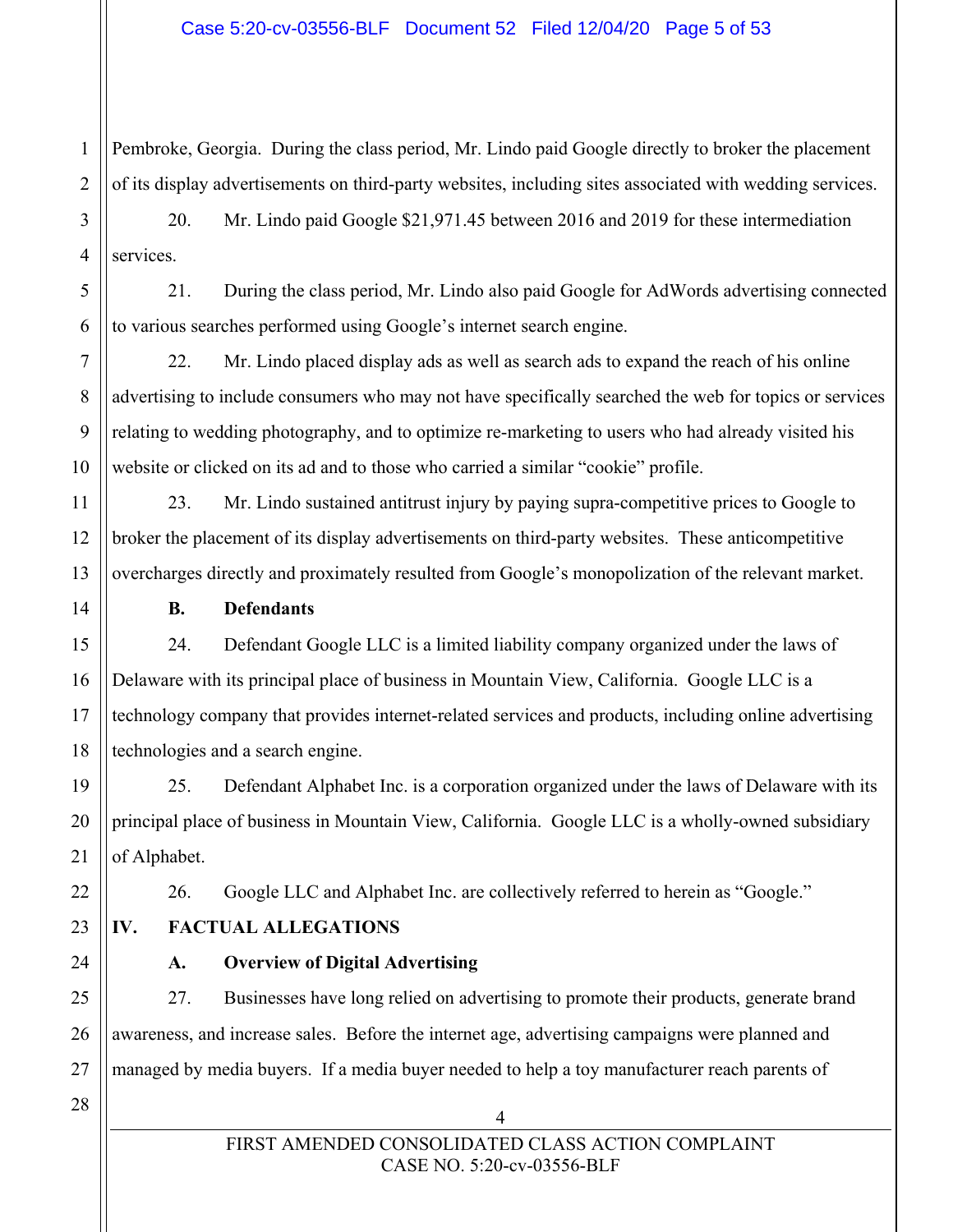Pembroke, Georgia. During the class period, Mr. Lindo paid Google directly to broker the placement of its display advertisements on third-party websites, including sites associated with wedding services.

20. Mr. Lindo paid Google $21,971.45 between 2016 and 2019 for these intermediation services.

21. During the class period, Mr. Lindo also paid Google for AdWords advertising connected to various searches performed using Google's internet search engine.

22. Mr. Lindo placed display ads as well as search ads to expand the reach of his online advertising to include consumers who may not have specifically searched the web for topics or services relating to wedding photography, and to optimize re-marketing to users who had already visited his website or clicked on its ad and to those who carried a similar "cookie" profile.

23. Mr. Lindo sustained antitrust injury by paying supra-competitive prices to Google to broker the placement of its display advertisements on third-party websites. These anticompetitive overcharges directly and proximately resulted from Google's monopolization of the relevant market.

### B. Defendants

24. Defendant Google LLC is a limited liability company organized under the laws of Delaware with its principal place of business in Mountain View, California. Google LLC is a technology company that provides internet-related services and products, including online advertising technologies and a search engine.

25. Defendant Alphabet Inc. is a corporation organized under the laws of Delaware with its principal place of business in Mountain View, California. Google LLC is a wholly-owned subsidiary of Alphabet.

26. Google LLC and Alphabet Inc. are collectively referred to herein as "Google."

## IV. FACTUAL ALLEGATIONS

### A. Overview of Digital Advertising

27. Businesses have long relied on advertising to promote their products, generate brand awareness, and increase sales. Before the internet age, advertising campaigns were planned and managed by media buyers. If a media buyer needed to help a toy manufacturer reach parents of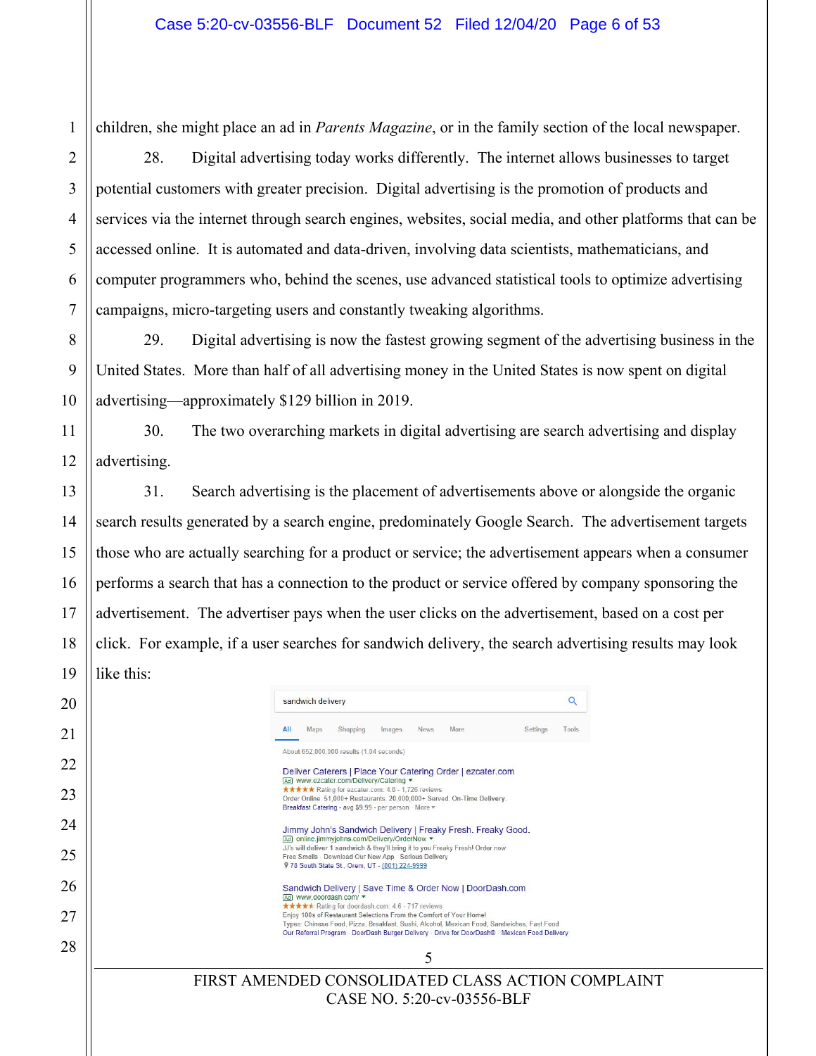children, she might place an ad in *Parents Magazine*, or in the family section of the local newspaper.

28. Digital advertising today works differently. The internet allows businesses to target potential customers with greater precision. Digital advertising is the promotion of products and services via the internet through search engines, websites, social media, and other platforms that can be accessed online. It is automated and data-driven, involving data scientists, mathematicians, and computer programmers who, behind the scenes, use advanced statistical tools to optimize advertising campaigns, micro-targeting users and constantly tweaking algorithms.

29. Digital advertising is now the fastest growing segment of the advertising business in the United States. More than half of all advertising money in the United States is now spent on digital advertising—approximately $129 billion in 2019.

30. The two overarching markets in digital advertising are search advertising and display advertising.

31. Search advertising is the placement of advertisements above or alongside the organic search results generated by a search engine, predominately Google Search. The advertisement targets those who are actually searching for a product or service; the advertisement appears when a consumer performs a search that has a connection to the product or service offered by company sponsoring the advertisement. The advertiser pays when the user clicks on the advertisement, based on a cost per click. For example, if a user searches for sandwich delivery, the search advertising results may look like this:

sandwich delivery

All Maps Shopping Images News More Settings Tools

About 652,000,000 results (1.04 seconds)

Deliver Caterers | Place Your Catering Order | ezcater.com
Ad www.ezcater.com/Delivery/Catering
★★★★★ Rating for ezcater.com: 4.8 - 1,726 reviews
Order Online. 51,000+ Restaurants. 20,000,000+ Served. On-Time Delivery.
Breakfast Catering - avg $9.99 - per person · More

Jimmy John's Sandwich Delivery | Freaky Fresh. Freaky Good.
Ad online.jimmyjohns.com/Delivery/OrderNow
JJ's will deliver 1 sandwich & they'll bring it to you Freaky Fresh! Order now.
Free Smells · Download Our New App · Serious Delivery
78 South State St., Orem, UT - (801) 224-9999

Sandwich Delivery | Save Time & Order Now | DoorDash.com
Ad www.doordash.com/
★★★★★ Rating for doordash.com: 4.6 - 717 reviews
Enjoy 100s of Restaurant Selections From the Comfort of Your Home!
Types: Chinese Food, Pizza, Breakfast, Sushi, Alcohol, Mexican Food, Sandwiches, Fast Food
Our Referral Program · DoorDash Burger Delivery · Drive for DoorDash® · Mexican Food Delivery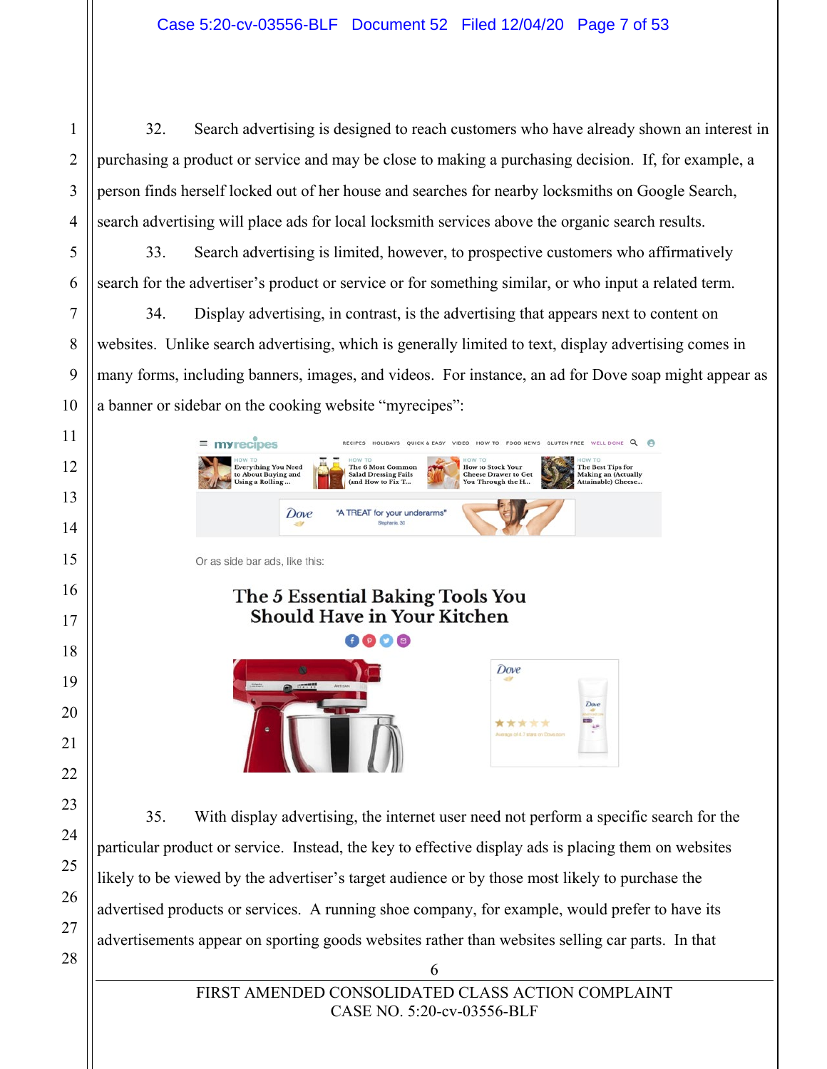32. Search advertising is designed to reach customers who have already shown an interest in purchasing a product or service and may be close to making a purchasing decision. If, for example, a person finds herself locked out of her house and searches for nearby locksmiths on Google Search, search advertising will place ads for local locksmith services above the organic search results.

33. Search advertising is limited, however, to prospective customers who affirmatively search for the advertiser's product or service or for something similar, or who input a related term.

34. Display advertising, in contrast, is the advertising that appears next to content on websites. Unlike search advertising, which is generally limited to text, display advertising comes in many forms, including banners, images, and videos. For instance, an ad for Dove soap might appear as a banner or sidebar on the cooking website "myrecipes":

Or as side bar ads, like this:

35. With display advertising, the internet user need not perform a specific search for the particular product or service. Instead, the key to effective display ads is placing them on websites likely to be viewed by the advertiser's target audience or by those most likely to purchase the advertised products or services. A running shoe company, for example, would prefer to have its advertisements appear on sporting goods websites rather than websites selling car parts. In that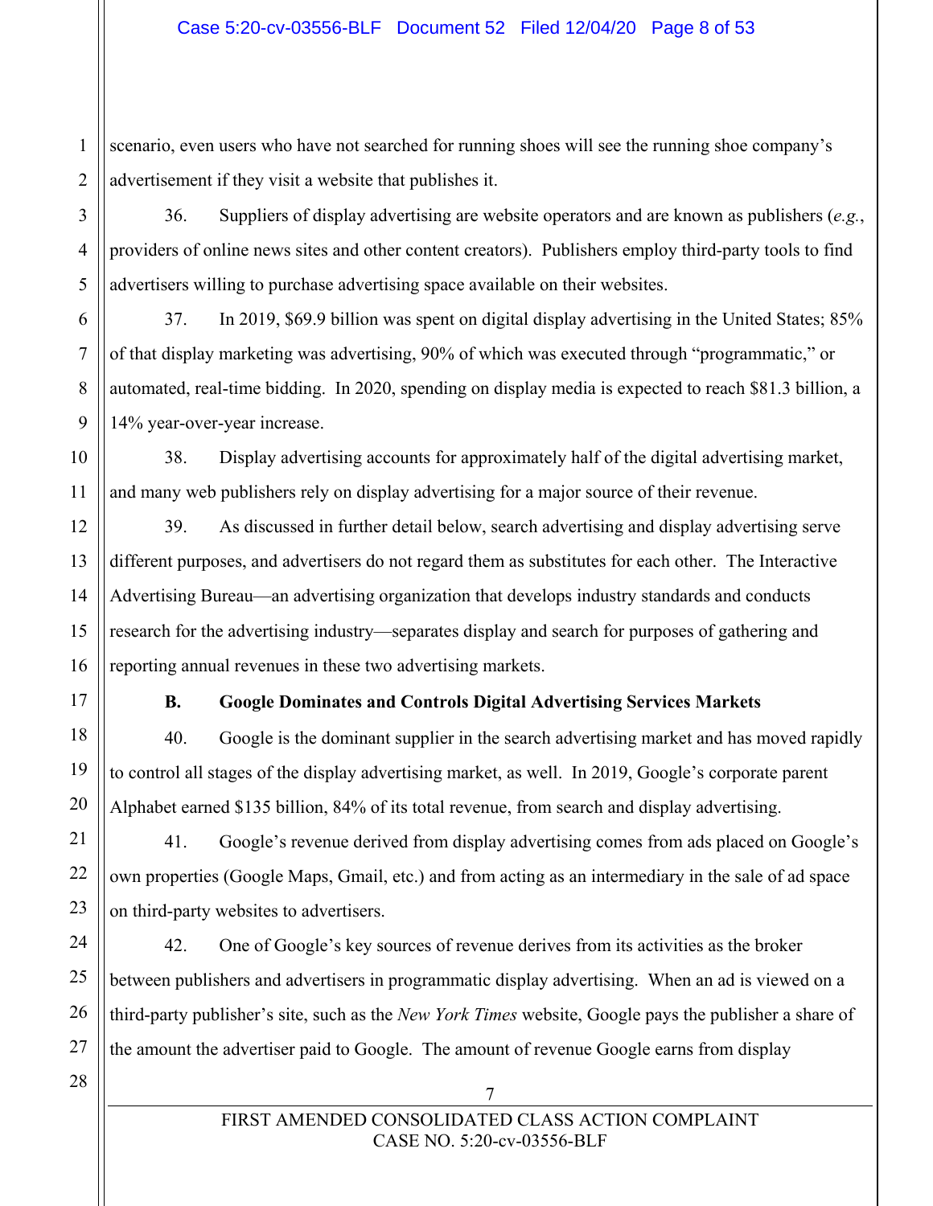scenario, even users who have not searched for running shoes will see the running shoe company's advertisement if they visit a website that publishes it.

36. Suppliers of display advertising are website operators and are known as publishers (*e.g.*, providers of online news sites and other content creators). Publishers employ third-party tools to find advertisers willing to purchase advertising space available on their websites.

37. In 2019, $69.9 billion was spent on digital display advertising in the United States; 85% of that display marketing was advertising, 90% of which was executed through "programmatic," or automated, real-time bidding. In 2020, spending on display media is expected to reach $81.3 billion, a 14% year-over-year increase.

38. Display advertising accounts for approximately half of the digital advertising market, and many web publishers rely on display advertising for a major source of their revenue.

39. As discussed in further detail below, search advertising and display advertising serve different purposes, and advertisers do not regard them as substitutes for each other. The Interactive Advertising Bureau—an advertising organization that develops industry standards and conducts research for the advertising industry—separates display and search for purposes of gathering and reporting annual revenues in these two advertising markets.

### B. Google Dominates and Controls Digital Advertising Services Markets

40. Google is the dominant supplier in the search advertising market and has moved rapidly to control all stages of the display advertising market, as well. In 2019, Google's corporate parent Alphabet earned $135 billion, 84% of its total revenue, from search and display advertising.

41. Google's revenue derived from display advertising comes from ads placed on Google's own properties (Google Maps, Gmail, etc.) and from acting as an intermediary in the sale of ad space on third-party websites to advertisers.

42. One of Google's key sources of revenue derives from its activities as the broker between publishers and advertisers in programmatic display advertising. When an ad is viewed on a third-party publisher's site, such as the *New York Times* website, Google pays the publisher a share of the amount the advertiser paid to Google. The amount of revenue Google earns from display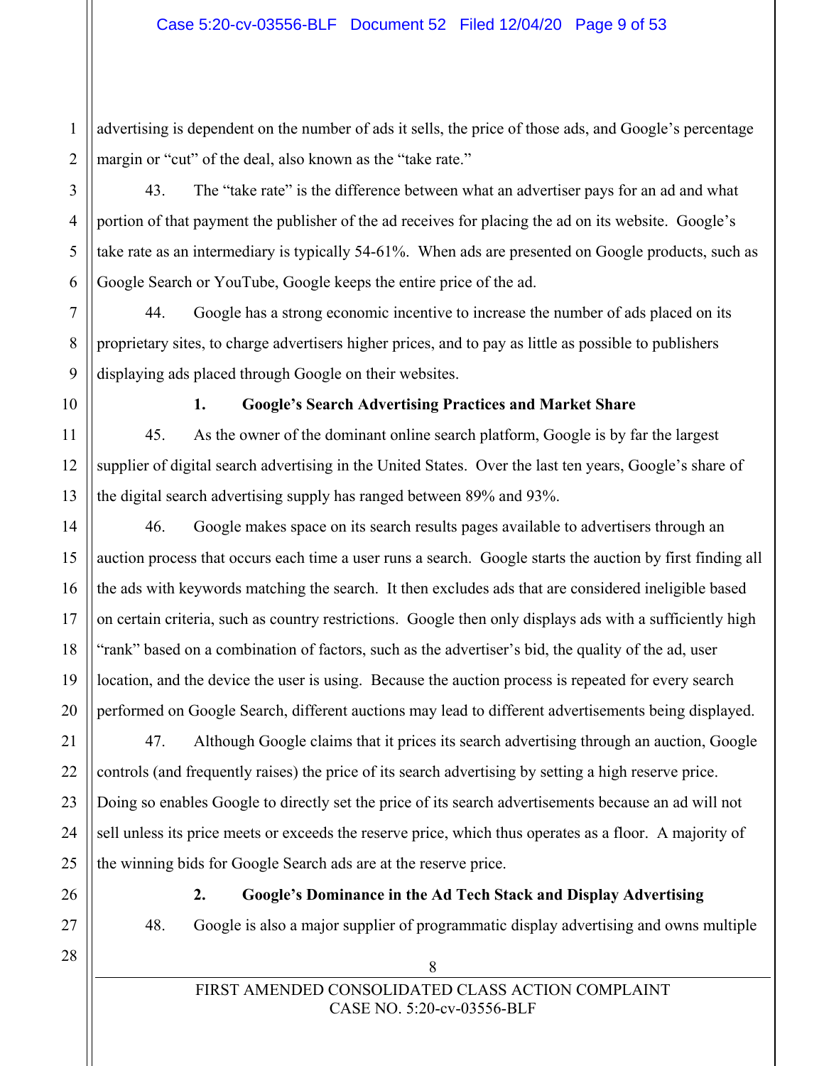advertising is dependent on the number of ads it sells, the price of those ads, and Google's percentage margin or "cut" of the deal, also known as the "take rate."

43. The "take rate" is the difference between what an advertiser pays for an ad and what portion of that payment the publisher of the ad receives for placing the ad on its website. Google's take rate as an intermediary is typically 54-61%. When ads are presented on Google products, such as Google Search or YouTube, Google keeps the entire price of the ad.

44. Google has a strong economic incentive to increase the number of ads placed on its proprietary sites, to charge advertisers higher prices, and to pay as little as possible to publishers displaying ads placed through Google on their websites.

### 1. Google's Search Advertising Practices and Market Share

45. As the owner of the dominant online search platform, Google is by far the largest supplier of digital search advertising in the United States. Over the last ten years, Google's share of the digital search advertising supply has ranged between 89% and 93%.

46. Google makes space on its search results pages available to advertisers through an auction process that occurs each time a user runs a search. Google starts the auction by first finding all the ads with keywords matching the search. It then excludes ads that are considered ineligible based on certain criteria, such as country restrictions. Google then only displays ads with a sufficiently high "rank" based on a combination of factors, such as the advertiser's bid, the quality of the ad, user location, and the device the user is using. Because the auction process is repeated for every search performed on Google Search, different auctions may lead to different advertisements being displayed.

47. Although Google claims that it prices its search advertising through an auction, Google controls (and frequently raises) the price of its search advertising by setting a high reserve price. Doing so enables Google to directly set the price of its search advertisements because an ad will not sell unless its price meets or exceeds the reserve price, which thus operates as a floor. A majority of the winning bids for Google Search ads are at the reserve price.

### 2. Google's Dominance in the Ad Tech Stack and Display Advertising

48. Google is also a major supplier of programmatic display advertising and owns multiple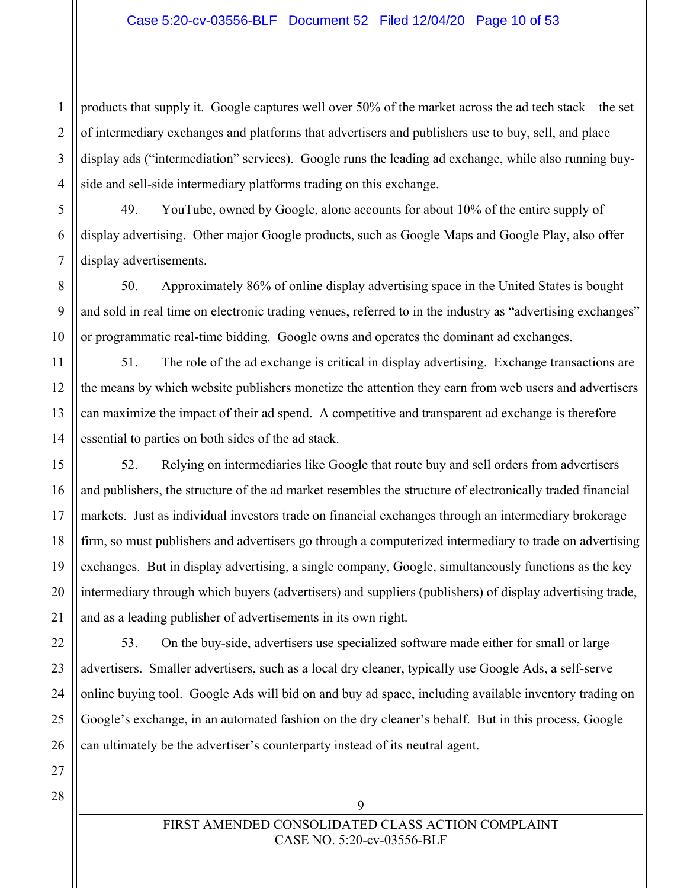products that supply it. Google captures well over 50% of the market across the ad tech stack—the set of intermediary exchanges and platforms that advertisers and publishers use to buy, sell, and place display ads ("intermediation" services). Google runs the leading ad exchange, while also running buy-side and sell-side intermediary platforms trading on this exchange.

49. YouTube, owned by Google, alone accounts for about 10% of the entire supply of display advertising. Other major Google products, such as Google Maps and Google Play, also offer display advertisements.

50. Approximately 86% of online display advertising space in the United States is bought and sold in real time on electronic trading venues, referred to in the industry as "advertising exchanges" or programmatic real-time bidding. Google owns and operates the dominant ad exchanges.

51. The role of the ad exchange is critical in display advertising. Exchange transactions are the means by which website publishers monetize the attention they earn from web users and advertisers can maximize the impact of their ad spend. A competitive and transparent ad exchange is therefore essential to parties on both sides of the ad stack.

52. Relying on intermediaries like Google that route buy and sell orders from advertisers and publishers, the structure of the ad market resembles the structure of electronically traded financial markets. Just as individual investors trade on financial exchanges through an intermediary brokerage firm, so must publishers and advertisers go through a computerized intermediary to trade on advertising exchanges. But in display advertising, a single company, Google, simultaneously functions as the key intermediary through which buyers (advertisers) and suppliers (publishers) of display advertising trade, and as a leading publisher of advertisements in its own right.

53. On the buy-side, advertisers use specialized software made either for small or large advertisers. Smaller advertisers, such as a local dry cleaner, typically use Google Ads, a self-serve online buying tool. Google Ads will bid on and buy ad space, including available inventory trading on Google's exchange, in an automated fashion on the dry cleaner's behalf. But in this process, Google can ultimately be the advertiser's counterparty instead of its neutral agent.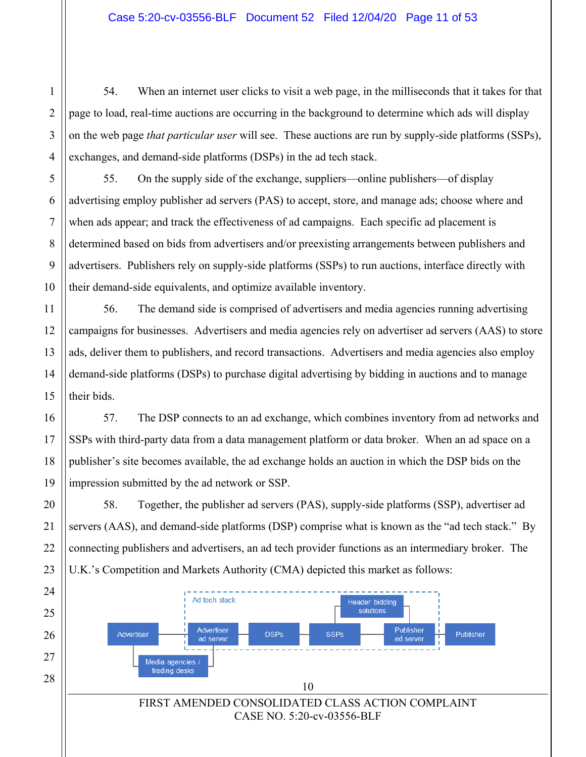54. When an internet user clicks to visit a web page, in the milliseconds that it takes for that page to load, real-time auctions are occurring in the background to determine which ads will display on the web page *that particular user* will see. These auctions are run by supply-side platforms (SSPs), exchanges, and demand-side platforms (DSPs) in the ad tech stack.

55. On the supply side of the exchange, suppliers—online publishers—of display advertising employ publisher ad servers (PAS) to accept, store, and manage ads; choose where and when ads appear; and track the effectiveness of ad campaigns. Each specific ad placement is determined based on bids from advertisers and/or preexisting arrangements between publishers and advertisers. Publishers rely on supply-side platforms (SSPs) to run auctions, interface directly with their demand-side equivalents, and optimize available inventory.

56. The demand side is comprised of advertisers and media agencies running advertising campaigns for businesses. Advertisers and media agencies rely on advertiser ad servers (AAS) to store ads, deliver them to publishers, and record transactions. Advertisers and media agencies also employ demand-side platforms (DSPs) to purchase digital advertising by bidding in auctions and to manage their bids.

57. The DSP connects to an ad exchange, which combines inventory from ad networks and SSPs with third-party data from a data management platform or data broker. When an ad space on a publisher's site becomes available, the ad exchange holds an auction in which the DSP bids on the impression submitted by the ad network or SSP.

58. Together, the publisher ad servers (PAS), supply-side platforms (SSP), advertiser ad servers (AAS), and demand-side platforms (DSP) comprise what is known as the "ad tech stack." By connecting publishers and advertisers, an ad tech provider functions as an intermediary broker. The U.K.'s Competition and Markets Authority (CMA) depicted this market as follows:

Ad tech stack

Advertiser — Advertiser ad server — DSPs — SSPs — Publisher ad server — Publisher

Header bidding solutions

Media agencies / trading desks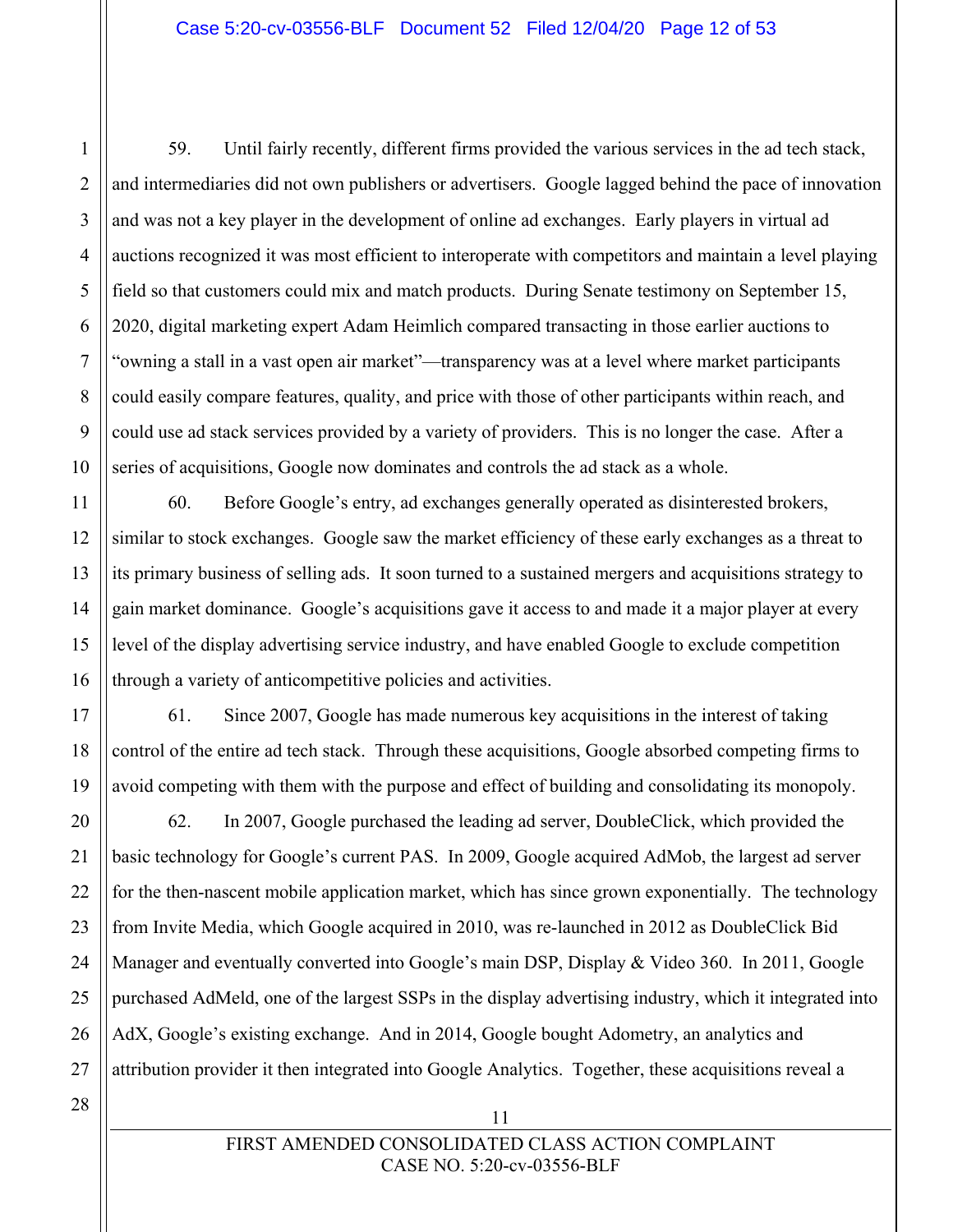59. Until fairly recently, different firms provided the various services in the ad tech stack, and intermediaries did not own publishers or advertisers. Google lagged behind the pace of innovation and was not a key player in the development of online ad exchanges. Early players in virtual ad auctions recognized it was most efficient to interoperate with competitors and maintain a level playing field so that customers could mix and match products. During Senate testimony on September 15, 2020, digital marketing expert Adam Heimlich compared transacting in those earlier auctions to "owning a stall in a vast open air market"—transparency was at a level where market participants could easily compare features, quality, and price with those of other participants within reach, and could use ad stack services provided by a variety of providers. This is no longer the case. After a series of acquisitions, Google now dominates and controls the ad stack as a whole.

60. Before Google's entry, ad exchanges generally operated as disinterested brokers, similar to stock exchanges. Google saw the market efficiency of these early exchanges as a threat to its primary business of selling ads. It soon turned to a sustained mergers and acquisitions strategy to gain market dominance. Google's acquisitions gave it access to and made it a major player at every level of the display advertising service industry, and have enabled Google to exclude competition through a variety of anticompetitive policies and activities.

61. Since 2007, Google has made numerous key acquisitions in the interest of taking control of the entire ad tech stack. Through these acquisitions, Google absorbed competing firms to avoid competing with them with the purpose and effect of building and consolidating its monopoly.

62. In 2007, Google purchased the leading ad server, DoubleClick, which provided the basic technology for Google's current PAS. In 2009, Google acquired AdMob, the largest ad server for the then-nascent mobile application market, which has since grown exponentially. The technology from Invite Media, which Google acquired in 2010, was re-launched in 2012 as DoubleClick Bid Manager and eventually converted into Google's main DSP, Display & Video 360. In 2011, Google purchased AdMeld, one of the largest SSPs in the display advertising industry, which it integrated into AdX, Google's existing exchange. And in 2014, Google bought Adometry, an analytics and attribution provider it then integrated into Google Analytics. Together, these acquisitions reveal a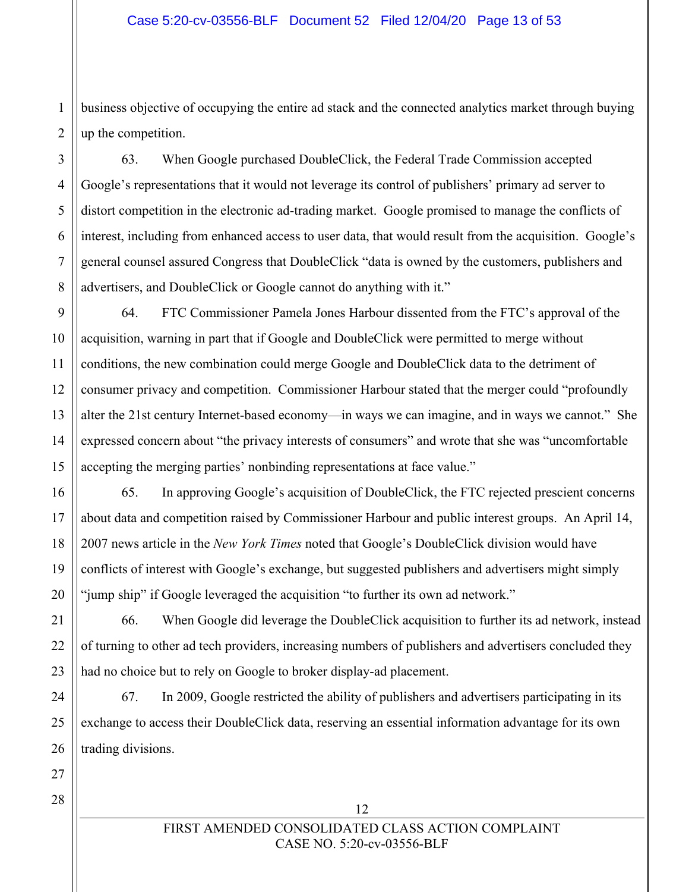business objective of occupying the entire ad stack and the connected analytics market through buying up the competition.

63. When Google purchased DoubleClick, the Federal Trade Commission accepted Google's representations that it would not leverage its control of publishers' primary ad server to distort competition in the electronic ad-trading market. Google promised to manage the conflicts of interest, including from enhanced access to user data, that would result from the acquisition. Google's general counsel assured Congress that DoubleClick "data is owned by the customers, publishers and advertisers, and DoubleClick or Google cannot do anything with it."

64. FTC Commissioner Pamela Jones Harbour dissented from the FTC's approval of the acquisition, warning in part that if Google and DoubleClick were permitted to merge without conditions, the new combination could merge Google and DoubleClick data to the detriment of consumer privacy and competition. Commissioner Harbour stated that the merger could "profoundly alter the 21st century Internet-based economy—in ways we can imagine, and in ways we cannot." She expressed concern about "the privacy interests of consumers" and wrote that she was "uncomfortable accepting the merging parties' nonbinding representations at face value."

65. In approving Google's acquisition of DoubleClick, the FTC rejected prescient concerns about data and competition raised by Commissioner Harbour and public interest groups. An April 14, 2007 news article in the *New York Times* noted that Google's DoubleClick division would have conflicts of interest with Google's exchange, but suggested publishers and advertisers might simply "jump ship" if Google leveraged the acquisition "to further its own ad network."

66. When Google did leverage the DoubleClick acquisition to further its ad network, instead of turning to other ad tech providers, increasing numbers of publishers and advertisers concluded they had no choice but to rely on Google to broker display-ad placement.

67. In 2009, Google restricted the ability of publishers and advertisers participating in its exchange to access their DoubleClick data, reserving an essential information advantage for its own trading divisions.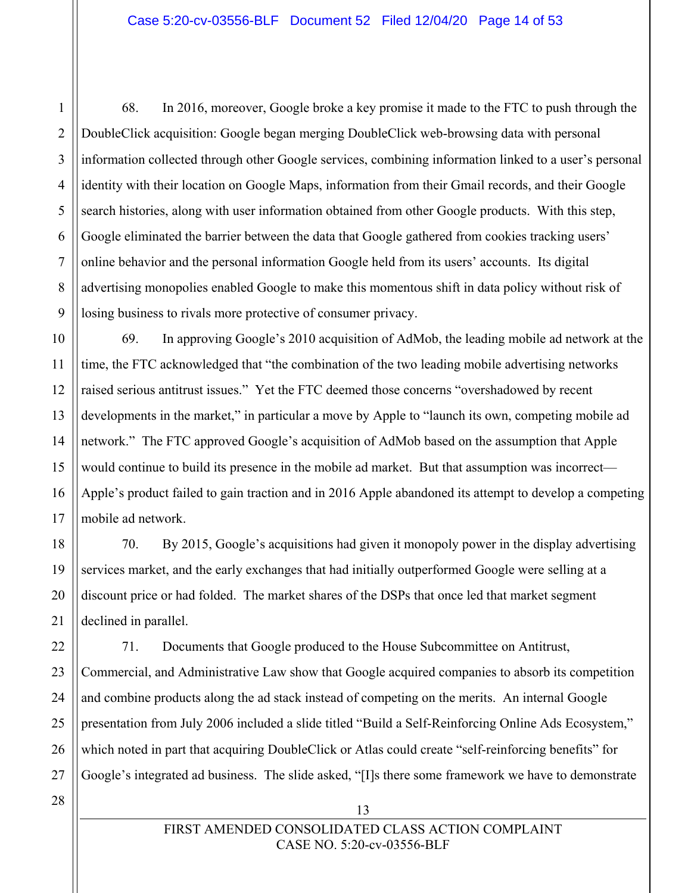68. In 2016, moreover, Google broke a key promise it made to the FTC to push through the DoubleClick acquisition: Google began merging DoubleClick web-browsing data with personal information collected through other Google services, combining information linked to a user's personal identity with their location on Google Maps, information from their Gmail records, and their Google search histories, along with user information obtained from other Google products. With this step, Google eliminated the barrier between the data that Google gathered from cookies tracking users' online behavior and the personal information Google held from its users' accounts. Its digital advertising monopolies enabled Google to make this momentous shift in data policy without risk of losing business to rivals more protective of consumer privacy.

69. In approving Google's 2010 acquisition of AdMob, the leading mobile ad network at the time, the FTC acknowledged that "the combination of the two leading mobile advertising networks raised serious antitrust issues." Yet the FTC deemed those concerns "overshadowed by recent developments in the market," in particular a move by Apple to "launch its own, competing mobile ad network." The FTC approved Google's acquisition of AdMob based on the assumption that Apple would continue to build its presence in the mobile ad market. But that assumption was incorrect—Apple's product failed to gain traction and in 2016 Apple abandoned its attempt to develop a competing mobile ad network.

70. By 2015, Google's acquisitions had given it monopoly power in the display advertising services market, and the early exchanges that had initially outperformed Google were selling at a discount price or had folded. The market shares of the DSPs that once led that market segment declined in parallel.

71. Documents that Google produced to the House Subcommittee on Antitrust, Commercial, and Administrative Law show that Google acquired companies to absorb its competition and combine products along the ad stack instead of competing on the merits. An internal Google presentation from July 2006 included a slide titled "Build a Self-Reinforcing Online Ads Ecosystem," which noted in part that acquiring DoubleClick or Atlas could create "self-reinforcing benefits" for Google's integrated ad business. The slide asked, "[I]s there some framework we have to demonstrate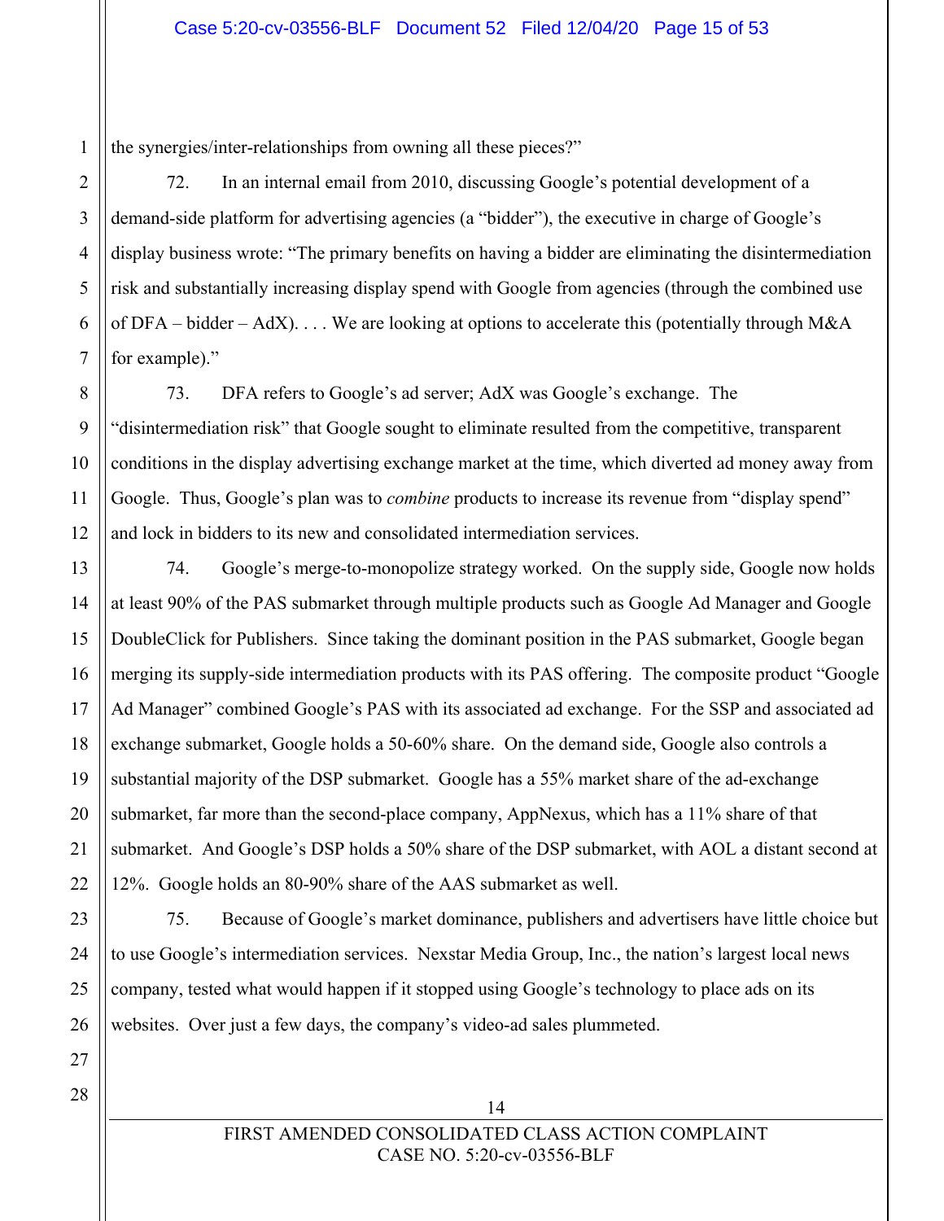the synergies/inter-relationships from owning all these pieces?"

72. In an internal email from 2010, discussing Google's potential development of a demand-side platform for advertising agencies (a "bidder"), the executive in charge of Google's display business wrote: "The primary benefits on having a bidder are eliminating the disintermediation risk and substantially increasing display spend with Google from agencies (through the combined use of DFA – bidder – AdX). . . . We are looking at options to accelerate this (potentially through M&A for example)."

73. DFA refers to Google's ad server; AdX was Google's exchange. The "disintermediation risk" that Google sought to eliminate resulted from the competitive, transparent conditions in the display advertising exchange market at the time, which diverted ad money away from Google. Thus, Google's plan was to *combine* products to increase its revenue from "display spend" and lock in bidders to its new and consolidated intermediation services.

74. Google's merge-to-monopolize strategy worked. On the supply side, Google now holds at least 90% of the PAS submarket through multiple products such as Google Ad Manager and Google DoubleClick for Publishers. Since taking the dominant position in the PAS submarket, Google began merging its supply-side intermediation products with its PAS offering. The composite product "Google Ad Manager" combined Google's PAS with its associated ad exchange. For the SSP and associated ad exchange submarket, Google holds a 50-60% share. On the demand side, Google also controls a substantial majority of the DSP submarket. Google has a 55% market share of the ad-exchange submarket, far more than the second-place company, AppNexus, which has a 11% share of that submarket. And Google's DSP holds a 50% share of the DSP submarket, with AOL a distant second at 12%. Google holds an 80-90% share of the AAS submarket as well.

75. Because of Google's market dominance, publishers and advertisers have little choice but to use Google's intermediation services. Nexstar Media Group, Inc., the nation's largest local news company, tested what would happen if it stopped using Google's technology to place ads on its websites. Over just a few days, the company's video-ad sales plummeted.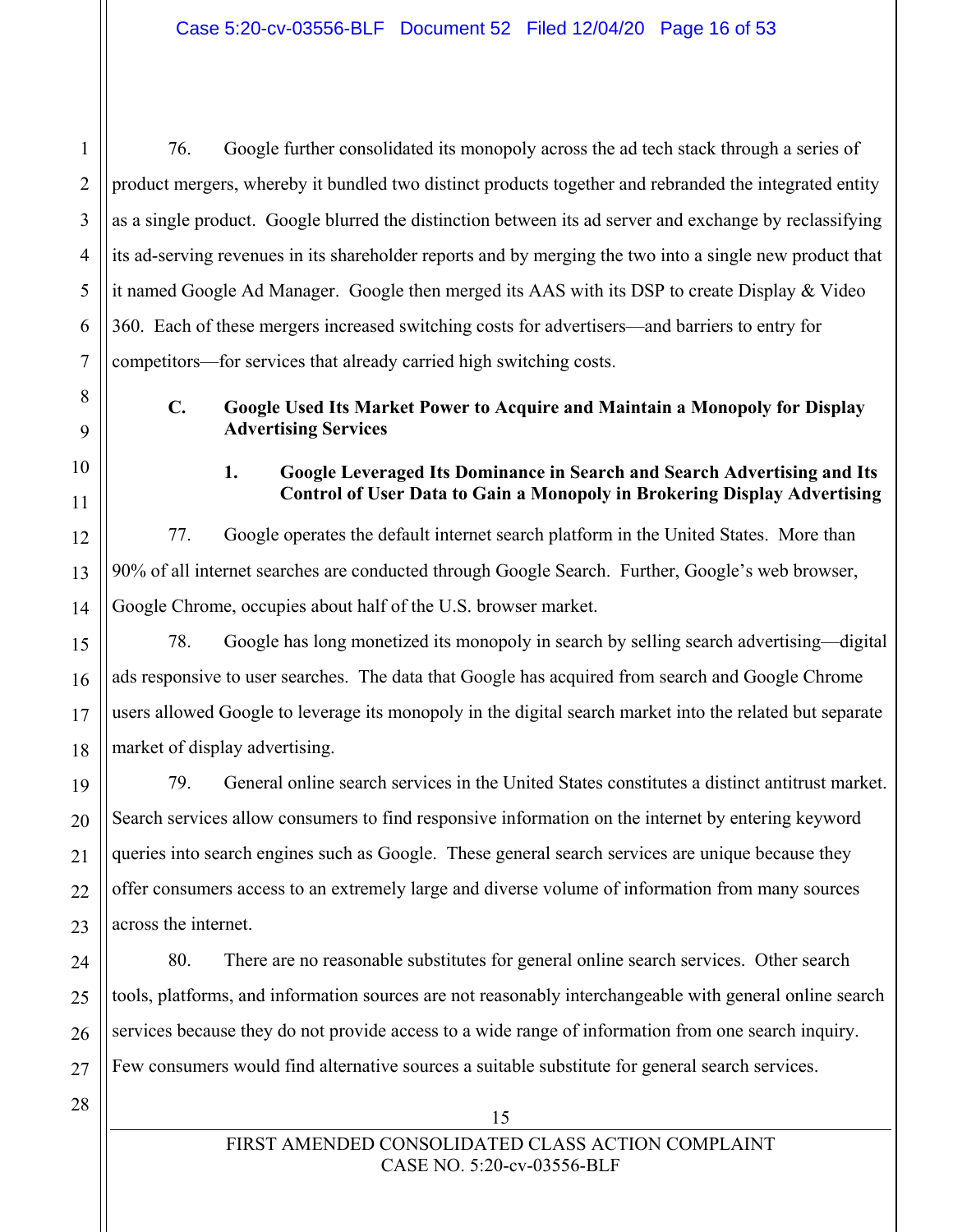76. Google further consolidated its monopoly across the ad tech stack through a series of product mergers, whereby it bundled two distinct products together and rebranded the integrated entity as a single product. Google blurred the distinction between its ad server and exchange by reclassifying its ad-serving revenues in its shareholder reports and by merging the two into a single new product that it named Google Ad Manager. Google then merged its AAS with its DSP to create Display & Video 360. Each of these mergers increased switching costs for advertisers—and barriers to entry for competitors—for services that already carried high switching costs.

### C. Google Used Its Market Power to Acquire and Maintain a Monopoly for Display Advertising Services

#### 1. Google Leveraged Its Dominance in Search and Search Advertising and Its Control of User Data to Gain a Monopoly in Brokering Display Advertising

77. Google operates the default internet search platform in the United States. More than 90% of all internet searches are conducted through Google Search. Further, Google's web browser, Google Chrome, occupies about half of the U.S. browser market.

78. Google has long monetized its monopoly in search by selling search advertising—digital ads responsive to user searches. The data that Google has acquired from search and Google Chrome users allowed Google to leverage its monopoly in the digital search market into the related but separate market of display advertising.

79. General online search services in the United States constitutes a distinct antitrust market. Search services allow consumers to find responsive information on the internet by entering keyword queries into search engines such as Google. These general search services are unique because they offer consumers access to an extremely large and diverse volume of information from many sources across the internet.

80. There are no reasonable substitutes for general online search services. Other search tools, platforms, and information sources are not reasonably interchangeable with general online search services because they do not provide access to a wide range of information from one search inquiry. Few consumers would find alternative sources a suitable substitute for general search services.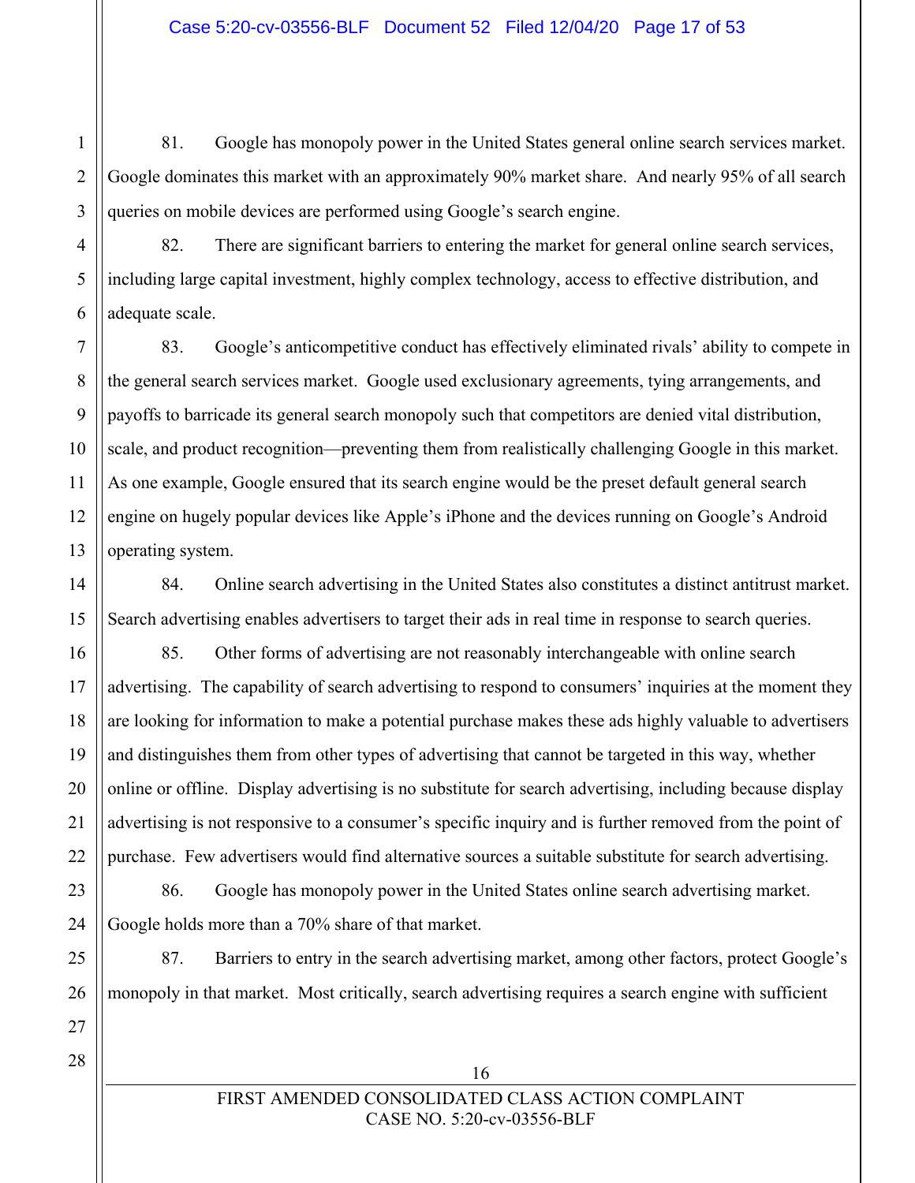81. Google has monopoly power in the United States general online search services market. Google dominates this market with an approximately 90% market share. And nearly 95% of all search queries on mobile devices are performed using Google's search engine.

82. There are significant barriers to entering the market for general online search services, including large capital investment, highly complex technology, access to effective distribution, and adequate scale.

83. Google's anticompetitive conduct has effectively eliminated rivals' ability to compete in the general search services market. Google used exclusionary agreements, tying arrangements, and payoffs to barricade its general search monopoly such that competitors are denied vital distribution, scale, and product recognition—preventing them from realistically challenging Google in this market. As one example, Google ensured that its search engine would be the preset default general search engine on hugely popular devices like Apple's iPhone and the devices running on Google's Android operating system.

84. Online search advertising in the United States also constitutes a distinct antitrust market. Search advertising enables advertisers to target their ads in real time in response to search queries.

85. Other forms of advertising are not reasonably interchangeable with online search advertising. The capability of search advertising to respond to consumers' inquiries at the moment they are looking for information to make a potential purchase makes these ads highly valuable to advertisers and distinguishes them from other types of advertising that cannot be targeted in this way, whether online or offline. Display advertising is no substitute for search advertising, including because display advertising is not responsive to a consumer's specific inquiry and is further removed from the point of purchase. Few advertisers would find alternative sources a suitable substitute for search advertising.

86. Google has monopoly power in the United States online search advertising market. Google holds more than a 70% share of that market.

87. Barriers to entry in the search advertising market, among other factors, protect Google's monopoly in that market. Most critically, search advertising requires a search engine with sufficient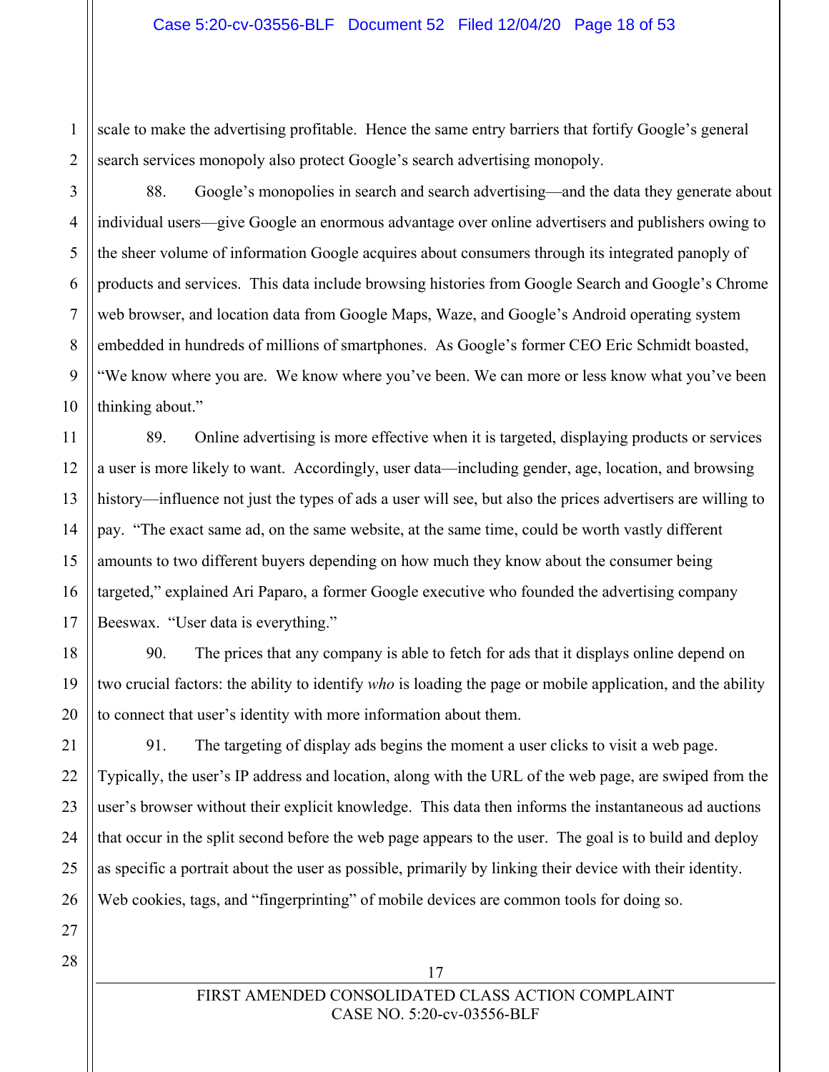scale to make the advertising profitable. Hence the same entry barriers that fortify Google's general search services monopoly also protect Google's search advertising monopoly.

88. Google's monopolies in search and search advertising—and the data they generate about individual users—give Google an enormous advantage over online advertisers and publishers owing to the sheer volume of information Google acquires about consumers through its integrated panoply of products and services. This data include browsing histories from Google Search and Google's Chrome web browser, and location data from Google Maps, Waze, and Google's Android operating system embedded in hundreds of millions of smartphones. As Google's former CEO Eric Schmidt boasted, "We know where you are. We know where you've been. We can more or less know what you've been thinking about."

89. Online advertising is more effective when it is targeted, displaying products or services a user is more likely to want. Accordingly, user data—including gender, age, location, and browsing history—influence not just the types of ads a user will see, but also the prices advertisers are willing to pay. "The exact same ad, on the same website, at the same time, could be worth vastly different amounts to two different buyers depending on how much they know about the consumer being targeted," explained Ari Paparo, a former Google executive who founded the advertising company Beeswax. "User data is everything."

90. The prices that any company is able to fetch for ads that it displays online depend on two crucial factors: the ability to identify *who* is loading the page or mobile application, and the ability to connect that user's identity with more information about them.

91. The targeting of display ads begins the moment a user clicks to visit a web page. Typically, the user's IP address and location, along with the URL of the web page, are swiped from the user's browser without their explicit knowledge. This data then informs the instantaneous ad auctions that occur in the split second before the web page appears to the user. The goal is to build and deploy as specific a portrait about the user as possible, primarily by linking their device with their identity. Web cookies, tags, and "fingerprinting" of mobile devices are common tools for doing so.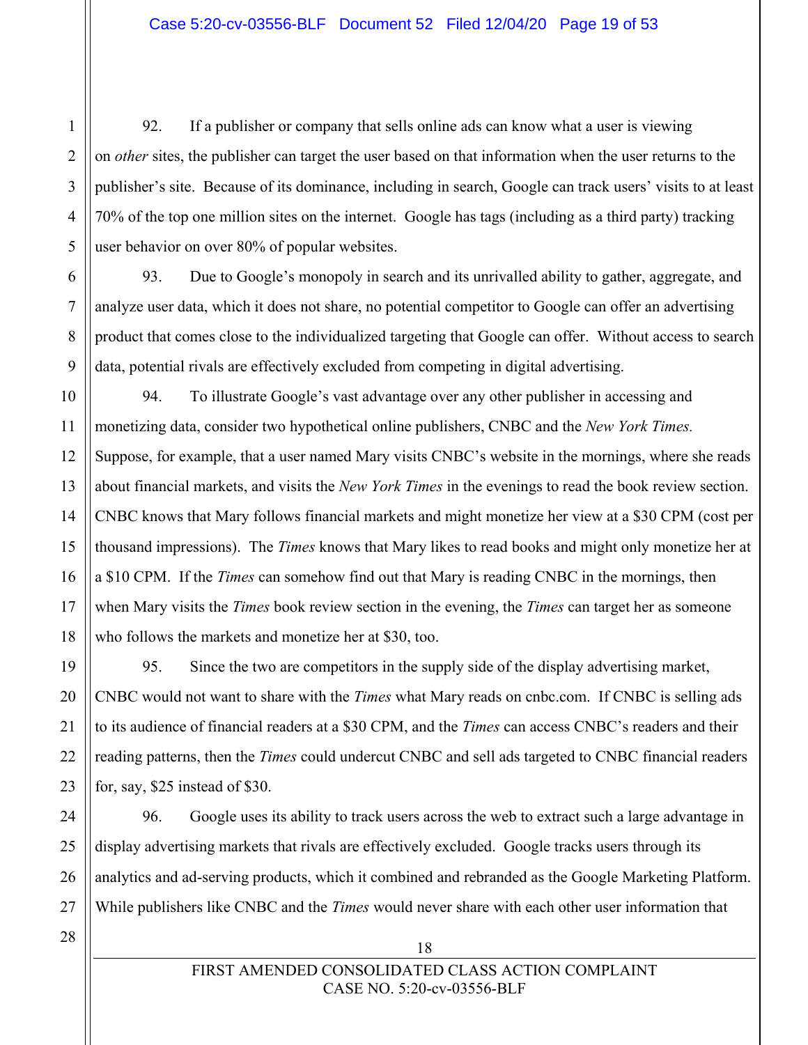92. If a publisher or company that sells online ads can know what a user is viewing on *other* sites, the publisher can target the user based on that information when the user returns to the publisher's site. Because of its dominance, including in search, Google can track users' visits to at least 70% of the top one million sites on the internet. Google has tags (including as a third party) tracking user behavior on over 80% of popular websites.

93. Due to Google's monopoly in search and its unrivalled ability to gather, aggregate, and analyze user data, which it does not share, no potential competitor to Google can offer an advertising product that comes close to the individualized targeting that Google can offer. Without access to search data, potential rivals are effectively excluded from competing in digital advertising.

94. To illustrate Google's vast advantage over any other publisher in accessing and monetizing data, consider two hypothetical online publishers, CNBC and the *New York Times.* Suppose, for example, that a user named Mary visits CNBC's website in the mornings, where she reads about financial markets, and visits the *New York Times* in the evenings to read the book review section. CNBC knows that Mary follows financial markets and might monetize her view at a $30 CPM (cost per thousand impressions). The *Times* knows that Mary likes to read books and might only monetize her at a $10 CPM. If the *Times* can somehow find out that Mary is reading CNBC in the mornings, then when Mary visits the *Times* book review section in the evening, the *Times* can target her as someone who follows the markets and monetize her at $30, too.

95. Since the two are competitors in the supply side of the display advertising market, CNBC would not want to share with the *Times* what Mary reads on cnbc.com. If CNBC is selling ads to its audience of financial readers at a $30 CPM, and the *Times* can access CNBC's readers and their reading patterns, then the *Times* could undercut CNBC and sell ads targeted to CNBC financial readers for, say, $25 instead of $30.

96. Google uses its ability to track users across the web to extract such a large advantage in display advertising markets that rivals are effectively excluded. Google tracks users through its analytics and ad-serving products, which it combined and rebranded as the Google Marketing Platform. While publishers like CNBC and the *Times* would never share with each other user information that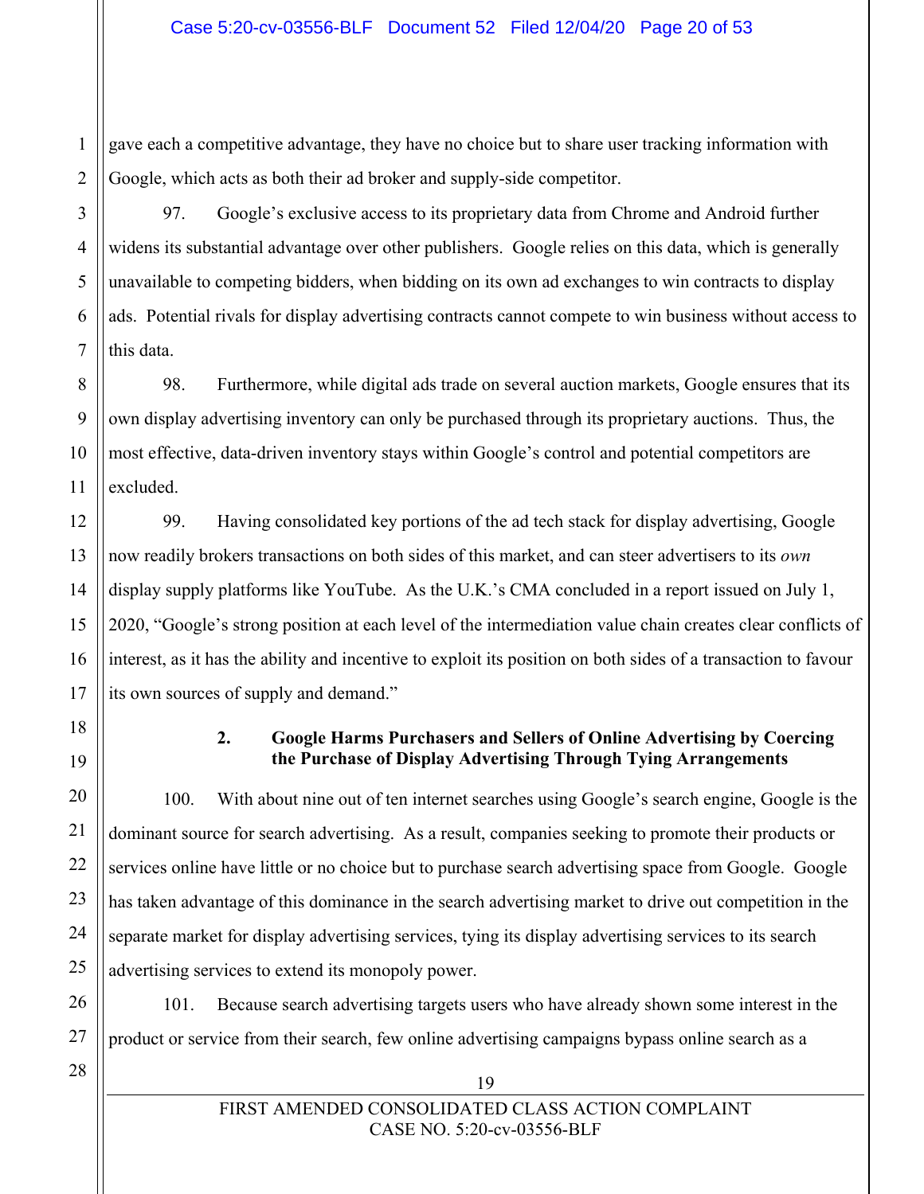gave each a competitive advantage, they have no choice but to share user tracking information with Google, which acts as both their ad broker and supply-side competitor.

97. Google's exclusive access to its proprietary data from Chrome and Android further widens its substantial advantage over other publishers. Google relies on this data, which is generally unavailable to competing bidders, when bidding on its own ad exchanges to win contracts to display ads. Potential rivals for display advertising contracts cannot compete to win business without access to this data.

98. Furthermore, while digital ads trade on several auction markets, Google ensures that its own display advertising inventory can only be purchased through its proprietary auctions. Thus, the most effective, data-driven inventory stays within Google's control and potential competitors are excluded.

99. Having consolidated key portions of the ad tech stack for display advertising, Google now readily brokers transactions on both sides of this market, and can steer advertisers to its *own* display supply platforms like YouTube. As the U.K.'s CMA concluded in a report issued on July 1, 2020, "Google's strong position at each level of the intermediation value chain creates clear conflicts of interest, as it has the ability and incentive to exploit its position on both sides of a transaction to favour its own sources of supply and demand."

### 2. Google Harms Purchasers and Sellers of Online Advertising by Coercing the Purchase of Display Advertising Through Tying Arrangements

100. With about nine out of ten internet searches using Google's search engine, Google is the dominant source for search advertising. As a result, companies seeking to promote their products or services online have little or no choice but to purchase search advertising space from Google. Google has taken advantage of this dominance in the search advertising market to drive out competition in the separate market for display advertising services, tying its display advertising services to its search advertising services to extend its monopoly power.

101. Because search advertising targets users who have already shown some interest in the product or service from their search, few online advertising campaigns bypass online search as a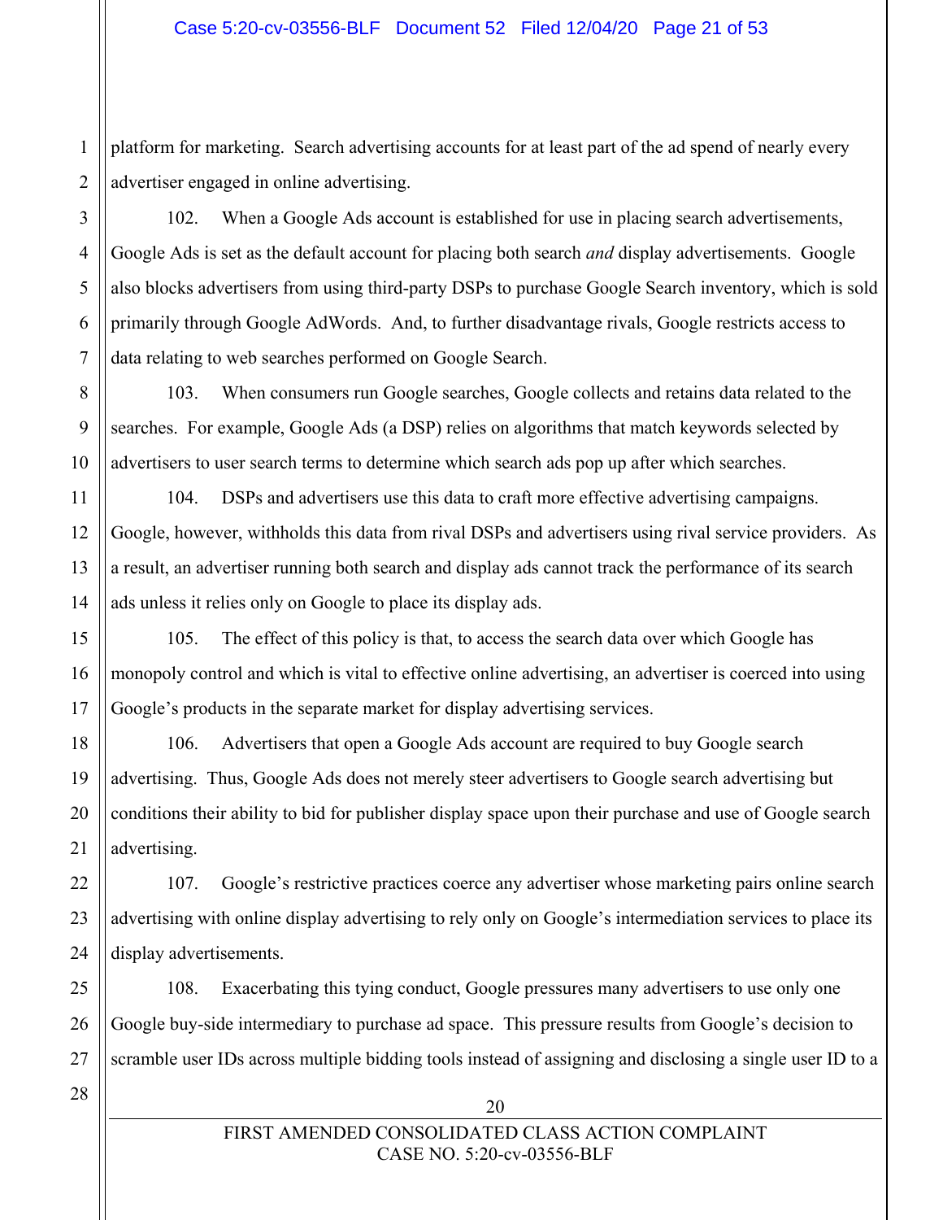platform for marketing. Search advertising accounts for at least part of the ad spend of nearly every advertiser engaged in online advertising.

102. When a Google Ads account is established for use in placing search advertisements, Google Ads is set as the default account for placing both search *and* display advertisements. Google also blocks advertisers from using third-party DSPs to purchase Google Search inventory, which is sold primarily through Google AdWords. And, to further disadvantage rivals, Google restricts access to data relating to web searches performed on Google Search.

103. When consumers run Google searches, Google collects and retains data related to the searches. For example, Google Ads (a DSP) relies on algorithms that match keywords selected by advertisers to user search terms to determine which search ads pop up after which searches.

104. DSPs and advertisers use this data to craft more effective advertising campaigns. Google, however, withholds this data from rival DSPs and advertisers using rival service providers. As a result, an advertiser running both search and display ads cannot track the performance of its search ads unless it relies only on Google to place its display ads.

105. The effect of this policy is that, to access the search data over which Google has monopoly control and which is vital to effective online advertising, an advertiser is coerced into using Google's products in the separate market for display advertising services.

106. Advertisers that open a Google Ads account are required to buy Google search advertising. Thus, Google Ads does not merely steer advertisers to Google search advertising but conditions their ability to bid for publisher display space upon their purchase and use of Google search advertising.

107. Google's restrictive practices coerce any advertiser whose marketing pairs online search advertising with online display advertising to rely only on Google's intermediation services to place its display advertisements.

108. Exacerbating this tying conduct, Google pressures many advertisers to use only one Google buy-side intermediary to purchase ad space. This pressure results from Google's decision to scramble user IDs across multiple bidding tools instead of assigning and disclosing a single user ID to a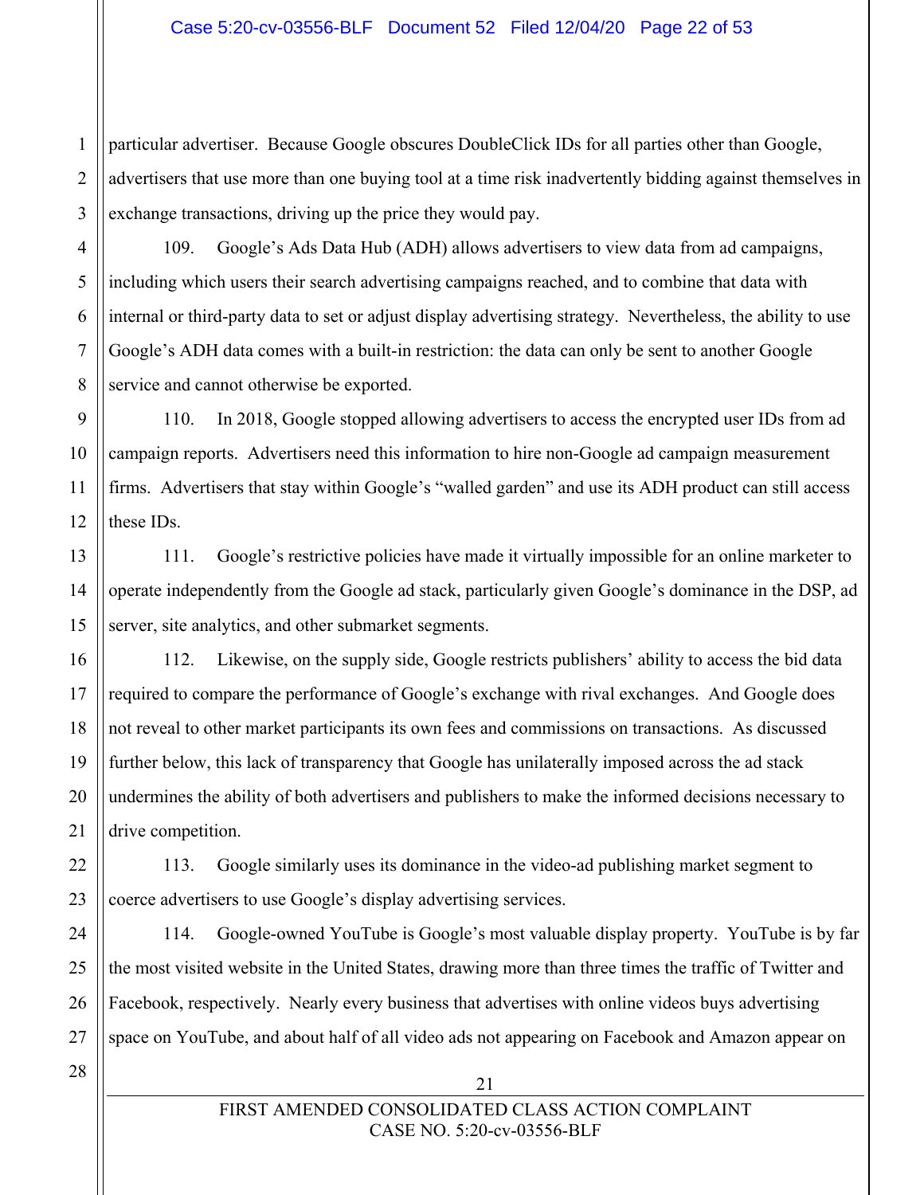particular advertiser. Because Google obscures DoubleClick IDs for all parties other than Google, advertisers that use more than one buying tool at a time risk inadvertently bidding against themselves in exchange transactions, driving up the price they would pay.

109. Google's Ads Data Hub (ADH) allows advertisers to view data from ad campaigns, including which users their search advertising campaigns reached, and to combine that data with internal or third-party data to set or adjust display advertising strategy. Nevertheless, the ability to use Google's ADH data comes with a built-in restriction: the data can only be sent to another Google service and cannot otherwise be exported.

110. In 2018, Google stopped allowing advertisers to access the encrypted user IDs from ad campaign reports. Advertisers need this information to hire non-Google ad campaign measurement firms. Advertisers that stay within Google's "walled garden" and use its ADH product can still access these IDs.

111. Google's restrictive policies have made it virtually impossible for an online marketer to operate independently from the Google ad stack, particularly given Google's dominance in the DSP, ad server, site analytics, and other submarket segments.

112. Likewise, on the supply side, Google restricts publishers' ability to access the bid data required to compare the performance of Google's exchange with rival exchanges. And Google does not reveal to other market participants its own fees and commissions on transactions. As discussed further below, this lack of transparency that Google has unilaterally imposed across the ad stack undermines the ability of both advertisers and publishers to make the informed decisions necessary to drive competition.

113. Google similarly uses its dominance in the video-ad publishing market segment to coerce advertisers to use Google's display advertising services.

114. Google-owned YouTube is Google's most valuable display property. YouTube is by far the most visited website in the United States, drawing more than three times the traffic of Twitter and Facebook, respectively. Nearly every business that advertises with online videos buys advertising space on YouTube, and about half of all video ads not appearing on Facebook and Amazon appear on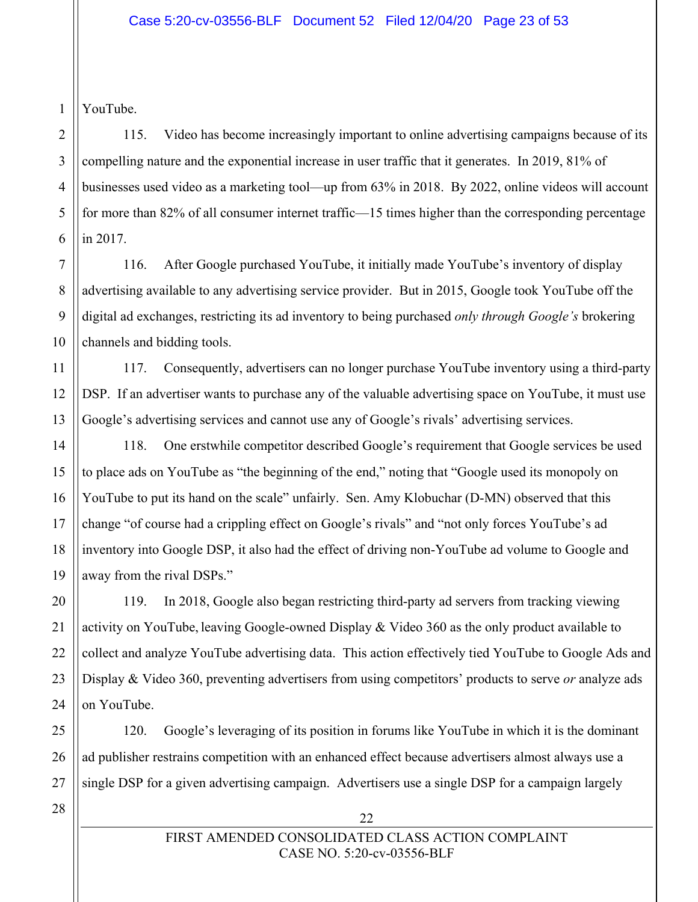YouTube.

115. Video has become increasingly important to online advertising campaigns because of its compelling nature and the exponential increase in user traffic that it generates. In 2019, 81% of businesses used video as a marketing tool—up from 63% in 2018. By 2022, online videos will account for more than 82% of all consumer internet traffic—15 times higher than the corresponding percentage in 2017.

116. After Google purchased YouTube, it initially made YouTube's inventory of display advertising available to any advertising service provider. But in 2015, Google took YouTube off the digital ad exchanges, restricting its ad inventory to being purchased *only through Google's* brokering channels and bidding tools.

117. Consequently, advertisers can no longer purchase YouTube inventory using a third-party DSP. If an advertiser wants to purchase any of the valuable advertising space on YouTube, it must use Google's advertising services and cannot use any of Google's rivals' advertising services.

118. One erstwhile competitor described Google's requirement that Google services be used to place ads on YouTube as "the beginning of the end," noting that "Google used its monopoly on YouTube to put its hand on the scale" unfairly. Sen. Amy Klobuchar (D-MN) observed that this change "of course had a crippling effect on Google's rivals" and "not only forces YouTube's ad inventory into Google DSP, it also had the effect of driving non-YouTube ad volume to Google and away from the rival DSPs."

119. In 2018, Google also began restricting third-party ad servers from tracking viewing activity on YouTube, leaving Google-owned Display & Video 360 as the only product available to collect and analyze YouTube advertising data. This action effectively tied YouTube to Google Ads and Display & Video 360, preventing advertisers from using competitors' products to serve *or* analyze ads on YouTube.

120. Google's leveraging of its position in forums like YouTube in which it is the dominant ad publisher restrains competition with an enhanced effect because advertisers almost always use a single DSP for a given advertising campaign. Advertisers use a single DSP for a campaign largely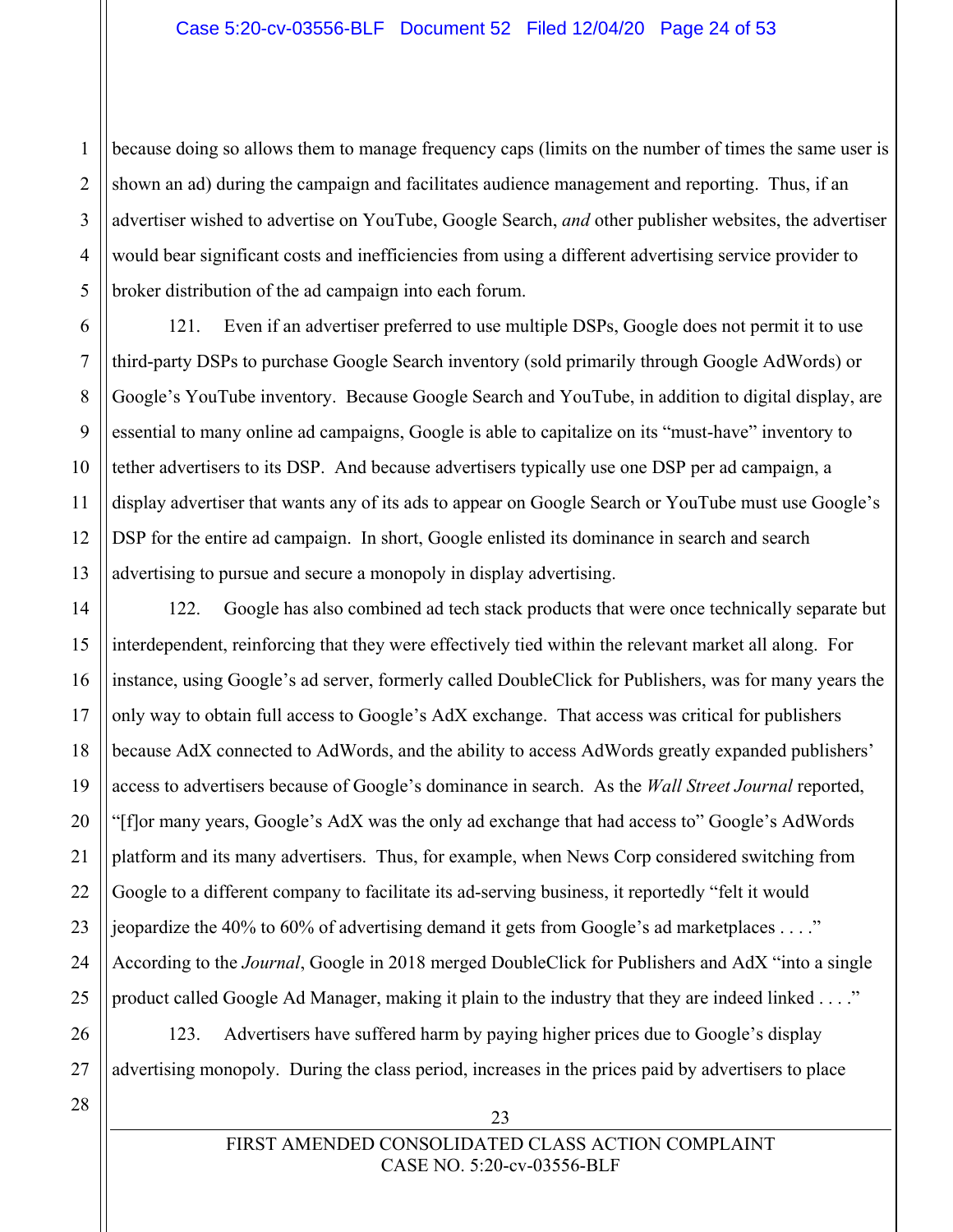because doing so allows them to manage frequency caps (limits on the number of times the same user is shown an ad) during the campaign and facilitates audience management and reporting. Thus, if an advertiser wished to advertise on YouTube, Google Search, *and* other publisher websites, the advertiser would bear significant costs and inefficiencies from using a different advertising service provider to broker distribution of the ad campaign into each forum.

121. Even if an advertiser preferred to use multiple DSPs, Google does not permit it to use third-party DSPs to purchase Google Search inventory (sold primarily through Google AdWords) or Google's YouTube inventory. Because Google Search and YouTube, in addition to digital display, are essential to many online ad campaigns, Google is able to capitalize on its "must-have" inventory to tether advertisers to its DSP. And because advertisers typically use one DSP per ad campaign, a display advertiser that wants any of its ads to appear on Google Search or YouTube must use Google's DSP for the entire ad campaign. In short, Google enlisted its dominance in search and search advertising to pursue and secure a monopoly in display advertising.

122. Google has also combined ad tech stack products that were once technically separate but interdependent, reinforcing that they were effectively tied within the relevant market all along. For instance, using Google's ad server, formerly called DoubleClick for Publishers, was for many years the only way to obtain full access to Google's AdX exchange. That access was critical for publishers because AdX connected to AdWords, and the ability to access AdWords greatly expanded publishers' access to advertisers because of Google's dominance in search. As the *Wall Street Journal* reported, "[f]or many years, Google's AdX was the only ad exchange that had access to" Google's AdWords platform and its many advertisers. Thus, for example, when News Corp considered switching from Google to a different company to facilitate its ad-serving business, it reportedly "felt it would jeopardize the 40% to 60% of advertising demand it gets from Google's ad marketplaces . . . ." According to the *Journal*, Google in 2018 merged DoubleClick for Publishers and AdX "into a single product called Google Ad Manager, making it plain to the industry that they are indeed linked . . . ."

123. Advertisers have suffered harm by paying higher prices due to Google's display advertising monopoly. During the class period, increases in the prices paid by advertisers to place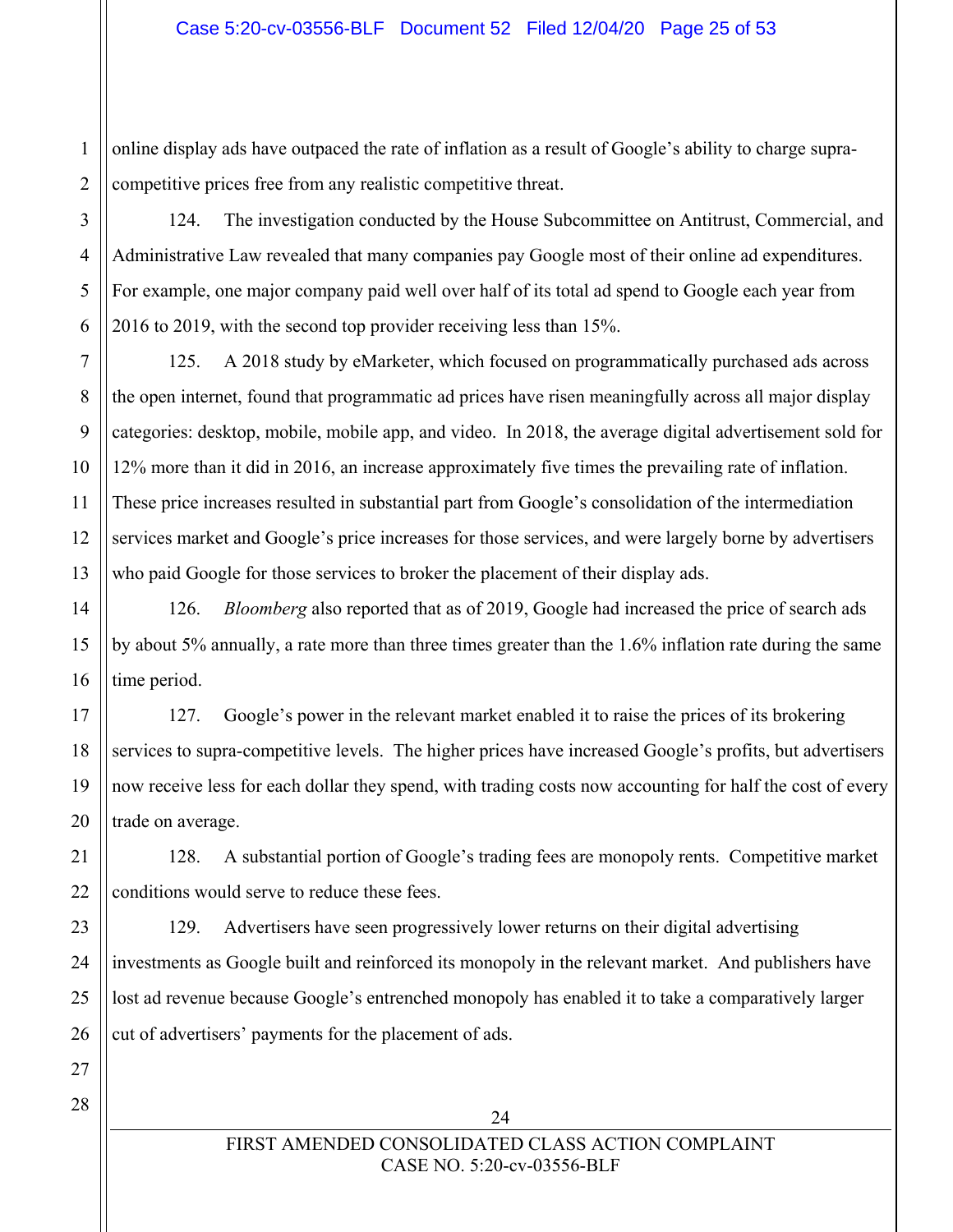online display ads have outpaced the rate of inflation as a result of Google's ability to charge supra-competitive prices free from any realistic competitive threat.

124. The investigation conducted by the House Subcommittee on Antitrust, Commercial, and Administrative Law revealed that many companies pay Google most of their online ad expenditures. For example, one major company paid well over half of its total ad spend to Google each year from 2016 to 2019, with the second top provider receiving less than 15%.

125. A 2018 study by eMarketer, which focused on programmatically purchased ads across the open internet, found that programmatic ad prices have risen meaningfully across all major display categories: desktop, mobile, mobile app, and video. In 2018, the average digital advertisement sold for 12% more than it did in 2016, an increase approximately five times the prevailing rate of inflation. These price increases resulted in substantial part from Google's consolidation of the intermediation services market and Google's price increases for those services, and were largely borne by advertisers who paid Google for those services to broker the placement of their display ads.

126. *Bloomberg* also reported that as of 2019, Google had increased the price of search ads by about 5% annually, a rate more than three times greater than the 1.6% inflation rate during the same time period.

127. Google's power in the relevant market enabled it to raise the prices of its brokering services to supra-competitive levels. The higher prices have increased Google's profits, but advertisers now receive less for each dollar they spend, with trading costs now accounting for half the cost of every trade on average.

128. A substantial portion of Google's trading fees are monopoly rents. Competitive market conditions would serve to reduce these fees.

129. Advertisers have seen progressively lower returns on their digital advertising investments as Google built and reinforced its monopoly in the relevant market. And publishers have lost ad revenue because Google's entrenched monopoly has enabled it to take a comparatively larger cut of advertisers' payments for the placement of ads.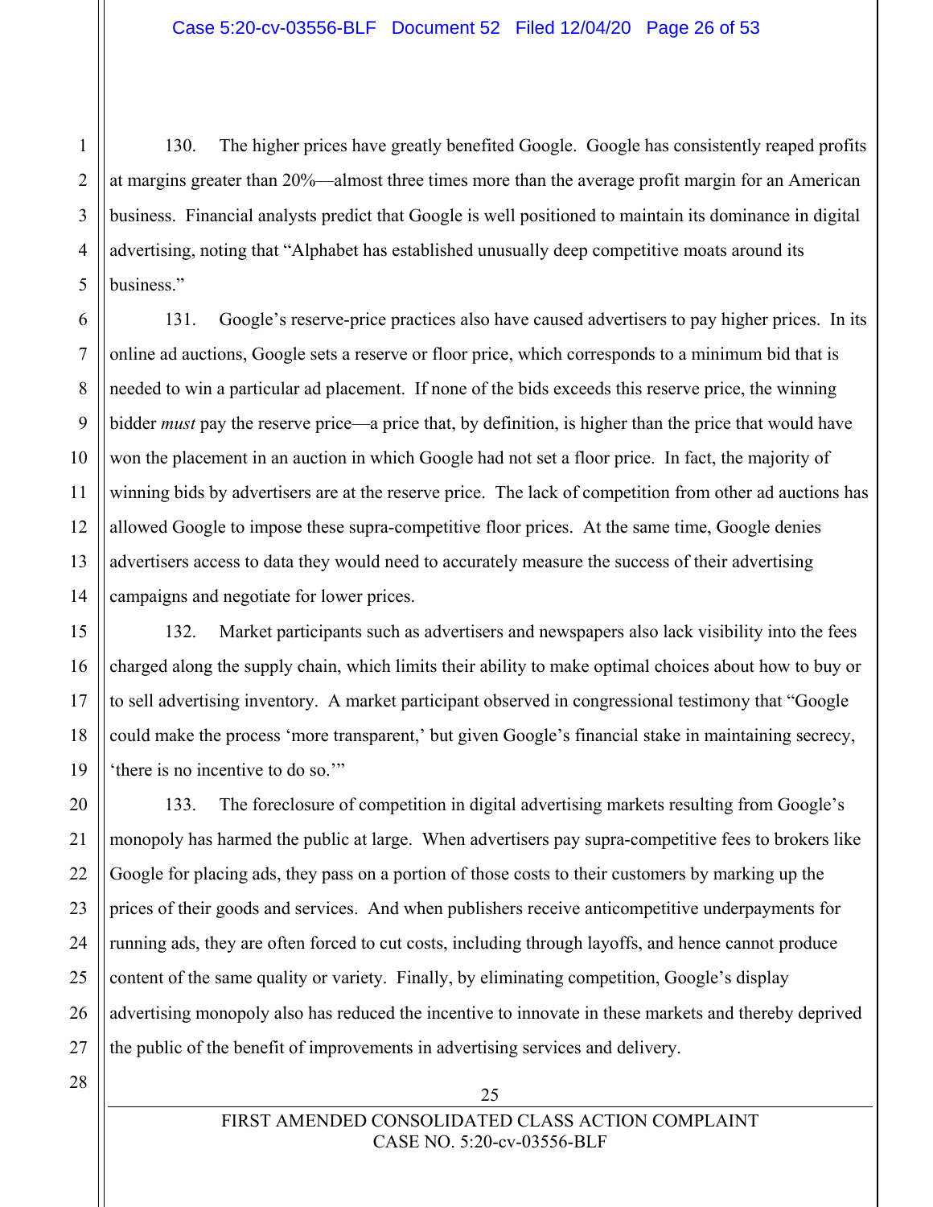130. The higher prices have greatly benefited Google. Google has consistently reaped profits at margins greater than 20%—almost three times more than the average profit margin for an American business. Financial analysts predict that Google is well positioned to maintain its dominance in digital advertising, noting that "Alphabet has established unusually deep competitive moats around its business."

131. Google's reserve-price practices also have caused advertisers to pay higher prices. In its online ad auctions, Google sets a reserve or floor price, which corresponds to a minimum bid that is needed to win a particular ad placement. If none of the bids exceeds this reserve price, the winning bidder *must* pay the reserve price—a price that, by definition, is higher than the price that would have won the placement in an auction in which Google had not set a floor price. In fact, the majority of winning bids by advertisers are at the reserve price. The lack of competition from other ad auctions has allowed Google to impose these supra-competitive floor prices. At the same time, Google denies advertisers access to data they would need to accurately measure the success of their advertising campaigns and negotiate for lower prices.

132. Market participants such as advertisers and newspapers also lack visibility into the fees charged along the supply chain, which limits their ability to make optimal choices about how to buy or to sell advertising inventory. A market participant observed in congressional testimony that "Google could make the process 'more transparent,' but given Google's financial stake in maintaining secrecy, 'there is no incentive to do so.'"

133. The foreclosure of competition in digital advertising markets resulting from Google's monopoly has harmed the public at large. When advertisers pay supra-competitive fees to brokers like Google for placing ads, they pass on a portion of those costs to their customers by marking up the prices of their goods and services. And when publishers receive anticompetitive underpayments for running ads, they are often forced to cut costs, including through layoffs, and hence cannot produce content of the same quality or variety. Finally, by eliminating competition, Google's display advertising monopoly also has reduced the incentive to innovate in these markets and thereby deprived the public of the benefit of improvements in advertising services and delivery.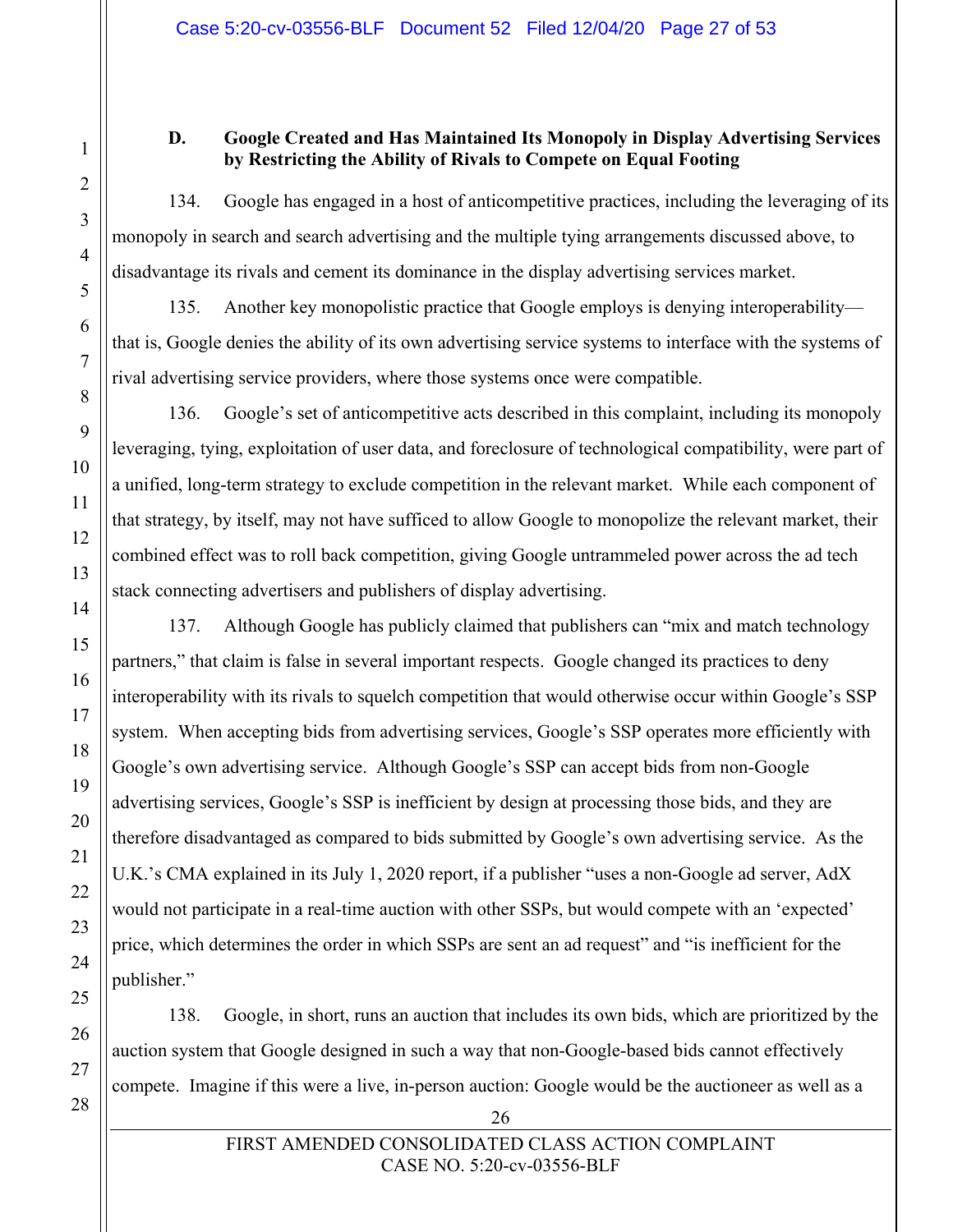### D. Google Created and Has Maintained Its Monopoly in Display Advertising Services by Restricting the Ability of Rivals to Compete on Equal Footing

134. Google has engaged in a host of anticompetitive practices, including the leveraging of its monopoly in search and search advertising and the multiple tying arrangements discussed above, to disadvantage its rivals and cement its dominance in the display advertising services market.

135. Another key monopolistic practice that Google employs is denying interoperability—that is, Google denies the ability of its own advertising service systems to interface with the systems of rival advertising service providers, where those systems once were compatible.

136. Google's set of anticompetitive acts described in this complaint, including its monopoly leveraging, tying, exploitation of user data, and foreclosure of technological compatibility, were part of a unified, long-term strategy to exclude competition in the relevant market. While each component of that strategy, by itself, may not have sufficed to allow Google to monopolize the relevant market, their combined effect was to roll back competition, giving Google untrammeled power across the ad tech stack connecting advertisers and publishers of display advertising.

137. Although Google has publicly claimed that publishers can "mix and match technology partners," that claim is false in several important respects. Google changed its practices to deny interoperability with its rivals to squelch competition that would otherwise occur within Google's SSP system. When accepting bids from advertising services, Google's SSP operates more efficiently with Google's own advertising service. Although Google's SSP can accept bids from non-Google advertising services, Google's SSP is inefficient by design at processing those bids, and they are therefore disadvantaged as compared to bids submitted by Google's own advertising service. As the U.K.'s CMA explained in its July 1, 2020 report, if a publisher "uses a non-Google ad server, AdX would not participate in a real-time auction with other SSPs, but would compete with an 'expected' price, which determines the order in which SSPs are sent an ad request" and "is inefficient for the publisher."

138. Google, in short, runs an auction that includes its own bids, which are prioritized by the auction system that Google designed in such a way that non-Google-based bids cannot effectively compete. Imagine if this were a live, in-person auction: Google would be the auctioneer as well as a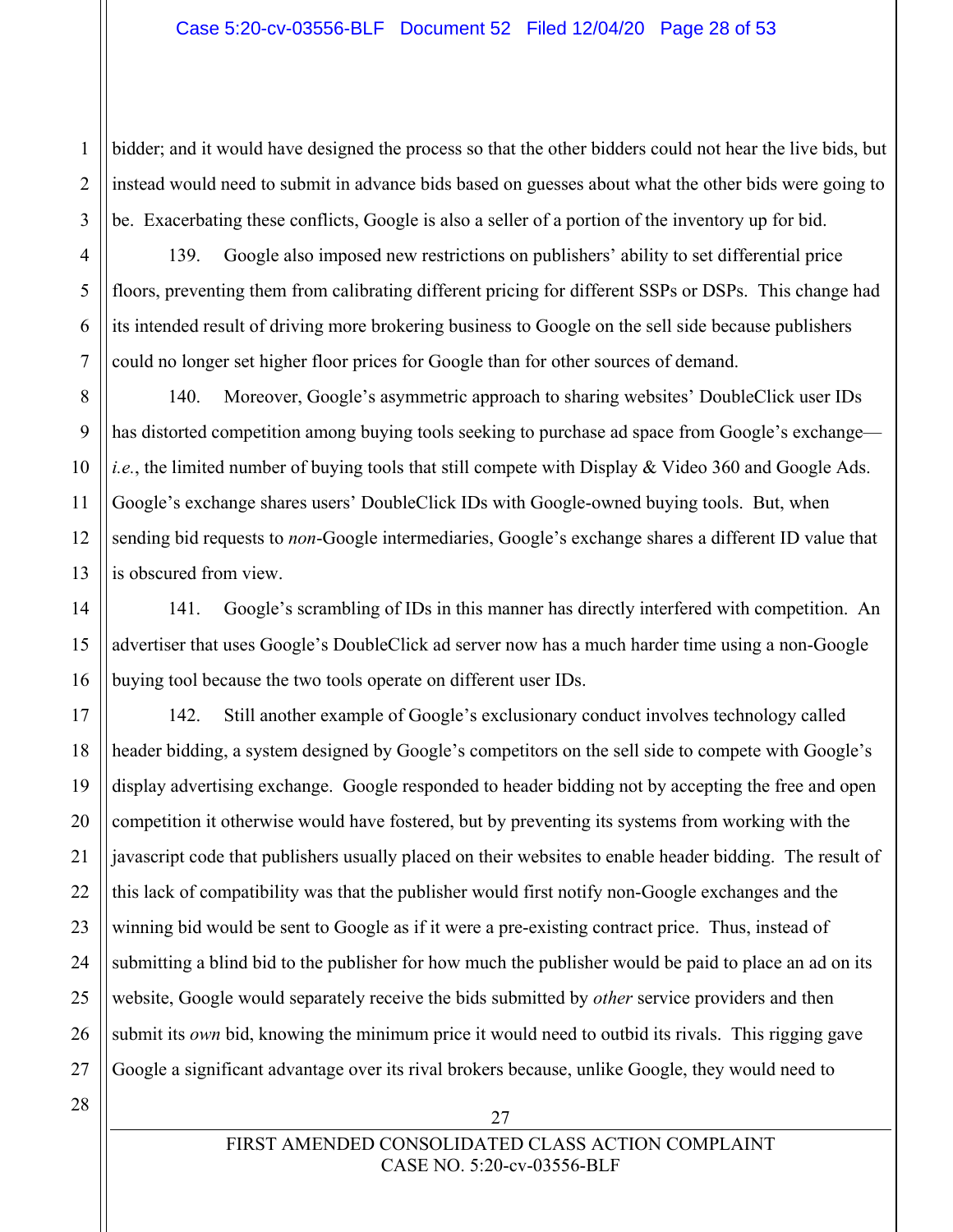bidder; and it would have designed the process so that the other bidders could not hear the live bids, but instead would need to submit in advance bids based on guesses about what the other bids were going to be. Exacerbating these conflicts, Google is also a seller of a portion of the inventory up for bid.

139. Google also imposed new restrictions on publishers' ability to set differential price floors, preventing them from calibrating different pricing for different SSPs or DSPs. This change had its intended result of driving more brokering business to Google on the sell side because publishers could no longer set higher floor prices for Google than for other sources of demand.

140. Moreover, Google's asymmetric approach to sharing websites' DoubleClick user IDs has distorted competition among buying tools seeking to purchase ad space from Google's exchange—*i.e.*, the limited number of buying tools that still compete with Display & Video 360 and Google Ads. Google's exchange shares users' DoubleClick IDs with Google-owned buying tools. But, when sending bid requests to *non*-Google intermediaries, Google's exchange shares a different ID value that is obscured from view.

141. Google's scrambling of IDs in this manner has directly interfered with competition. An advertiser that uses Google's DoubleClick ad server now has a much harder time using a non-Google buying tool because the two tools operate on different user IDs.

142. Still another example of Google's exclusionary conduct involves technology called header bidding, a system designed by Google's competitors on the sell side to compete with Google's display advertising exchange. Google responded to header bidding not by accepting the free and open competition it otherwise would have fostered, but by preventing its systems from working with the javascript code that publishers usually placed on their websites to enable header bidding. The result of this lack of compatibility was that the publisher would first notify non-Google exchanges and the winning bid would be sent to Google as if it were a pre-existing contract price. Thus, instead of submitting a blind bid to the publisher for how much the publisher would be paid to place an ad on its website, Google would separately receive the bids submitted by *other* service providers and then submit its *own* bid, knowing the minimum price it would need to outbid its rivals. This rigging gave Google a significant advantage over its rival brokers because, unlike Google, they would need to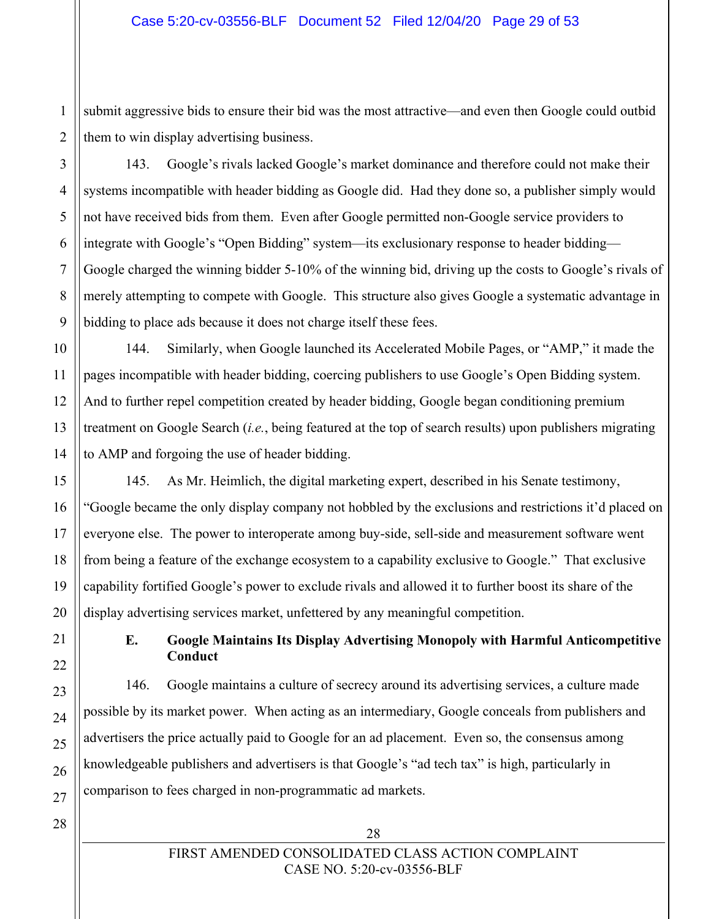submit aggressive bids to ensure their bid was the most attractive—and even then Google could outbid them to win display advertising business.

143. Google's rivals lacked Google's market dominance and therefore could not make their systems incompatible with header bidding as Google did. Had they done so, a publisher simply would not have received bids from them. Even after Google permitted non-Google service providers to integrate with Google's "Open Bidding" system—its exclusionary response to header bidding—Google charged the winning bidder 5-10% of the winning bid, driving up the costs to Google's rivals of merely attempting to compete with Google. This structure also gives Google a systematic advantage in bidding to place ads because it does not charge itself these fees.

144. Similarly, when Google launched its Accelerated Mobile Pages, or "AMP," it made the pages incompatible with header bidding, coercing publishers to use Google's Open Bidding system. And to further repel competition created by header bidding, Google began conditioning premium treatment on Google Search (*i.e.*, being featured at the top of search results) upon publishers migrating to AMP and forgoing the use of header bidding.

145. As Mr. Heimlich, the digital marketing expert, described in his Senate testimony, "Google became the only display company not hobbled by the exclusions and restrictions it'd placed on everyone else. The power to interoperate among buy-side, sell-side and measurement software went from being a feature of the exchange ecosystem to a capability exclusive to Google." That exclusive capability fortified Google's power to exclude rivals and allowed it to further boost its share of the display advertising services market, unfettered by any meaningful competition.

### E. Google Maintains Its Display Advertising Monopoly with Harmful Anticompetitive Conduct

146. Google maintains a culture of secrecy around its advertising services, a culture made possible by its market power. When acting as an intermediary, Google conceals from publishers and advertisers the price actually paid to Google for an ad placement. Even so, the consensus among knowledgeable publishers and advertisers is that Google's "ad tech tax" is high, particularly in comparison to fees charged in non-programmatic ad markets.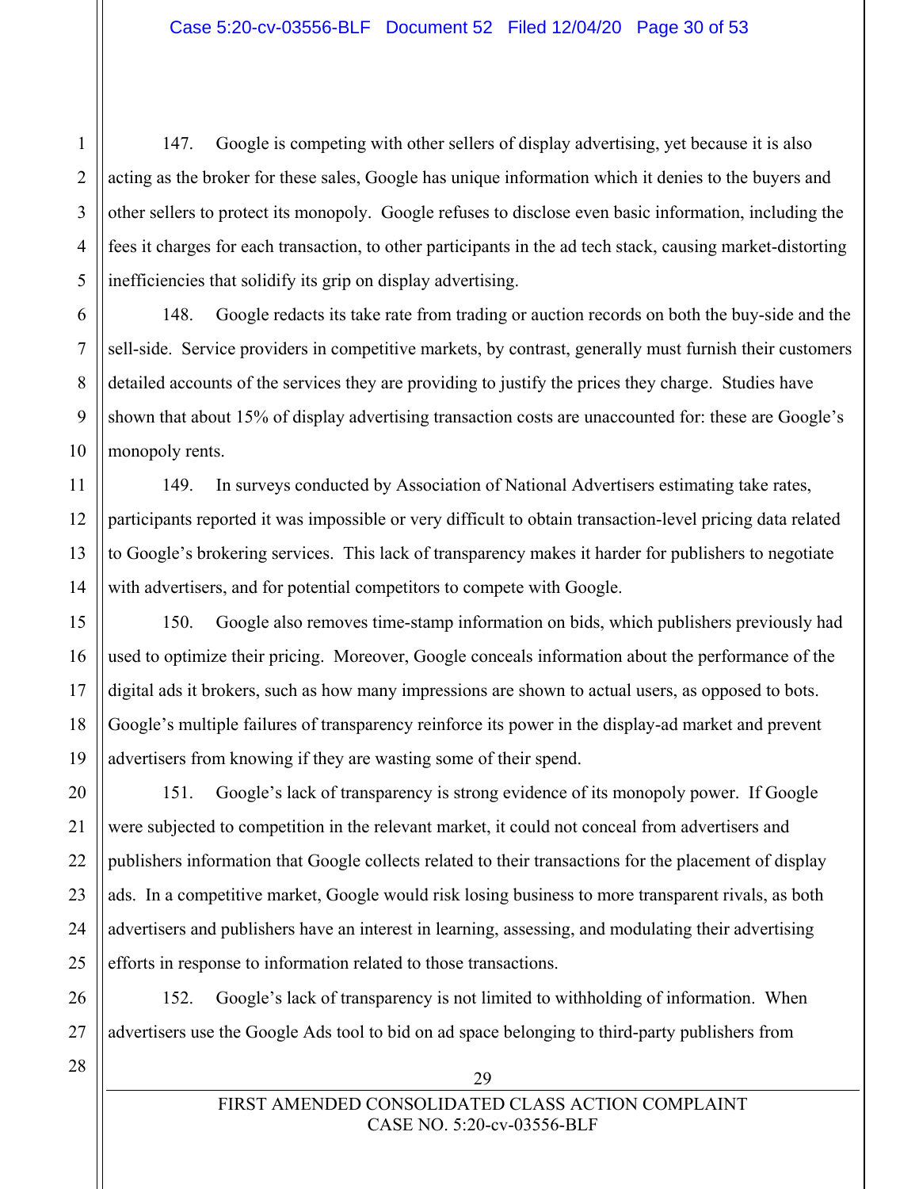147. Google is competing with other sellers of display advertising, yet because it is also acting as the broker for these sales, Google has unique information which it denies to the buyers and other sellers to protect its monopoly. Google refuses to disclose even basic information, including the fees it charges for each transaction, to other participants in the ad tech stack, causing market-distorting inefficiencies that solidify its grip on display advertising.

148. Google redacts its take rate from trading or auction records on both the buy-side and the sell-side. Service providers in competitive markets, by contrast, generally must furnish their customers detailed accounts of the services they are providing to justify the prices they charge. Studies have shown that about 15% of display advertising transaction costs are unaccounted for: these are Google's monopoly rents.

149. In surveys conducted by Association of National Advertisers estimating take rates, participants reported it was impossible or very difficult to obtain transaction-level pricing data related to Google's brokering services. This lack of transparency makes it harder for publishers to negotiate with advertisers, and for potential competitors to compete with Google.

150. Google also removes time-stamp information on bids, which publishers previously had used to optimize their pricing. Moreover, Google conceals information about the performance of the digital ads it brokers, such as how many impressions are shown to actual users, as opposed to bots. Google's multiple failures of transparency reinforce its power in the display-ad market and prevent advertisers from knowing if they are wasting some of their spend.

151. Google's lack of transparency is strong evidence of its monopoly power. If Google were subjected to competition in the relevant market, it could not conceal from advertisers and publishers information that Google collects related to their transactions for the placement of display ads. In a competitive market, Google would risk losing business to more transparent rivals, as both advertisers and publishers have an interest in learning, assessing, and modulating their advertising efforts in response to information related to those transactions.

152. Google's lack of transparency is not limited to withholding of information. When advertisers use the Google Ads tool to bid on ad space belonging to third-party publishers from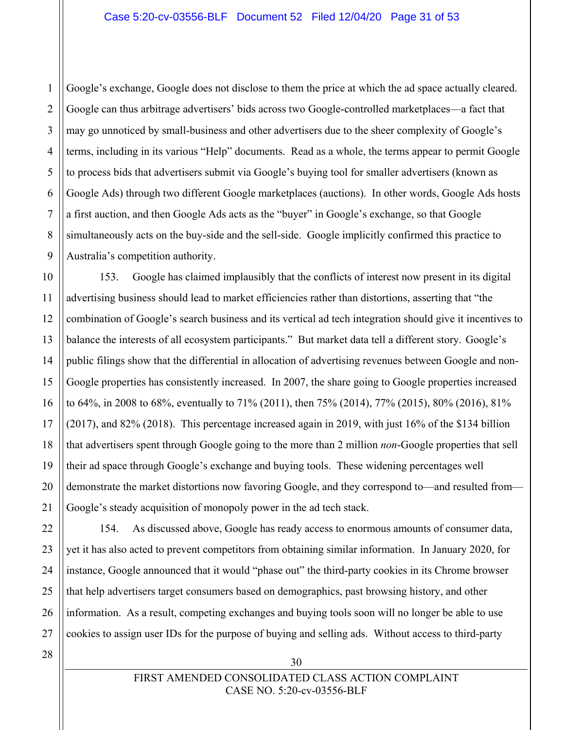Google's exchange, Google does not disclose to them the price at which the ad space actually cleared. Google can thus arbitrage advertisers' bids across two Google-controlled marketplaces—a fact that may go unnoticed by small-business and other advertisers due to the sheer complexity of Google's terms, including in its various "Help" documents. Read as a whole, the terms appear to permit Google to process bids that advertisers submit via Google's buying tool for smaller advertisers (known as Google Ads) through two different Google marketplaces (auctions). In other words, Google Ads hosts a first auction, and then Google Ads acts as the "buyer" in Google's exchange, so that Google simultaneously acts on the buy-side and the sell-side. Google implicitly confirmed this practice to Australia's competition authority.

153. Google has claimed implausibly that the conflicts of interest now present in its digital advertising business should lead to market efficiencies rather than distortions, asserting that "the combination of Google's search business and its vertical ad tech integration should give it incentives to balance the interests of all ecosystem participants." But market data tell a different story. Google's public filings show that the differential in allocation of advertising revenues between Google and non-Google properties has consistently increased. In 2007, the share going to Google properties increased to 64%, in 2008 to 68%, eventually to 71% (2011), then 75% (2014), 77% (2015), 80% (2016), 81% (2017), and 82% (2018). This percentage increased again in 2019, with just 16% of the $134 billion that advertisers spent through Google going to the more than 2 million *non*-Google properties that sell their ad space through Google's exchange and buying tools. These widening percentages well demonstrate the market distortions now favoring Google, and they correspond to—and resulted from—Google's steady acquisition of monopoly power in the ad tech stack.

154. As discussed above, Google has ready access to enormous amounts of consumer data, yet it has also acted to prevent competitors from obtaining similar information. In January 2020, for instance, Google announced that it would "phase out" the third-party cookies in its Chrome browser that help advertisers target consumers based on demographics, past browsing history, and other information. As a result, competing exchanges and buying tools soon will no longer be able to use cookies to assign user IDs for the purpose of buying and selling ads. Without access to third-party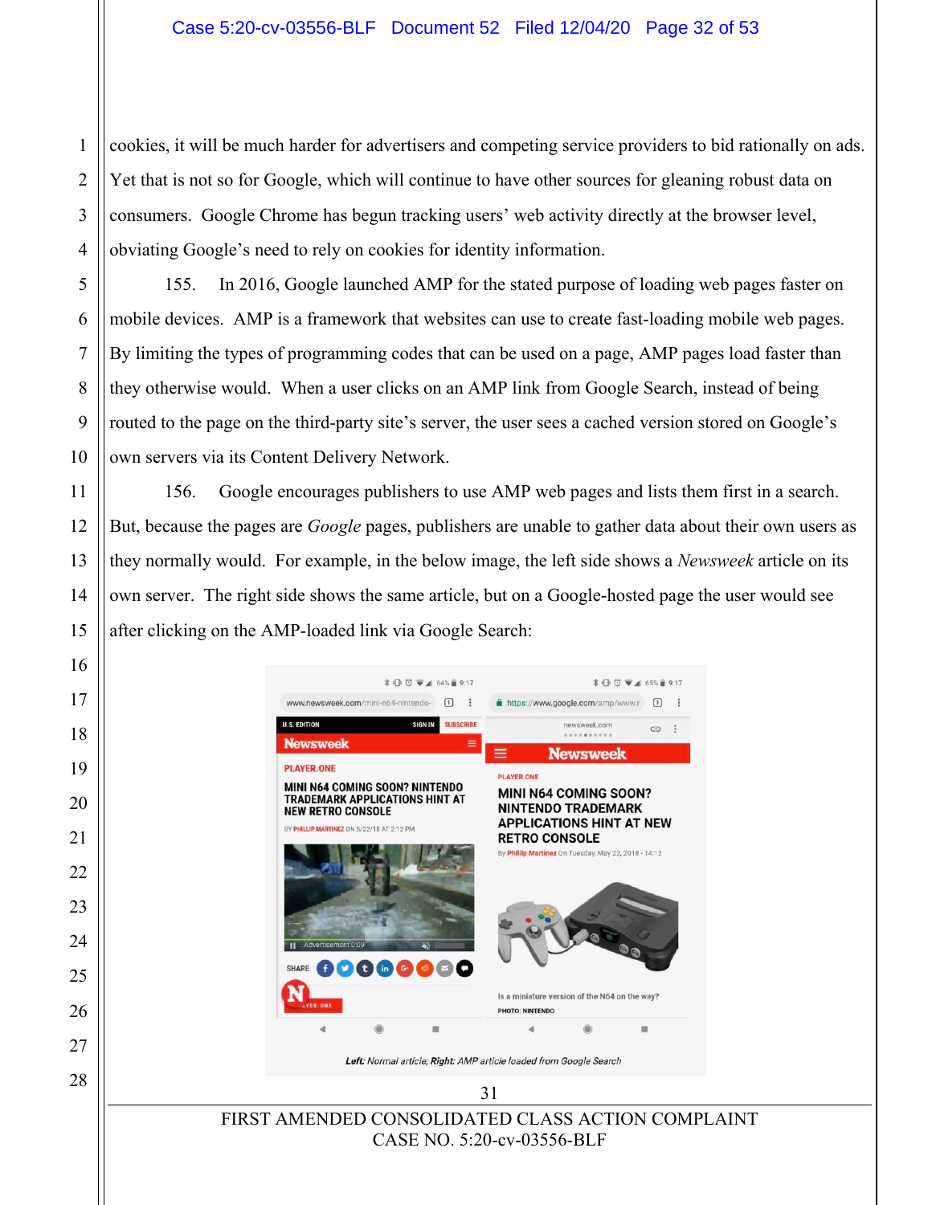cookies, it will be much harder for advertisers and competing service providers to bid rationally on ads. Yet that is not so for Google, which will continue to have other sources for gleaning robust data on consumers. Google Chrome has begun tracking users' web activity directly at the browser level, obviating Google's need to rely on cookies for identity information.

155. In 2016, Google launched AMP for the stated purpose of loading web pages faster on mobile devices. AMP is a framework that websites can use to create fast-loading mobile web pages. By limiting the types of programming codes that can be used on a page, AMP pages load faster than they otherwise would. When a user clicks on an AMP link from Google Search, instead of being routed to the page on the third-party site's server, the user sees a cached version stored on Google's own servers via its Content Delivery Network.

156. Google encourages publishers to use AMP web pages and lists them first in a search. But, because the pages are *Google* pages, publishers are unable to gather data about their own users as they normally would. For example, in the below image, the left side shows a *Newsweek* article on its own server. The right side shows the same article, but on a Google-hosted page the user would see after clicking on the AMP-loaded link via Google Search:

***Left:*** *Normal article;* ***Right:*** *AMP article loaded from Google Search*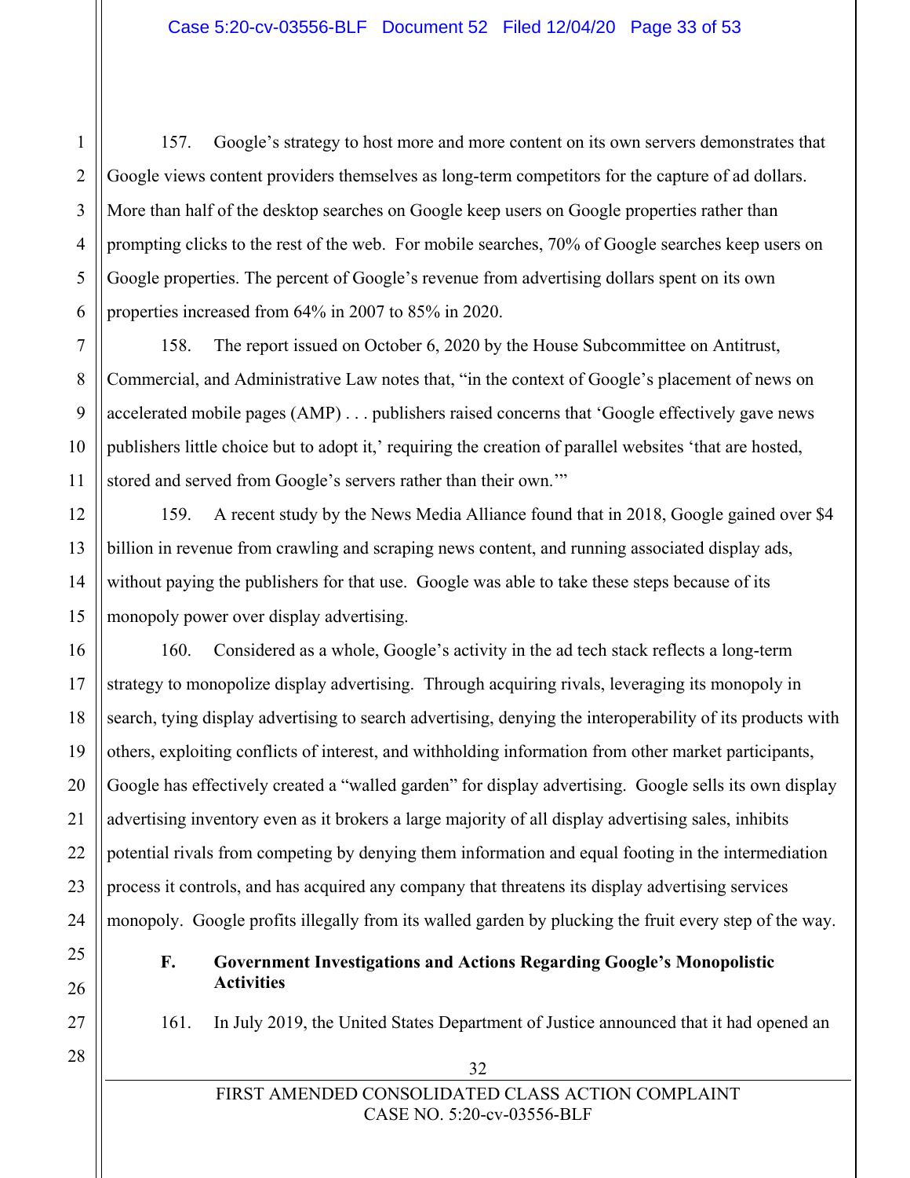157. Google's strategy to host more and more content on its own servers demonstrates that Google views content providers themselves as long-term competitors for the capture of ad dollars. More than half of the desktop searches on Google keep users on Google properties rather than prompting clicks to the rest of the web. For mobile searches, 70% of Google searches keep users on Google properties. The percent of Google's revenue from advertising dollars spent on its own properties increased from 64% in 2007 to 85% in 2020.

158. The report issued on October 6, 2020 by the House Subcommittee on Antitrust, Commercial, and Administrative Law notes that, "in the context of Google's placement of news on accelerated mobile pages (AMP) . . . publishers raised concerns that 'Google effectively gave news publishers little choice but to adopt it,' requiring the creation of parallel websites 'that are hosted, stored and served from Google's servers rather than their own.'"

159. A recent study by the News Media Alliance found that in 2018, Google gained over $4 billion in revenue from crawling and scraping news content, and running associated display ads, without paying the publishers for that use. Google was able to take these steps because of its monopoly power over display advertising.

160. Considered as a whole, Google's activity in the ad tech stack reflects a long-term strategy to monopolize display advertising. Through acquiring rivals, leveraging its monopoly in search, tying display advertising to search advertising, denying the interoperability of its products with others, exploiting conflicts of interest, and withholding information from other market participants, Google has effectively created a "walled garden" for display advertising. Google sells its own display advertising inventory even as it brokers a large majority of all display advertising sales, inhibits potential rivals from competing by denying them information and equal footing in the intermediation process it controls, and has acquired any company that threatens its display advertising services monopoly. Google profits illegally from its walled garden by plucking the fruit every step of the way.

### F. Government Investigations and Actions Regarding Google's Monopolistic Activities

161. In July 2019, the United States Department of Justice announced that it had opened an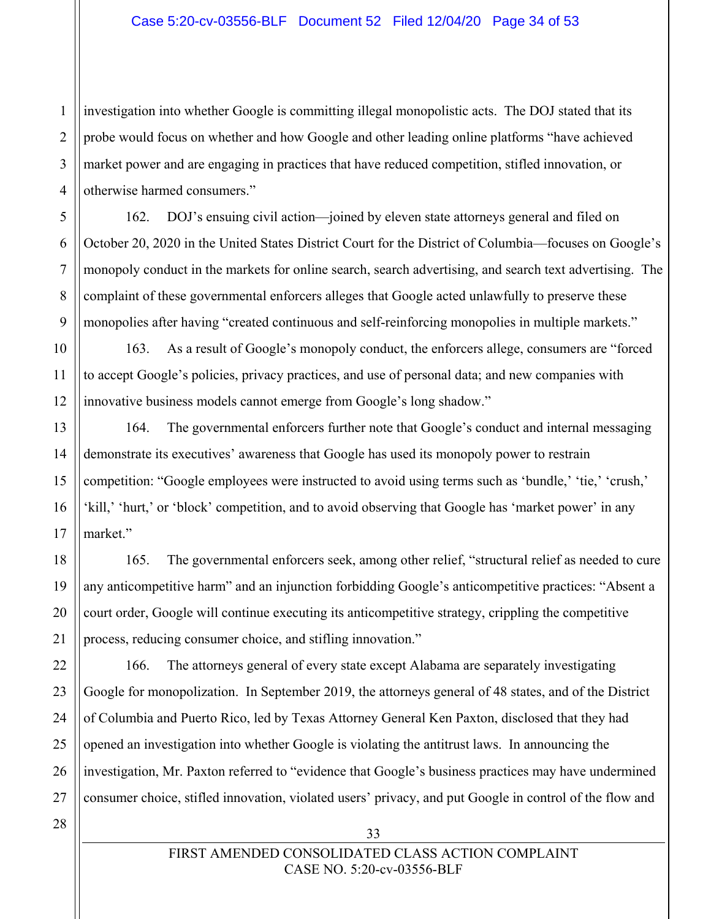investigation into whether Google is committing illegal monopolistic acts. The DOJ stated that its probe would focus on whether and how Google and other leading online platforms "have achieved market power and are engaging in practices that have reduced competition, stifled innovation, or otherwise harmed consumers."

162. DOJ's ensuing civil action—joined by eleven state attorneys general and filed on October 20, 2020 in the United States District Court for the District of Columbia—focuses on Google's monopoly conduct in the markets for online search, search advertising, and search text advertising. The complaint of these governmental enforcers alleges that Google acted unlawfully to preserve these monopolies after having "created continuous and self-reinforcing monopolies in multiple markets."

163. As a result of Google's monopoly conduct, the enforcers allege, consumers are "forced to accept Google's policies, privacy practices, and use of personal data; and new companies with innovative business models cannot emerge from Google's long shadow."

164. The governmental enforcers further note that Google's conduct and internal messaging demonstrate its executives' awareness that Google has used its monopoly power to restrain competition: "Google employees were instructed to avoid using terms such as 'bundle,' 'tie,' 'crush,' 'kill,' 'hurt,' or 'block' competition, and to avoid observing that Google has 'market power' in any market."

165. The governmental enforcers seek, among other relief, "structural relief as needed to cure any anticompetitive harm" and an injunction forbidding Google's anticompetitive practices: "Absent a court order, Google will continue executing its anticompetitive strategy, crippling the competitive process, reducing consumer choice, and stifling innovation."

166. The attorneys general of every state except Alabama are separately investigating Google for monopolization. In September 2019, the attorneys general of 48 states, and of the District of Columbia and Puerto Rico, led by Texas Attorney General Ken Paxton, disclosed that they had opened an investigation into whether Google is violating the antitrust laws. In announcing the investigation, Mr. Paxton referred to "evidence that Google's business practices may have undermined consumer choice, stifled innovation, violated users' privacy, and put Google in control of the flow and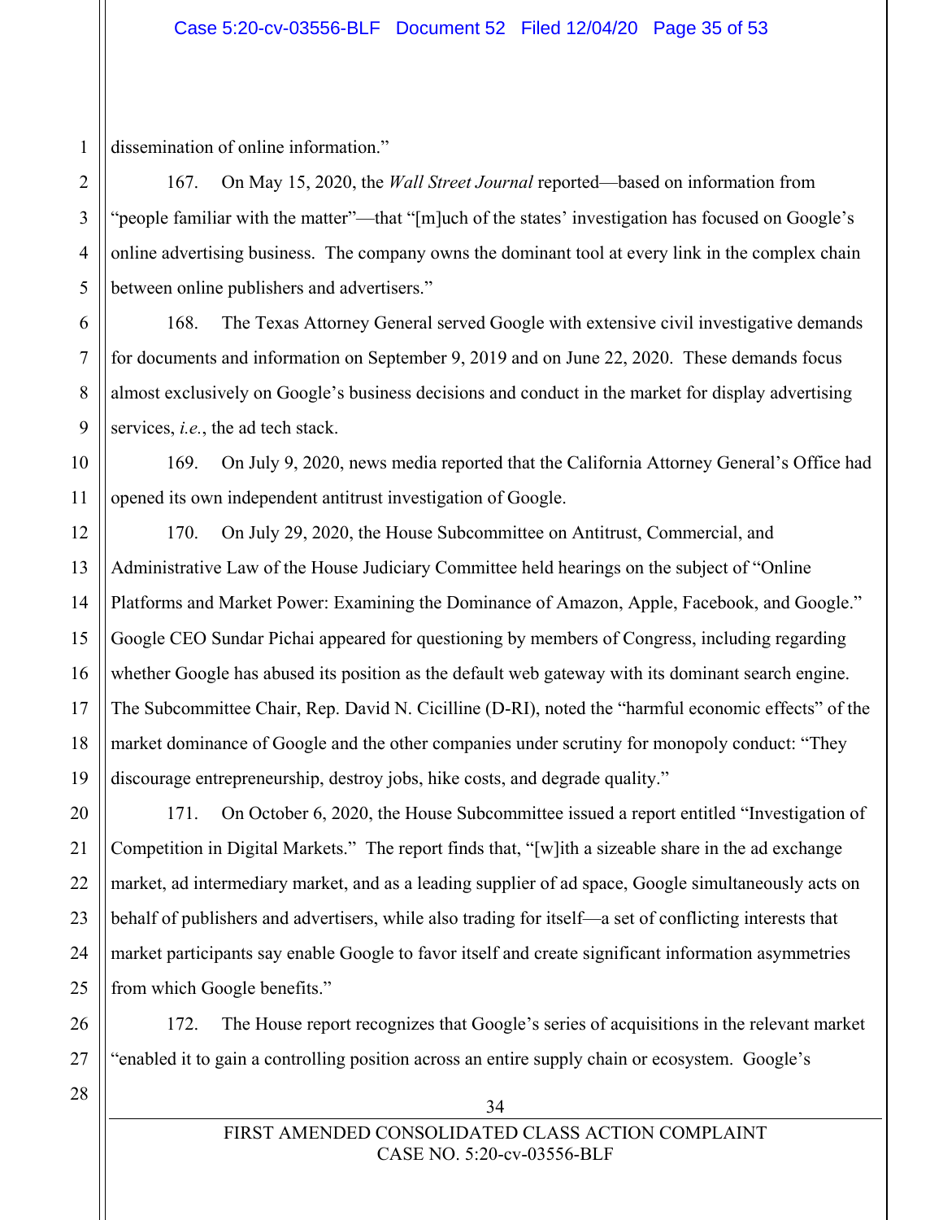dissemination of online information."

167. On May 15, 2020, the *Wall Street Journal* reported—based on information from "people familiar with the matter"—that "[m]uch of the states' investigation has focused on Google's online advertising business. The company owns the dominant tool at every link in the complex chain between online publishers and advertisers."

168. The Texas Attorney General served Google with extensive civil investigative demands for documents and information on September 9, 2019 and on June 22, 2020. These demands focus almost exclusively on Google's business decisions and conduct in the market for display advertising services, *i.e.*, the ad tech stack.

169. On July 9, 2020, news media reported that the California Attorney General's Office had opened its own independent antitrust investigation of Google.

170. On July 29, 2020, the House Subcommittee on Antitrust, Commercial, and Administrative Law of the House Judiciary Committee held hearings on the subject of "Online Platforms and Market Power: Examining the Dominance of Amazon, Apple, Facebook, and Google." Google CEO Sundar Pichai appeared for questioning by members of Congress, including regarding whether Google has abused its position as the default web gateway with its dominant search engine. The Subcommittee Chair, Rep. David N. Cicilline (D-RI), noted the "harmful economic effects" of the market dominance of Google and the other companies under scrutiny for monopoly conduct: "They discourage entrepreneurship, destroy jobs, hike costs, and degrade quality."

171. On October 6, 2020, the House Subcommittee issued a report entitled "Investigation of Competition in Digital Markets." The report finds that, "[w]ith a sizeable share in the ad exchange market, ad intermediary market, and as a leading supplier of ad space, Google simultaneously acts on behalf of publishers and advertisers, while also trading for itself—a set of conflicting interests that market participants say enable Google to favor itself and create significant information asymmetries from which Google benefits."

172. The House report recognizes that Google's series of acquisitions in the relevant market "enabled it to gain a controlling position across an entire supply chain or ecosystem. Google's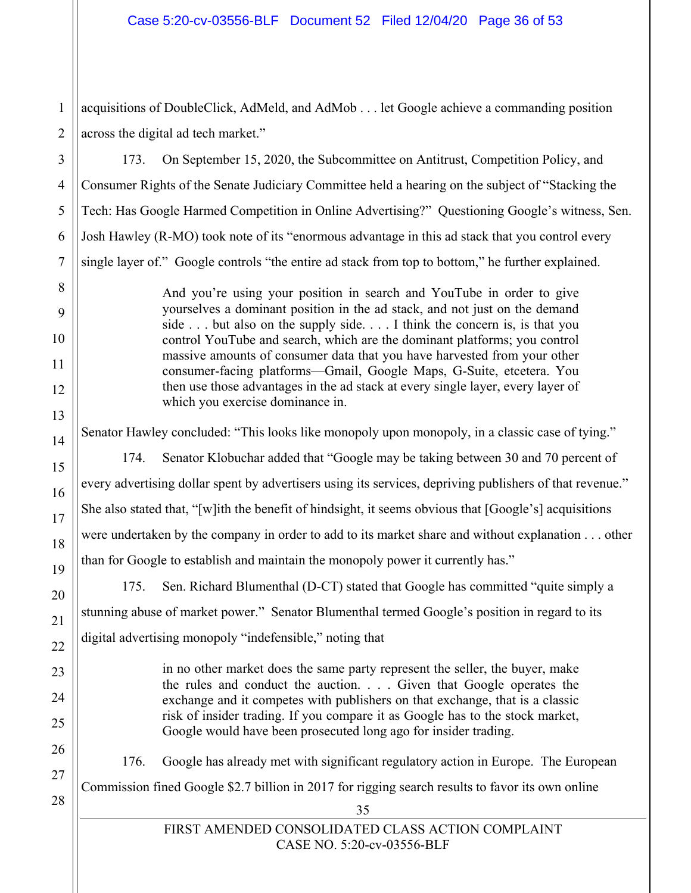acquisitions of DoubleClick, AdMeld, and AdMob . . . let Google achieve a commanding position across the digital ad tech market."

173. On September 15, 2020, the Subcommittee on Antitrust, Competition Policy, and Consumer Rights of the Senate Judiciary Committee held a hearing on the subject of "Stacking the Tech: Has Google Harmed Competition in Online Advertising?" Questioning Google's witness, Sen. Josh Hawley (R-MO) took note of its "enormous advantage in this ad stack that you control every single layer of." Google controls "the entire ad stack from top to bottom," he further explained.

> And you're using your position in search and YouTube in order to give yourselves a dominant position in the ad stack, and not just on the demand side . . . but also on the supply side. . . . I think the concern is, is that you control YouTube and search, which are the dominant platforms; you control massive amounts of consumer data that you have harvested from your other consumer-facing platforms—Gmail, Google Maps, G-Suite, etcetera. You then use those advantages in the ad stack at every single layer, every layer of which you exercise dominance in.

Senator Hawley concluded: "This looks like monopoly upon monopoly, in a classic case of tying."

174. Senator Klobuchar added that "Google may be taking between 30 and 70 percent of every advertising dollar spent by advertisers using its services, depriving publishers of that revenue." She also stated that, "[w]ith the benefit of hindsight, it seems obvious that [Google's] acquisitions were undertaken by the company in order to add to its market share and without explanation . . . other than for Google to establish and maintain the monopoly power it currently has."

175. Sen. Richard Blumenthal (D-CT) stated that Google has committed "quite simply a stunning abuse of market power." Senator Blumenthal termed Google's position in regard to its digital advertising monopoly "indefensible," noting that

> in no other market does the same party represent the seller, the buyer, make the rules and conduct the auction. . . . Given that Google operates the exchange and it competes with publishers on that exchange, that is a classic risk of insider trading. If you compare it as Google has to the stock market, Google would have been prosecuted long ago for insider trading.

176. Google has already met with significant regulatory action in Europe. The European Commission fined Google $2.7 billion in 2017 for rigging search results to favor its own online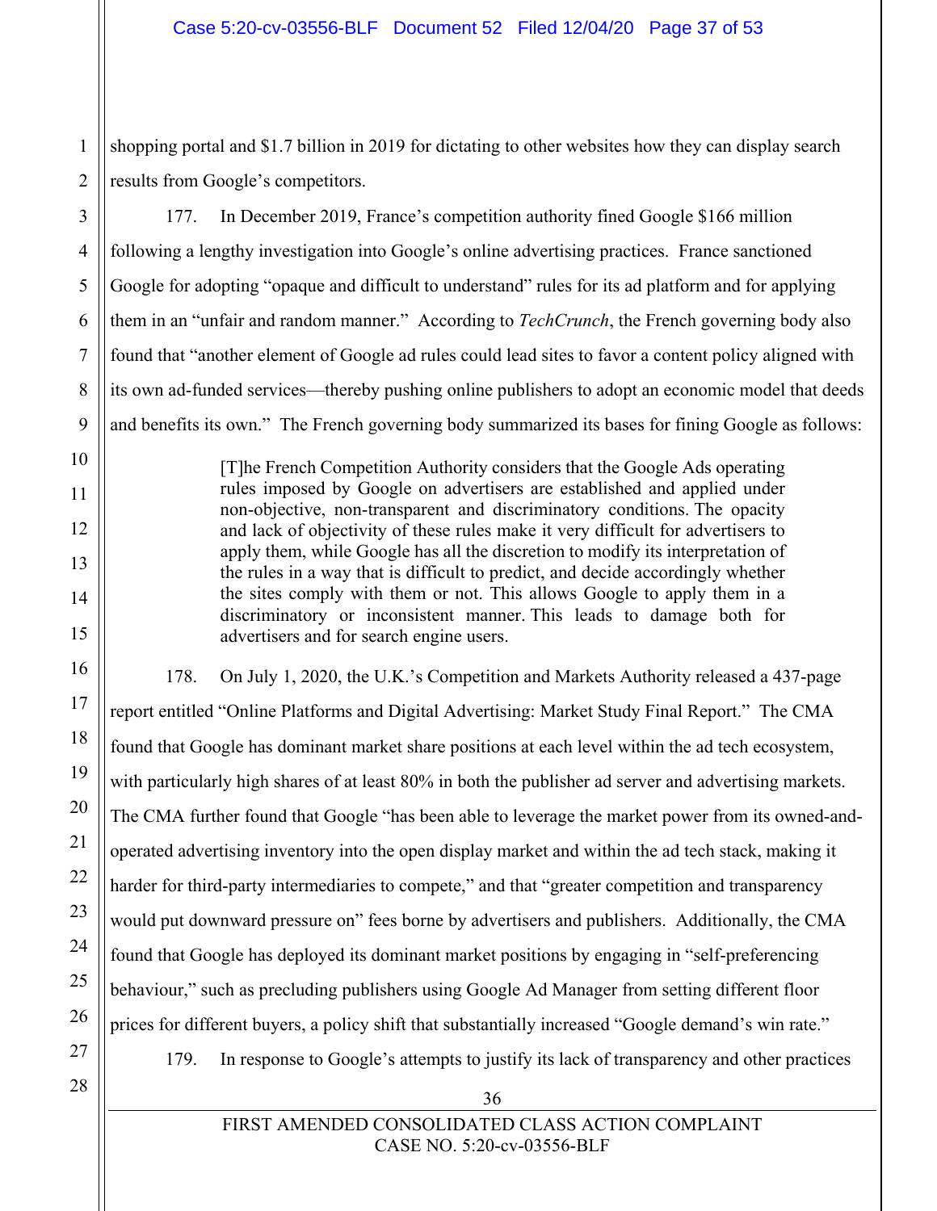shopping portal and $1.7 billion in 2019 for dictating to other websites how they can display search results from Google's competitors.

177. In December 2019, France's competition authority fined Google $166 million following a lengthy investigation into Google's online advertising practices. France sanctioned Google for adopting "opaque and difficult to understand" rules for its ad platform and for applying them in an "unfair and random manner." According to *TechCrunch*, the French governing body also found that "another element of Google ad rules could lead sites to favor a content policy aligned with its own ad-funded services—thereby pushing online publishers to adopt an economic model that deeds and benefits its own." The French governing body summarized its bases for fining Google as follows:

> [T]he French Competition Authority considers that the Google Ads operating rules imposed by Google on advertisers are established and applied under non-objective, non-transparent and discriminatory conditions. The opacity and lack of objectivity of these rules make it very difficult for advertisers to apply them, while Google has all the discretion to modify its interpretation of the rules in a way that is difficult to predict, and decide accordingly whether the sites comply with them or not. This allows Google to apply them in a discriminatory or inconsistent manner. This leads to damage both for advertisers and for search engine users.

178. On July 1, 2020, the U.K.'s Competition and Markets Authority released a 437-page report entitled "Online Platforms and Digital Advertising: Market Study Final Report." The CMA found that Google has dominant market share positions at each level within the ad tech ecosystem, with particularly high shares of at least 80% in both the publisher ad server and advertising markets. The CMA further found that Google "has been able to leverage the market power from its owned-and-operated advertising inventory into the open display market and within the ad tech stack, making it harder for third-party intermediaries to compete," and that "greater competition and transparency would put downward pressure on" fees borne by advertisers and publishers. Additionally, the CMA found that Google has deployed its dominant market positions by engaging in "self-preferencing behaviour," such as precluding publishers using Google Ad Manager from setting different floor prices for different buyers, a policy shift that substantially increased "Google demand's win rate."

179. In response to Google's attempts to justify its lack of transparency and other practices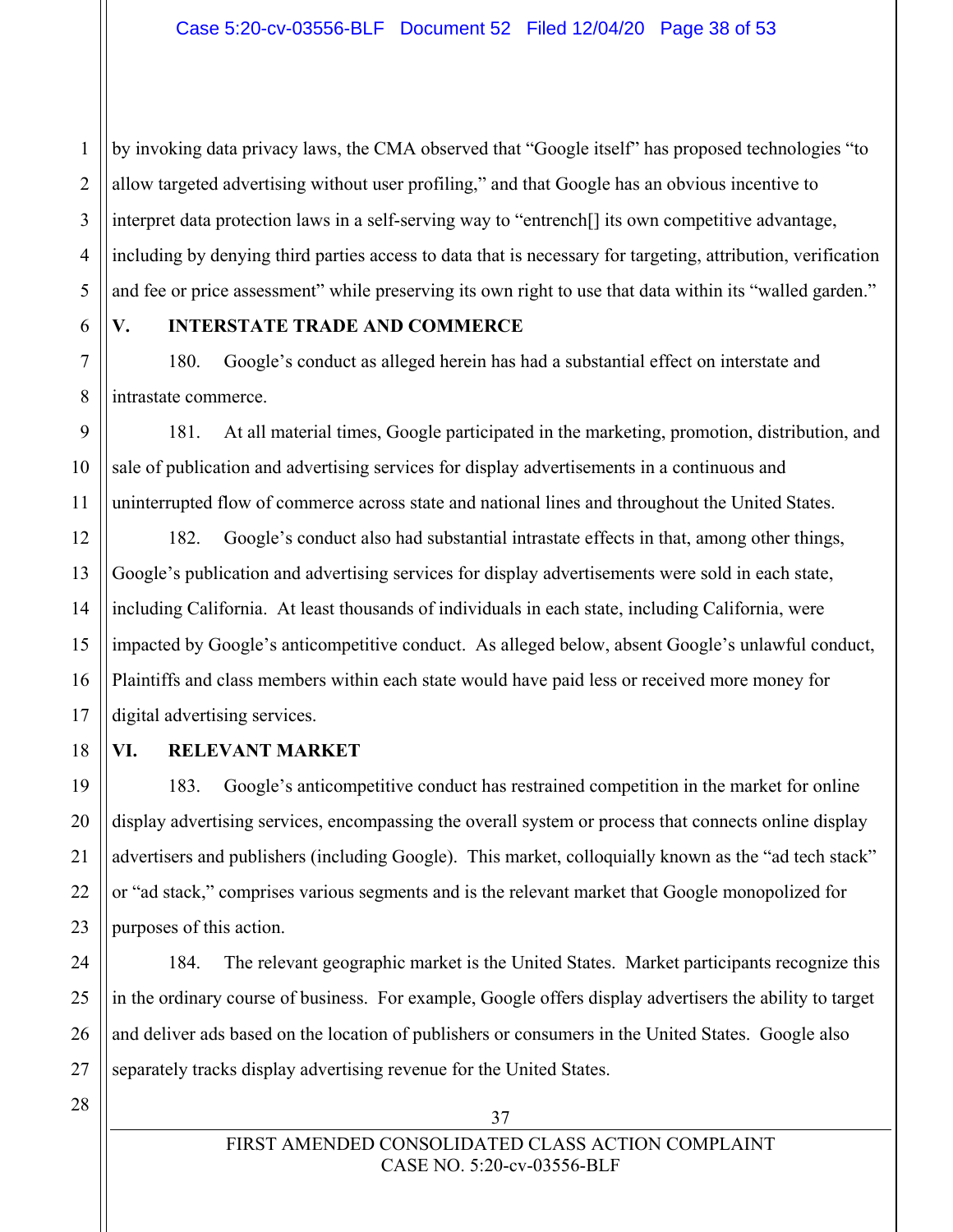by invoking data privacy laws, the CMA observed that "Google itself" has proposed technologies "to allow targeted advertising without user profiling," and that Google has an obvious incentive to interpret data protection laws in a self-serving way to "entrench[] its own competitive advantage, including by denying third parties access to data that is necessary for targeting, attribution, verification and fee or price assessment" while preserving its own right to use that data within its "walled garden."

## V. INTERSTATE TRADE AND COMMERCE

180. Google's conduct as alleged herein has had a substantial effect on interstate and intrastate commerce.

181. At all material times, Google participated in the marketing, promotion, distribution, and sale of publication and advertising services for display advertisements in a continuous and uninterrupted flow of commerce across state and national lines and throughout the United States.

182. Google's conduct also had substantial intrastate effects in that, among other things, Google's publication and advertising services for display advertisements were sold in each state, including California. At least thousands of individuals in each state, including California, were impacted by Google's anticompetitive conduct. As alleged below, absent Google's unlawful conduct, Plaintiffs and class members within each state would have paid less or received more money for digital advertising services.

## VI. RELEVANT MARKET

183. Google's anticompetitive conduct has restrained competition in the market for online display advertising services, encompassing the overall system or process that connects online display advertisers and publishers (including Google). This market, colloquially known as the "ad tech stack" or "ad stack," comprises various segments and is the relevant market that Google monopolized for purposes of this action.

184. The relevant geographic market is the United States. Market participants recognize this in the ordinary course of business. For example, Google offers display advertisers the ability to target and deliver ads based on the location of publishers or consumers in the United States. Google also separately tracks display advertising revenue for the United States.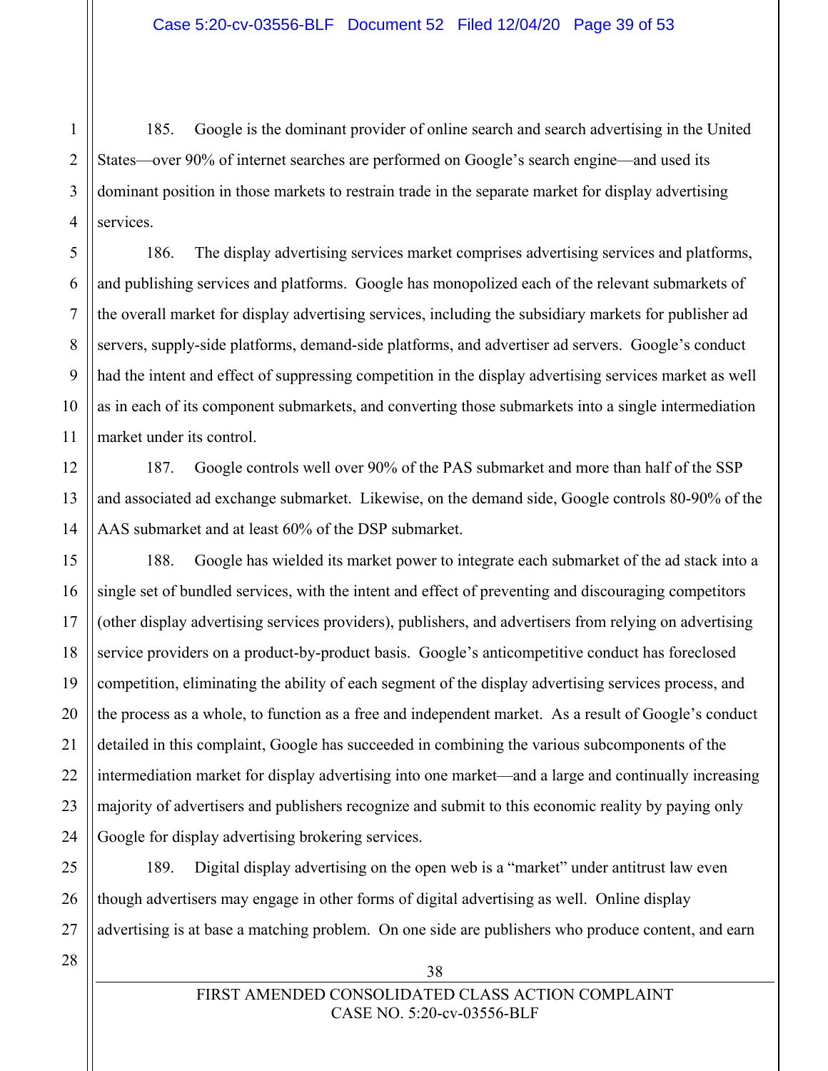185. Google is the dominant provider of online search and search advertising in the United States—over 90% of internet searches are performed on Google's search engine—and used its dominant position in those markets to restrain trade in the separate market for display advertising services.

186. The display advertising services market comprises advertising services and platforms, and publishing services and platforms. Google has monopolized each of the relevant submarkets of the overall market for display advertising services, including the subsidiary markets for publisher ad servers, supply-side platforms, demand-side platforms, and advertiser ad servers. Google's conduct had the intent and effect of suppressing competition in the display advertising services market as well as in each of its component submarkets, and converting those submarkets into a single intermediation market under its control.

187. Google controls well over 90% of the PAS submarket and more than half of the SSP and associated ad exchange submarket. Likewise, on the demand side, Google controls 80-90% of the AAS submarket and at least 60% of the DSP submarket.

188. Google has wielded its market power to integrate each submarket of the ad stack into a single set of bundled services, with the intent and effect of preventing and discouraging competitors (other display advertising services providers), publishers, and advertisers from relying on advertising service providers on a product-by-product basis. Google's anticompetitive conduct has foreclosed competition, eliminating the ability of each segment of the display advertising services process, and the process as a whole, to function as a free and independent market. As a result of Google's conduct detailed in this complaint, Google has succeeded in combining the various subcomponents of the intermediation market for display advertising into one market—and a large and continually increasing majority of advertisers and publishers recognize and submit to this economic reality by paying only Google for display advertising brokering services.

189. Digital display advertising on the open web is a "market" under antitrust law even though advertisers may engage in other forms of digital advertising as well. Online display advertising is at base a matching problem. On one side are publishers who produce content, and earn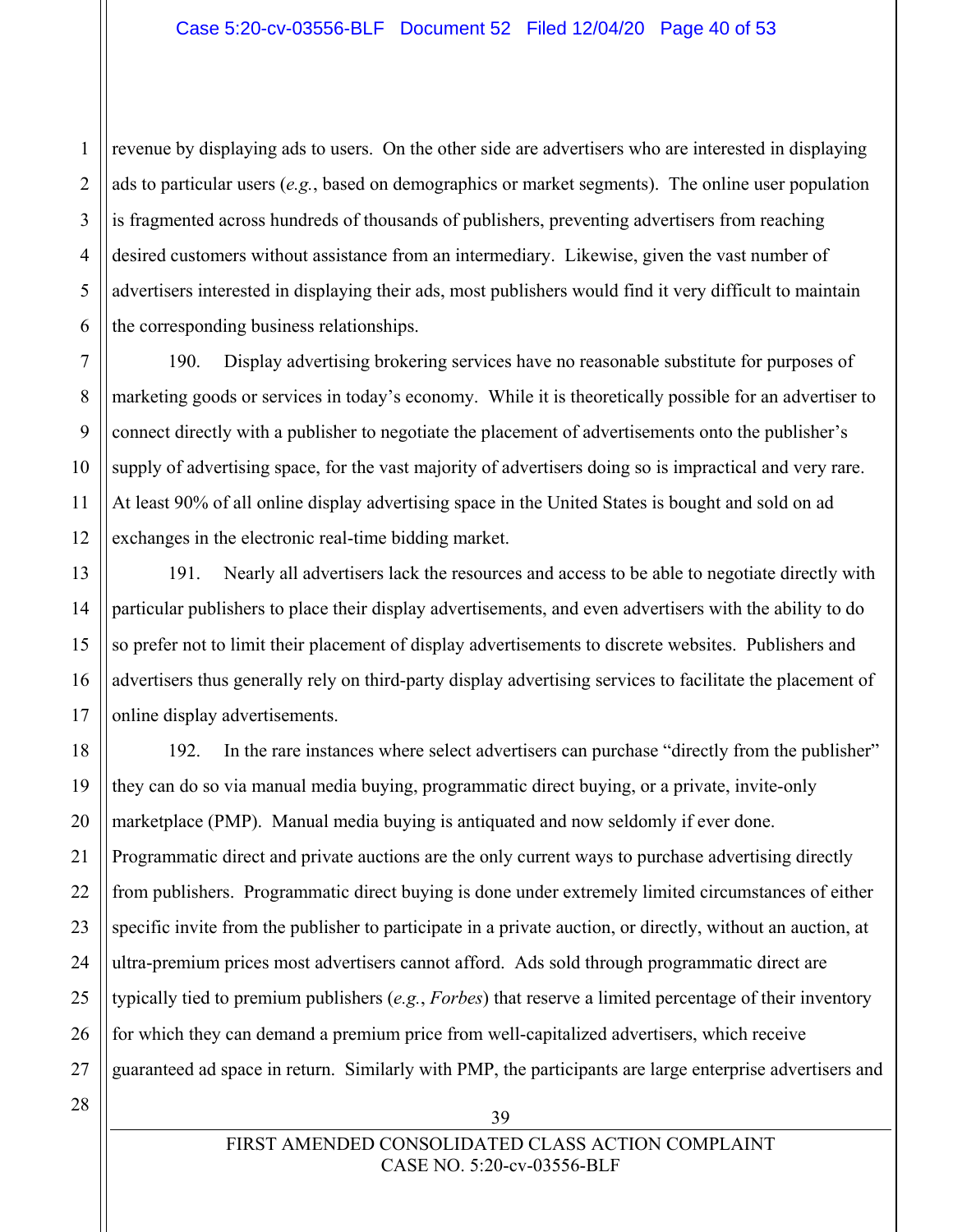revenue by displaying ads to users. On the other side are advertisers who are interested in displaying ads to particular users (*e.g.*, based on demographics or market segments). The online user population is fragmented across hundreds of thousands of publishers, preventing advertisers from reaching desired customers without assistance from an intermediary. Likewise, given the vast number of advertisers interested in displaying their ads, most publishers would find it very difficult to maintain the corresponding business relationships.

190. Display advertising brokering services have no reasonable substitute for purposes of marketing goods or services in today's economy. While it is theoretically possible for an advertiser to connect directly with a publisher to negotiate the placement of advertisements onto the publisher's supply of advertising space, for the vast majority of advertisers doing so is impractical and very rare. At least 90% of all online display advertising space in the United States is bought and sold on ad exchanges in the electronic real-time bidding market.

191. Nearly all advertisers lack the resources and access to be able to negotiate directly with particular publishers to place their display advertisements, and even advertisers with the ability to do so prefer not to limit their placement of display advertisements to discrete websites. Publishers and advertisers thus generally rely on third-party display advertising services to facilitate the placement of online display advertisements.

192. In the rare instances where select advertisers can purchase "directly from the publisher" they can do so via manual media buying, programmatic direct buying, or a private, invite-only marketplace (PMP). Manual media buying is antiquated and now seldomly if ever done. Programmatic direct and private auctions are the only current ways to purchase advertising directly from publishers. Programmatic direct buying is done under extremely limited circumstances of either specific invite from the publisher to participate in a private auction, or directly, without an auction, at ultra-premium prices most advertisers cannot afford. Ads sold through programmatic direct are typically tied to premium publishers (*e.g.*, *Forbes*) that reserve a limited percentage of their inventory for which they can demand a premium price from well-capitalized advertisers, which receive guaranteed ad space in return. Similarly with PMP, the participants are large enterprise advertisers and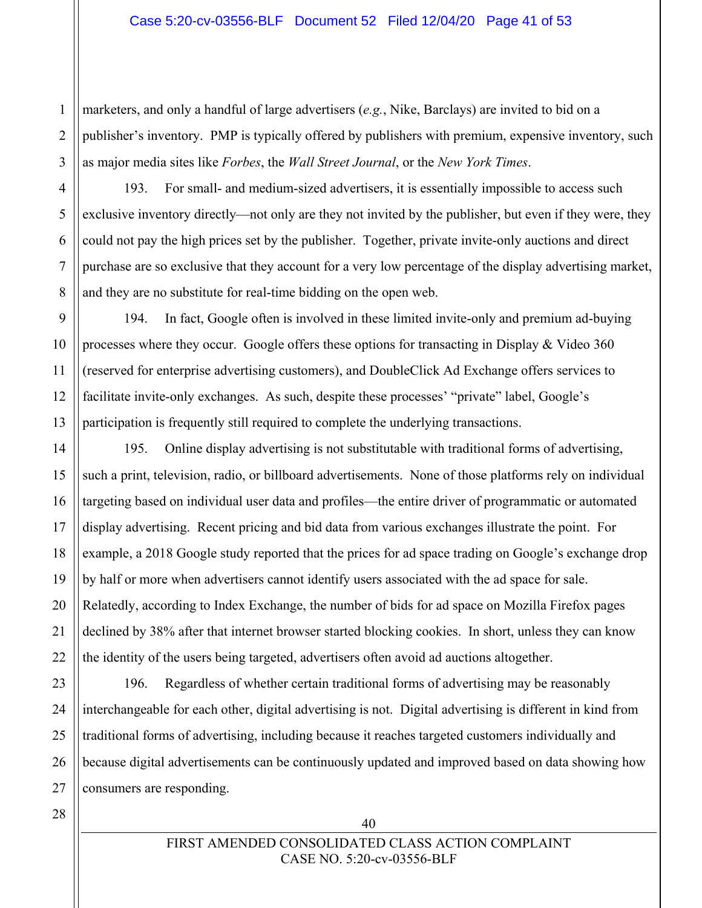marketers, and only a handful of large advertisers (*e.g.*, Nike, Barclays) are invited to bid on a publisher's inventory. PMP is typically offered by publishers with premium, expensive inventory, such as major media sites like *Forbes*, the *Wall Street Journal*, or the *New York Times*.

193. For small- and medium-sized advertisers, it is essentially impossible to access such exclusive inventory directly—not only are they not invited by the publisher, but even if they were, they could not pay the high prices set by the publisher. Together, private invite-only auctions and direct purchase are so exclusive that they account for a very low percentage of the display advertising market, and they are no substitute for real-time bidding on the open web.

194. In fact, Google often is involved in these limited invite-only and premium ad-buying processes where they occur. Google offers these options for transacting in Display & Video 360 (reserved for enterprise advertising customers), and DoubleClick Ad Exchange offers services to facilitate invite-only exchanges. As such, despite these processes' "private" label, Google's participation is frequently still required to complete the underlying transactions.

195. Online display advertising is not substitutable with traditional forms of advertising, such a print, television, radio, or billboard advertisements. None of those platforms rely on individual targeting based on individual user data and profiles—the entire driver of programmatic or automated display advertising. Recent pricing and bid data from various exchanges illustrate the point. For example, a 2018 Google study reported that the prices for ad space trading on Google's exchange drop by half or more when advertisers cannot identify users associated with the ad space for sale. Relatedly, according to Index Exchange, the number of bids for ad space on Mozilla Firefox pages declined by 38% after that internet browser started blocking cookies. In short, unless they can know the identity of the users being targeted, advertisers often avoid ad auctions altogether.

196. Regardless of whether certain traditional forms of advertising may be reasonably interchangeable for each other, digital advertising is not. Digital advertising is different in kind from traditional forms of advertising, including because it reaches targeted customers individually and because digital advertisements can be continuously updated and improved based on data showing how consumers are responding.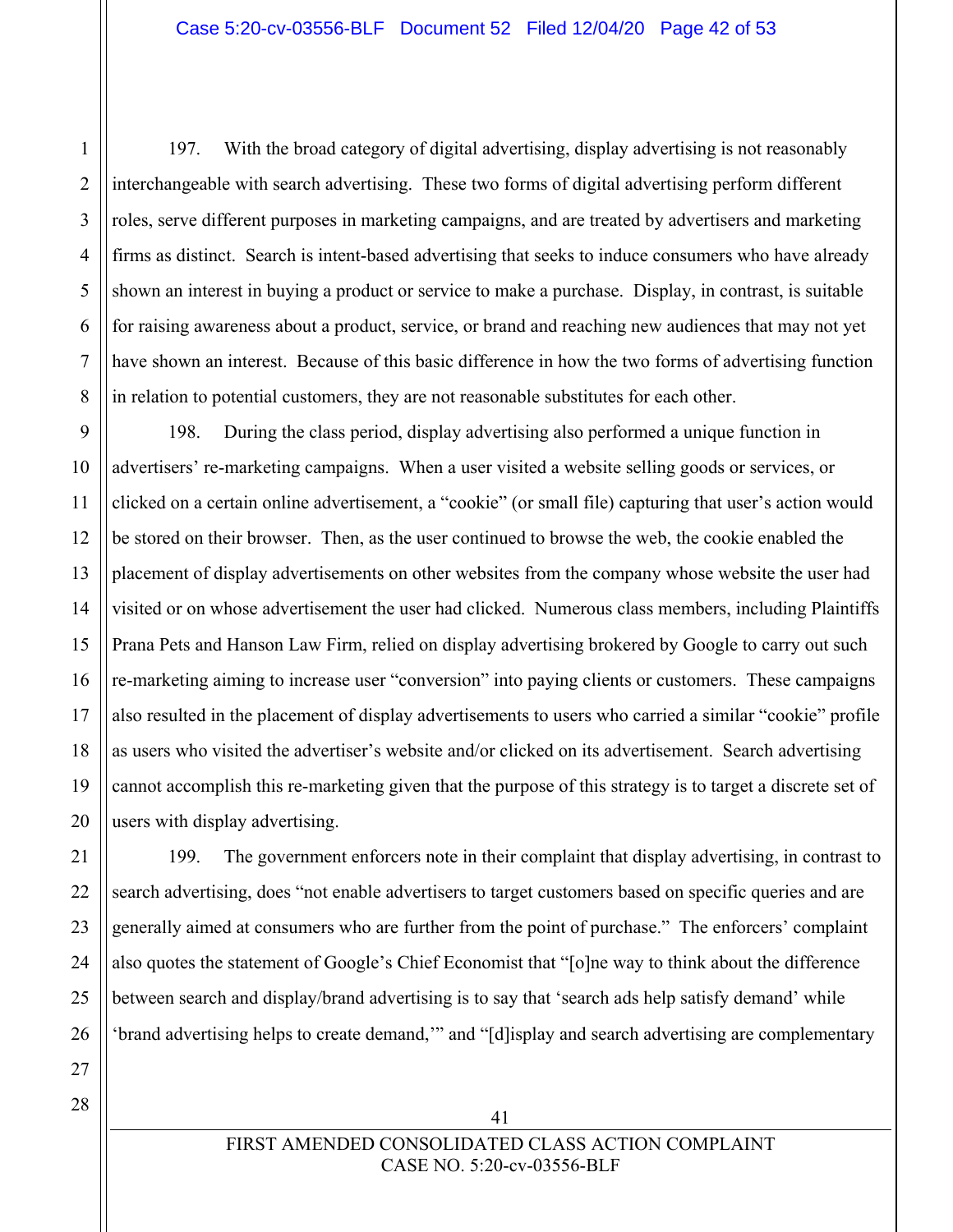197. With the broad category of digital advertising, display advertising is not reasonably interchangeable with search advertising. These two forms of digital advertising perform different roles, serve different purposes in marketing campaigns, and are treated by advertisers and marketing firms as distinct. Search is intent-based advertising that seeks to induce consumers who have already shown an interest in buying a product or service to make a purchase. Display, in contrast, is suitable for raising awareness about a product, service, or brand and reaching new audiences that may not yet have shown an interest. Because of this basic difference in how the two forms of advertising function in relation to potential customers, they are not reasonable substitutes for each other.

198. During the class period, display advertising also performed a unique function in advertisers' re-marketing campaigns. When a user visited a website selling goods or services, or clicked on a certain online advertisement, a "cookie" (or small file) capturing that user's action would be stored on their browser. Then, as the user continued to browse the web, the cookie enabled the placement of display advertisements on other websites from the company whose website the user had visited or on whose advertisement the user had clicked. Numerous class members, including Plaintiffs Prana Pets and Hanson Law Firm, relied on display advertising brokered by Google to carry out such re-marketing aiming to increase user "conversion" into paying clients or customers. These campaigns also resulted in the placement of display advertisements to users who carried a similar "cookie" profile as users who visited the advertiser's website and/or clicked on its advertisement. Search advertising cannot accomplish this re-marketing given that the purpose of this strategy is to target a discrete set of users with display advertising.

199. The government enforcers note in their complaint that display advertising, in contrast to search advertising, does "not enable advertisers to target customers based on specific queries and are generally aimed at consumers who are further from the point of purchase." The enforcers' complaint also quotes the statement of Google's Chief Economist that "[o]ne way to think about the difference between search and display/brand advertising is to say that 'search ads help satisfy demand' while 'brand advertising helps to create demand,'" and "[d]isplay and search advertising are complementary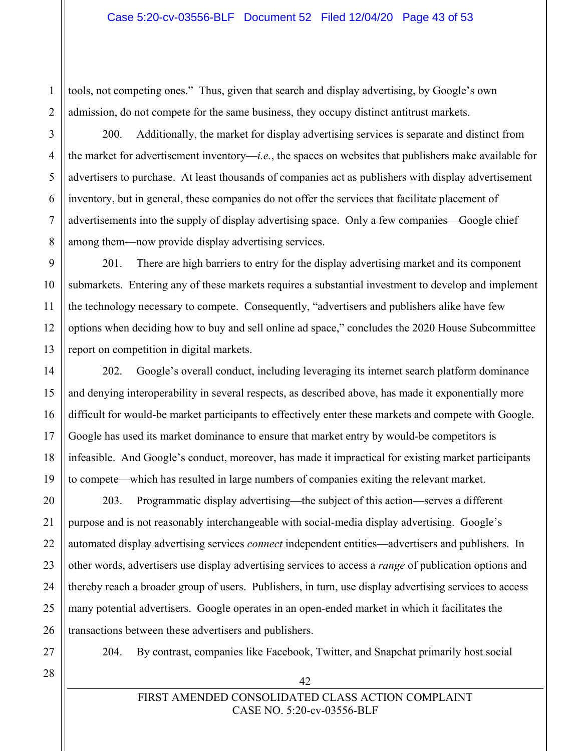tools, not competing ones." Thus, given that search and display advertising, by Google's own admission, do not compete for the same business, they occupy distinct antitrust markets.

200. Additionally, the market for display advertising services is separate and distinct from the market for advertisement inventory—*i.e.*, the spaces on websites that publishers make available for advertisers to purchase. At least thousands of companies act as publishers with display advertisement inventory, but in general, these companies do not offer the services that facilitate placement of advertisements into the supply of display advertising space. Only a few companies—Google chief among them—now provide display advertising services.

201. There are high barriers to entry for the display advertising market and its component submarkets. Entering any of these markets requires a substantial investment to develop and implement the technology necessary to compete. Consequently, "advertisers and publishers alike have few options when deciding how to buy and sell online ad space," concludes the 2020 House Subcommittee report on competition in digital markets.

202. Google's overall conduct, including leveraging its internet search platform dominance and denying interoperability in several respects, as described above, has made it exponentially more difficult for would-be market participants to effectively enter these markets and compete with Google. Google has used its market dominance to ensure that market entry by would-be competitors is infeasible. And Google's conduct, moreover, has made it impractical for existing market participants to compete—which has resulted in large numbers of companies exiting the relevant market.

203. Programmatic display advertising—the subject of this action—serves a different purpose and is not reasonably interchangeable with social-media display advertising. Google's automated display advertising services *connect* independent entities—advertisers and publishers. In other words, advertisers use display advertising services to access a *range* of publication options and thereby reach a broader group of users. Publishers, in turn, use display advertising services to access many potential advertisers. Google operates in an open-ended market in which it facilitates the transactions between these advertisers and publishers.

204. By contrast, companies like Facebook, Twitter, and Snapchat primarily host social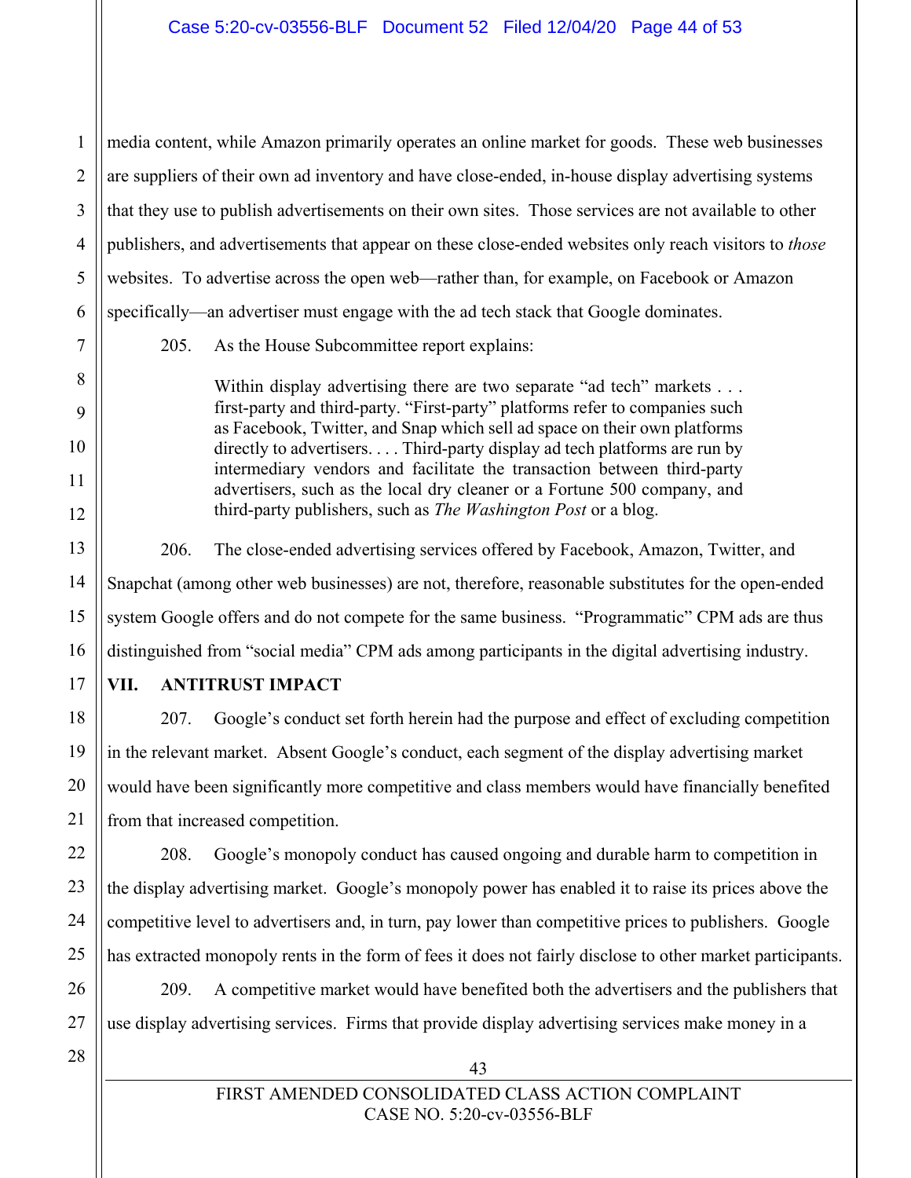media content, while Amazon primarily operates an online market for goods. These web businesses are suppliers of their own ad inventory and have close-ended, in-house display advertising systems that they use to publish advertisements on their own sites. Those services are not available to other publishers, and advertisements that appear on these close-ended websites only reach visitors to *those* websites. To advertise across the open web—rather than, for example, on Facebook or Amazon specifically—an advertiser must engage with the ad tech stack that Google dominates.

205. As the House Subcommittee report explains:

> Within display advertising there are two separate "ad tech" markets . . . first-party and third-party. "First-party" platforms refer to companies such as Facebook, Twitter, and Snap which sell ad space on their own platforms directly to advertisers. . . . Third-party display ad tech platforms are run by intermediary vendors and facilitate the transaction between third-party advertisers, such as the local dry cleaner or a Fortune 500 company, and third-party publishers, such as *The Washington Post* or a blog.

206. The close-ended advertising services offered by Facebook, Amazon, Twitter, and Snapchat (among other web businesses) are not, therefore, reasonable substitutes for the open-ended system Google offers and do not compete for the same business. "Programmatic" CPM ads are thus distinguished from "social media" CPM ads among participants in the digital advertising industry.

## VII. ANTITRUST IMPACT

207. Google's conduct set forth herein had the purpose and effect of excluding competition in the relevant market. Absent Google's conduct, each segment of the display advertising market would have been significantly more competitive and class members would have financially benefited from that increased competition.

208. Google's monopoly conduct has caused ongoing and durable harm to competition in the display advertising market. Google's monopoly power has enabled it to raise its prices above the competitive level to advertisers and, in turn, pay lower than competitive prices to publishers. Google has extracted monopoly rents in the form of fees it does not fairly disclose to other market participants.

209. A competitive market would have benefited both the advertisers and the publishers that use display advertising services. Firms that provide display advertising services make money in a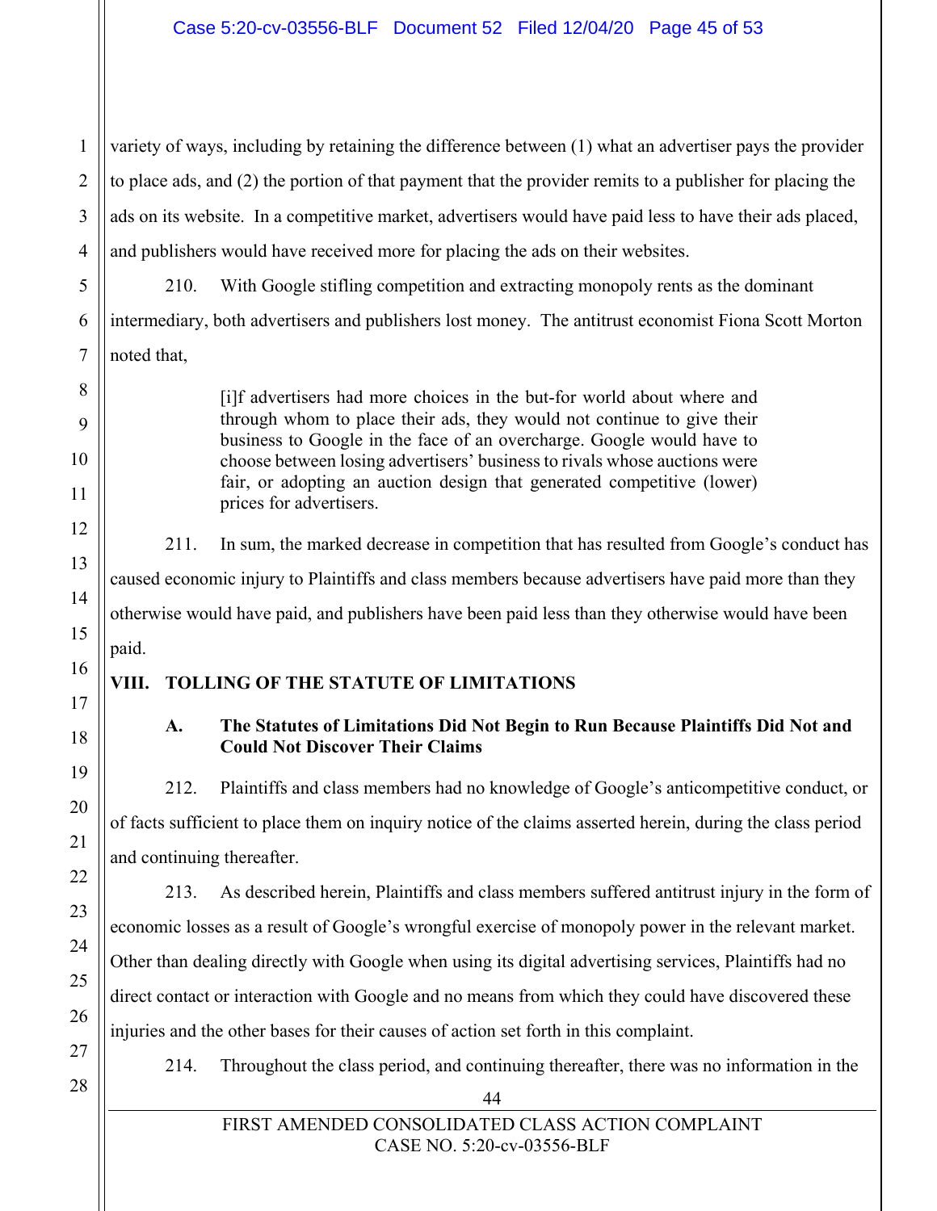variety of ways, including by retaining the difference between (1) what an advertiser pays the provider to place ads, and (2) the portion of that payment that the provider remits to a publisher for placing the ads on its website. In a competitive market, advertisers would have paid less to have their ads placed, and publishers would have received more for placing the ads on their websites.

210. With Google stifling competition and extracting monopoly rents as the dominant intermediary, both advertisers and publishers lost money. The antitrust economist Fiona Scott Morton noted that,

> [i]f advertisers had more choices in the but-for world about where and through whom to place their ads, they would not continue to give their business to Google in the face of an overcharge. Google would have to choose between losing advertisers' business to rivals whose auctions were fair, or adopting an auction design that generated competitive (lower) prices for advertisers.

211. In sum, the marked decrease in competition that has resulted from Google's conduct has caused economic injury to Plaintiffs and class members because advertisers have paid more than they otherwise would have paid, and publishers have been paid less than they otherwise would have been paid.

## VIII. TOLLING OF THE STATUTE OF LIMITATIONS

### A. The Statutes of Limitations Did Not Begin to Run Because Plaintiffs Did Not and Could Not Discover Their Claims

212. Plaintiffs and class members had no knowledge of Google's anticompetitive conduct, or of facts sufficient to place them on inquiry notice of the claims asserted herein, during the class period and continuing thereafter.

213. As described herein, Plaintiffs and class members suffered antitrust injury in the form of economic losses as a result of Google's wrongful exercise of monopoly power in the relevant market. Other than dealing directly with Google when using its digital advertising services, Plaintiffs had no direct contact or interaction with Google and no means from which they could have discovered these injuries and the other bases for their causes of action set forth in this complaint.

214. Throughout the class period, and continuing thereafter, there was no information in the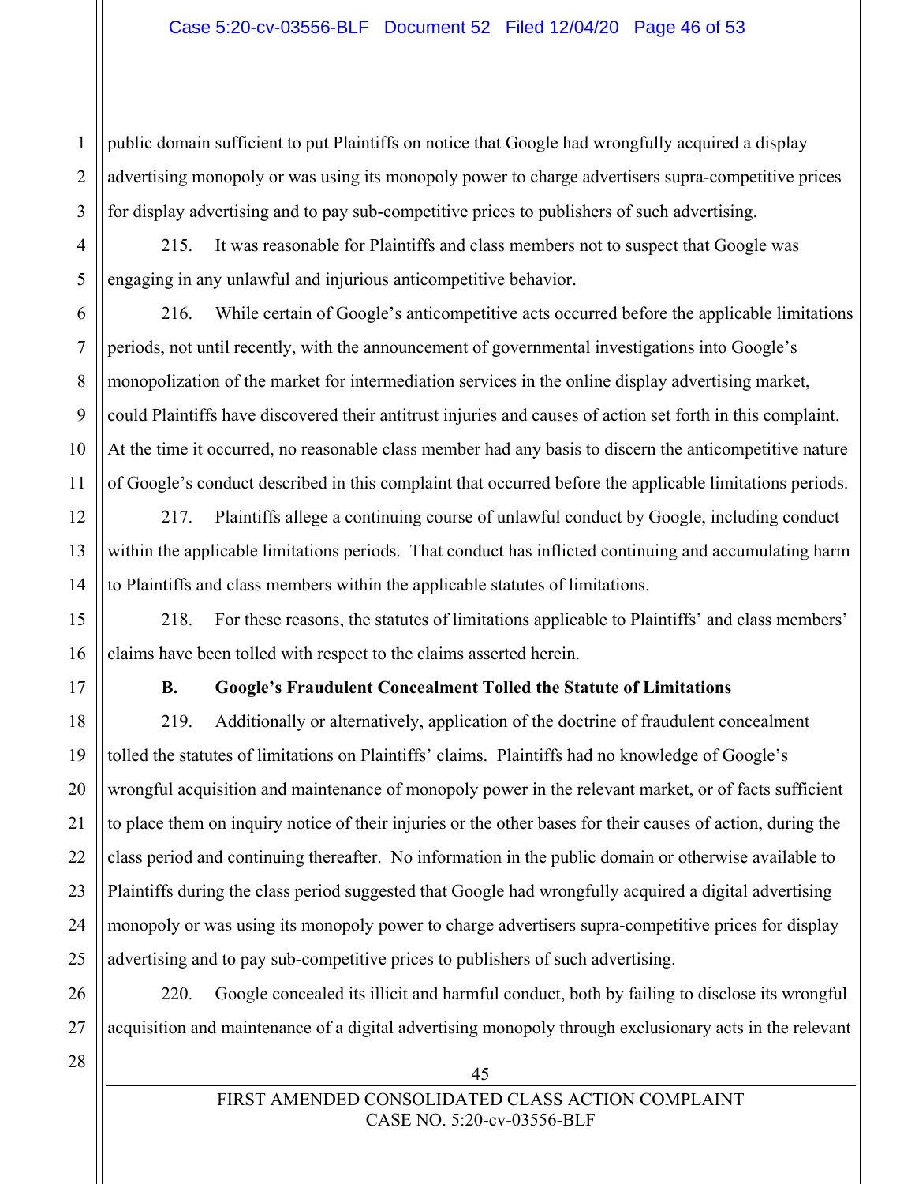public domain sufficient to put Plaintiffs on notice that Google had wrongfully acquired a display advertising monopoly or was using its monopoly power to charge advertisers supra-competitive prices for display advertising and to pay sub-competitive prices to publishers of such advertising.

215. It was reasonable for Plaintiffs and class members not to suspect that Google was engaging in any unlawful and injurious anticompetitive behavior.

216. While certain of Google's anticompetitive acts occurred before the applicable limitations periods, not until recently, with the announcement of governmental investigations into Google's monopolization of the market for intermediation services in the online display advertising market, could Plaintiffs have discovered their antitrust injuries and causes of action set forth in this complaint. At the time it occurred, no reasonable class member had any basis to discern the anticompetitive nature of Google's conduct described in this complaint that occurred before the applicable limitations periods.

217. Plaintiffs allege a continuing course of unlawful conduct by Google, including conduct within the applicable limitations periods. That conduct has inflicted continuing and accumulating harm to Plaintiffs and class members within the applicable statutes of limitations.

218. For these reasons, the statutes of limitations applicable to Plaintiffs' and class members' claims have been tolled with respect to the claims asserted herein.

### B. Google's Fraudulent Concealment Tolled the Statute of Limitations

219. Additionally or alternatively, application of the doctrine of fraudulent concealment tolled the statutes of limitations on Plaintiffs' claims. Plaintiffs had no knowledge of Google's wrongful acquisition and maintenance of monopoly power in the relevant market, or of facts sufficient to place them on inquiry notice of their injuries or the other bases for their causes of action, during the class period and continuing thereafter. No information in the public domain or otherwise available to Plaintiffs during the class period suggested that Google had wrongfully acquired a digital advertising monopoly or was using its monopoly power to charge advertisers supra-competitive prices for display advertising and to pay sub-competitive prices to publishers of such advertising.

220. Google concealed its illicit and harmful conduct, both by failing to disclose its wrongful acquisition and maintenance of a digital advertising monopoly through exclusionary acts in the relevant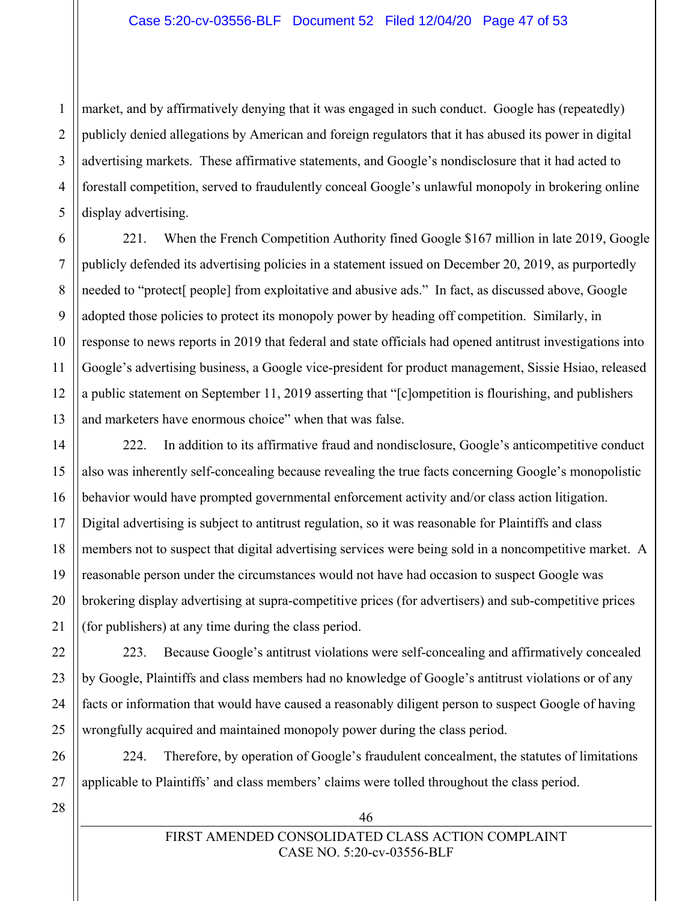market, and by affirmatively denying that it was engaged in such conduct. Google has (repeatedly) publicly denied allegations by American and foreign regulators that it has abused its power in digital advertising markets. These affirmative statements, and Google's nondisclosure that it had acted to forestall competition, served to fraudulently conceal Google's unlawful monopoly in brokering online display advertising.

221. When the French Competition Authority fined Google $167 million in late 2019, Google publicly defended its advertising policies in a statement issued on December 20, 2019, as purportedly needed to "protect[ people] from exploitative and abusive ads." In fact, as discussed above, Google adopted those policies to protect its monopoly power by heading off competition. Similarly, in response to news reports in 2019 that federal and state officials had opened antitrust investigations into Google's advertising business, a Google vice-president for product management, Sissie Hsiao, released a public statement on September 11, 2019 asserting that "[c]ompetition is flourishing, and publishers and marketers have enormous choice" when that was false.

222. In addition to its affirmative fraud and nondisclosure, Google's anticompetitive conduct also was inherently self-concealing because revealing the true facts concerning Google's monopolistic behavior would have prompted governmental enforcement activity and/or class action litigation. Digital advertising is subject to antitrust regulation, so it was reasonable for Plaintiffs and class members not to suspect that digital advertising services were being sold in a noncompetitive market. A reasonable person under the circumstances would not have had occasion to suspect Google was brokering display advertising at supra-competitive prices (for advertisers) and sub-competitive prices (for publishers) at any time during the class period.

223. Because Google's antitrust violations were self-concealing and affirmatively concealed by Google, Plaintiffs and class members had no knowledge of Google's antitrust violations or of any facts or information that would have caused a reasonably diligent person to suspect Google of having wrongfully acquired and maintained monopoly power during the class period.

224. Therefore, by operation of Google's fraudulent concealment, the statutes of limitations applicable to Plaintiffs' and class members' claims were tolled throughout the class period.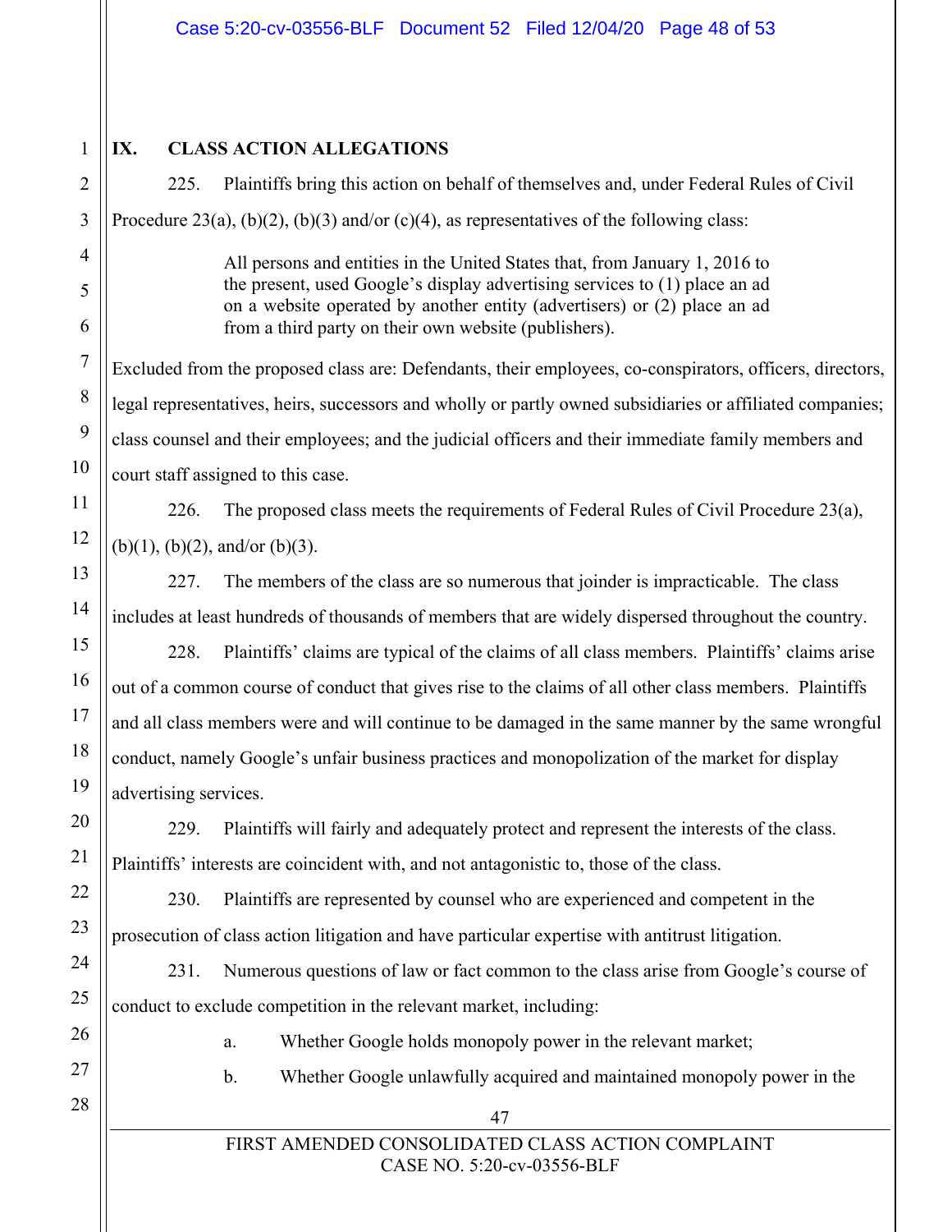## IX. CLASS ACTION ALLEGATIONS

225. Plaintiffs bring this action on behalf of themselves and, under Federal Rules of Civil Procedure 23(a), (b)(2), (b)(3) and/or (c)(4), as representatives of the following class:

> All persons and entities in the United States that, from January 1, 2016 to the present, used Google's display advertising services to (1) place an ad on a website operated by another entity (advertisers) or (2) place an ad from a third party on their own website (publishers).

Excluded from the proposed class are: Defendants, their employees, co-conspirators, officers, directors, legal representatives, heirs, successors and wholly or partly owned subsidiaries or affiliated companies; class counsel and their employees; and the judicial officers and their immediate family members and court staff assigned to this case.

226. The proposed class meets the requirements of Federal Rules of Civil Procedure 23(a), (b)(1), (b)(2), and/or (b)(3).

227. The members of the class are so numerous that joinder is impracticable. The class includes at least hundreds of thousands of members that are widely dispersed throughout the country.

228. Plaintiffs' claims are typical of the claims of all class members. Plaintiffs' claims arise out of a common course of conduct that gives rise to the claims of all other class members. Plaintiffs and all class members were and will continue to be damaged in the same manner by the same wrongful conduct, namely Google's unfair business practices and monopolization of the market for display advertising services.

229. Plaintiffs will fairly and adequately protect and represent the interests of the class. Plaintiffs' interests are coincident with, and not antagonistic to, those of the class.

230. Plaintiffs are represented by counsel who are experienced and competent in the prosecution of class action litigation and have particular expertise with antitrust litigation.

231. Numerous questions of law or fact common to the class arise from Google's course of conduct to exclude competition in the relevant market, including:

a. Whether Google holds monopoly power in the relevant market;

b. Whether Google unlawfully acquired and maintained monopoly power in the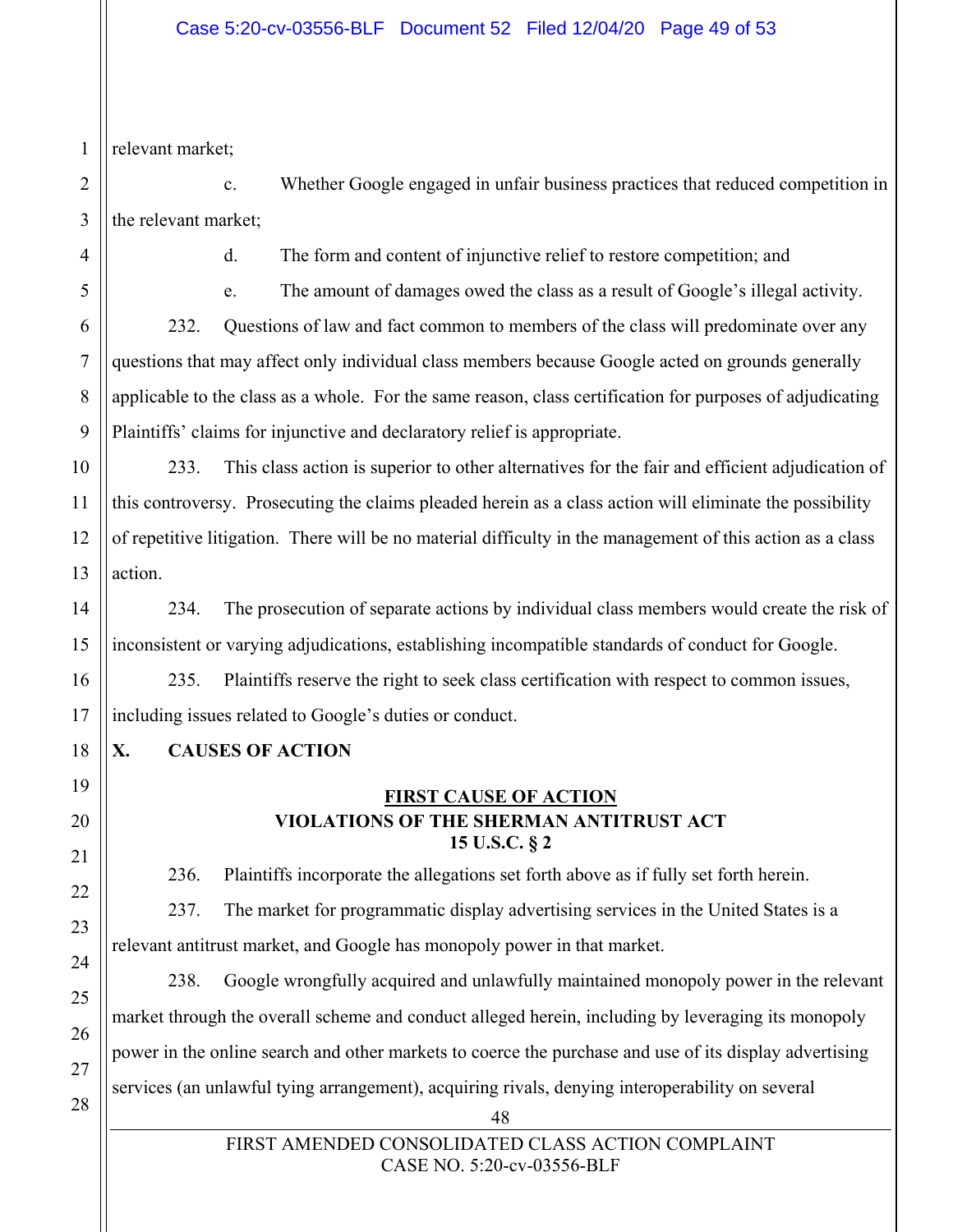relevant market;

c. Whether Google engaged in unfair business practices that reduced competition in the relevant market;

d. The form and content of injunctive relief to restore competition; and

e. The amount of damages owed the class as a result of Google's illegal activity.

232. Questions of law and fact common to members of the class will predominate over any questions that may affect only individual class members because Google acted on grounds generally applicable to the class as a whole. For the same reason, class certification for purposes of adjudicating Plaintiffs' claims for injunctive and declaratory relief is appropriate.

233. This class action is superior to other alternatives for the fair and efficient adjudication of this controversy. Prosecuting the claims pleaded herein as a class action will eliminate the possibility of repetitive litigation. There will be no material difficulty in the management of this action as a class action.

234. The prosecution of separate actions by individual class members would create the risk of inconsistent or varying adjudications, establishing incompatible standards of conduct for Google.

235. Plaintiffs reserve the right to seek class certification with respect to common issues, including issues related to Google's duties or conduct.

## X. CAUSES OF ACTION

### FIRST CAUSE OF ACTION
### VIOLATIONS OF THE SHERMAN ANTITRUST ACT
### 15 U.S.C. § 2

236. Plaintiffs incorporate the allegations set forth above as if fully set forth herein.

237. The market for programmatic display advertising services in the United States is a relevant antitrust market, and Google has monopoly power in that market.

238. Google wrongfully acquired and unlawfully maintained monopoly power in the relevant market through the overall scheme and conduct alleged herein, including by leveraging its monopoly power in the online search and other markets to coerce the purchase and use of its display advertising services (an unlawful tying arrangement), acquiring rivals, denying interoperability on several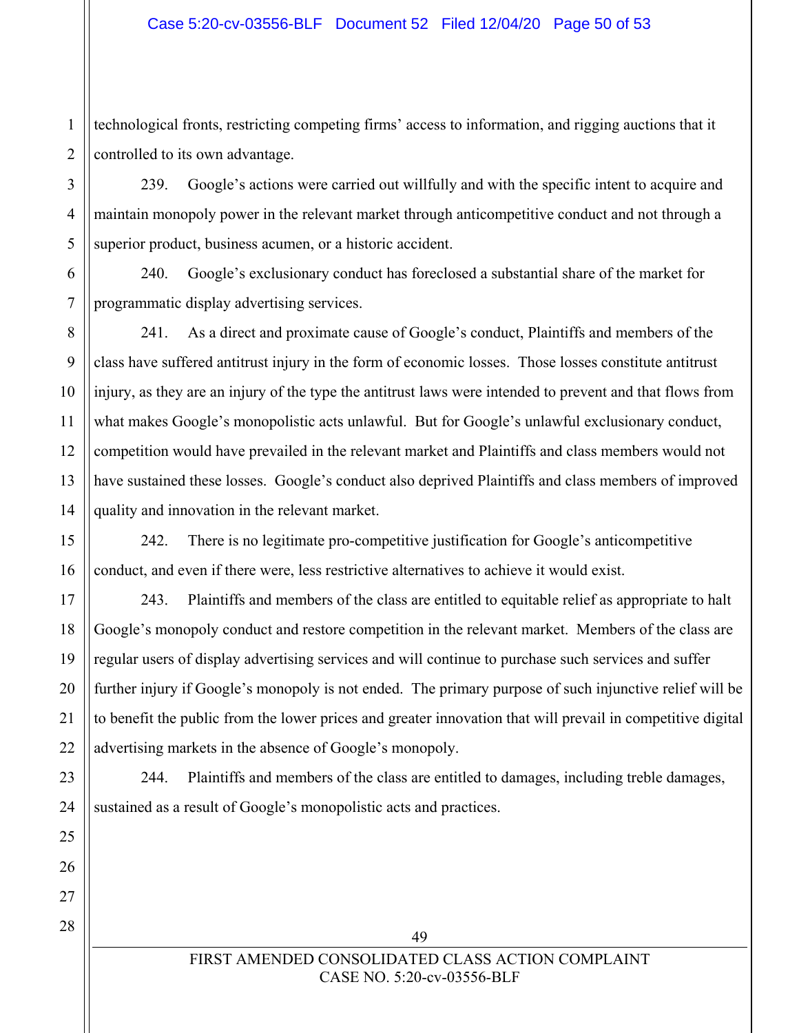technological fronts, restricting competing firms' access to information, and rigging auctions that it controlled to its own advantage.

239. Google's actions were carried out willfully and with the specific intent to acquire and maintain monopoly power in the relevant market through anticompetitive conduct and not through a superior product, business acumen, or a historic accident.

240. Google's exclusionary conduct has foreclosed a substantial share of the market for programmatic display advertising services.

241. As a direct and proximate cause of Google's conduct, Plaintiffs and members of the class have suffered antitrust injury in the form of economic losses. Those losses constitute antitrust injury, as they are an injury of the type the antitrust laws were intended to prevent and that flows from what makes Google's monopolistic acts unlawful. But for Google's unlawful exclusionary conduct, competition would have prevailed in the relevant market and Plaintiffs and class members would not have sustained these losses. Google's conduct also deprived Plaintiffs and class members of improved quality and innovation in the relevant market.

242. There is no legitimate pro-competitive justification for Google's anticompetitive conduct, and even if there were, less restrictive alternatives to achieve it would exist.

243. Plaintiffs and members of the class are entitled to equitable relief as appropriate to halt Google's monopoly conduct and restore competition in the relevant market. Members of the class are regular users of display advertising services and will continue to purchase such services and suffer further injury if Google's monopoly is not ended. The primary purpose of such injunctive relief will be to benefit the public from the lower prices and greater innovation that will prevail in competitive digital advertising markets in the absence of Google's monopoly.

244. Plaintiffs and members of the class are entitled to damages, including treble damages, sustained as a result of Google's monopolistic acts and practices.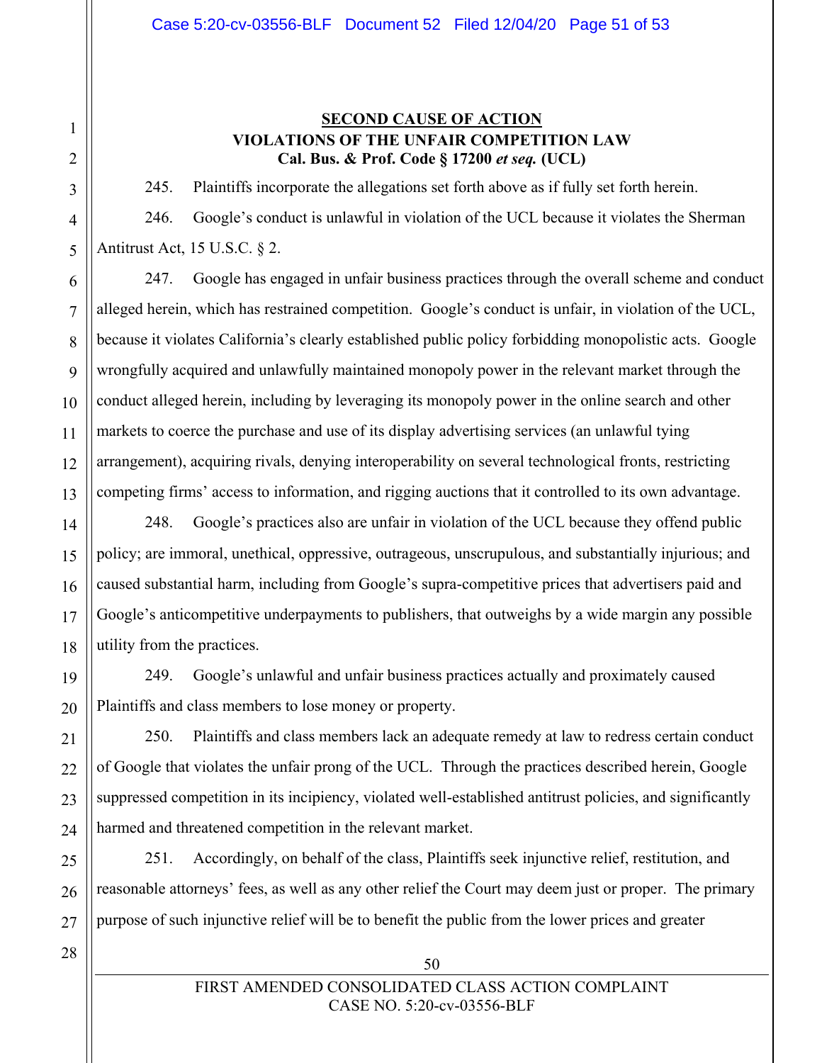**<u>SECOND CAUSE OF ACTION</u>**

**VIOLATIONS OF THE UNFAIR COMPETITION LAW**

**Cal. Bus. & Prof. Code § 17200 *et seq.* (UCL)**

245. Plaintiffs incorporate the allegations set forth above as if fully set forth herein.

246. Google's conduct is unlawful in violation of the UCL because it violates the Sherman Antitrust Act, 15 U.S.C. § 2.

247. Google has engaged in unfair business practices through the overall scheme and conduct alleged herein, which has restrained competition. Google's conduct is unfair, in violation of the UCL, because it violates California's clearly established public policy forbidding monopolistic acts. Google wrongfully acquired and unlawfully maintained monopoly power in the relevant market through the conduct alleged herein, including by leveraging its monopoly power in the online search and other markets to coerce the purchase and use of its display advertising services (an unlawful tying arrangement), acquiring rivals, denying interoperability on several technological fronts, restricting competing firms' access to information, and rigging auctions that it controlled to its own advantage.

248. Google's practices also are unfair in violation of the UCL because they offend public policy; are immoral, unethical, oppressive, outrageous, unscrupulous, and substantially injurious; and caused substantial harm, including from Google's supra-competitive prices that advertisers paid and Google's anticompetitive underpayments to publishers, that outweighs by a wide margin any possible utility from the practices.

249. Google's unlawful and unfair business practices actually and proximately caused Plaintiffs and class members to lose money or property.

250. Plaintiffs and class members lack an adequate remedy at law to redress certain conduct of Google that violates the unfair prong of the UCL. Through the practices described herein, Google suppressed competition in its incipiency, violated well-established antitrust policies, and significantly harmed and threatened competition in the relevant market.

251. Accordingly, on behalf of the class, Plaintiffs seek injunctive relief, restitution, and reasonable attorneys' fees, as well as any other relief the Court may deem just or proper. The primary purpose of such injunctive relief will be to benefit the public from the lower prices and greater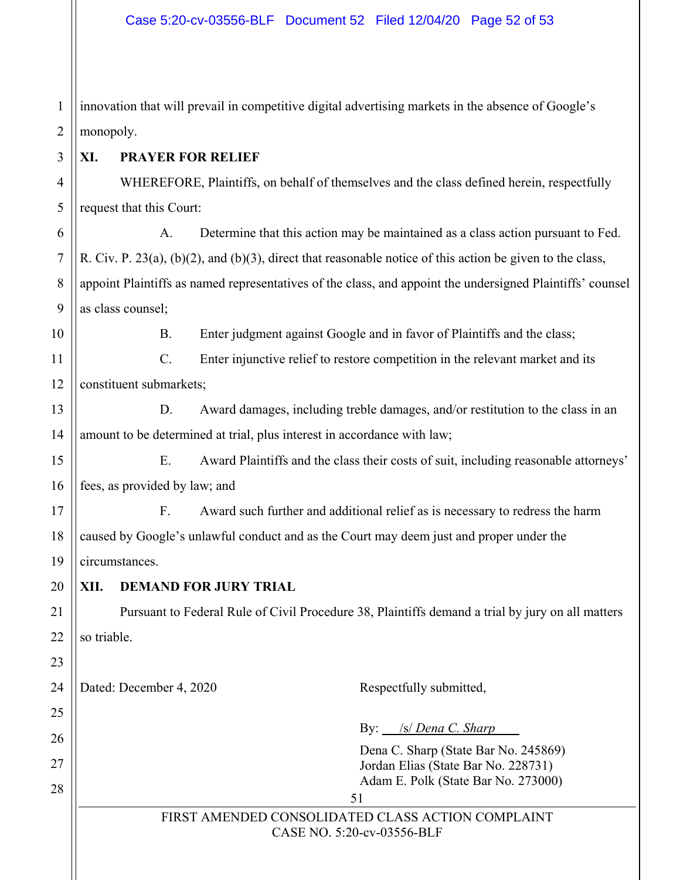innovation that will prevail in competitive digital advertising markets in the absence of Google's monopoly.

## XI. PRAYER FOR RELIEF

WHEREFORE, Plaintiffs, on behalf of themselves and the class defined herein, respectfully request that this Court:

A. Determine that this action may be maintained as a class action pursuant to Fed. R. Civ. P. 23(a), (b)(2), and (b)(3), direct that reasonable notice of this action be given to the class, appoint Plaintiffs as named representatives of the class, and appoint the undersigned Plaintiffs' counsel as class counsel;

B. Enter judgment against Google and in favor of Plaintiffs and the class;

C. Enter injunctive relief to restore competition in the relevant market and its constituent submarkets;

D. Award damages, including treble damages, and/or restitution to the class in an amount to be determined at trial, plus interest in accordance with law;

E. Award Plaintiffs and the class their costs of suit, including reasonable attorneys' fees, as provided by law; and

F. Award such further and additional relief as is necessary to redress the harm caused by Google's unlawful conduct and as the Court may deem just and proper under the circumstances.

## XII. DEMAND FOR JURY TRIAL

Pursuant to Federal Rule of Civil Procedure 38, Plaintiffs demand a trial by jury on all matters so triable.

Dated: December 4, 2020

Respectfully submitted,

By: /s/ *Dena C. Sharp*

Dena C. Sharp (State Bar No. 245869)
Jordan Elias (State Bar No. 228731)
Adam E. Polk (State Bar No. 273000)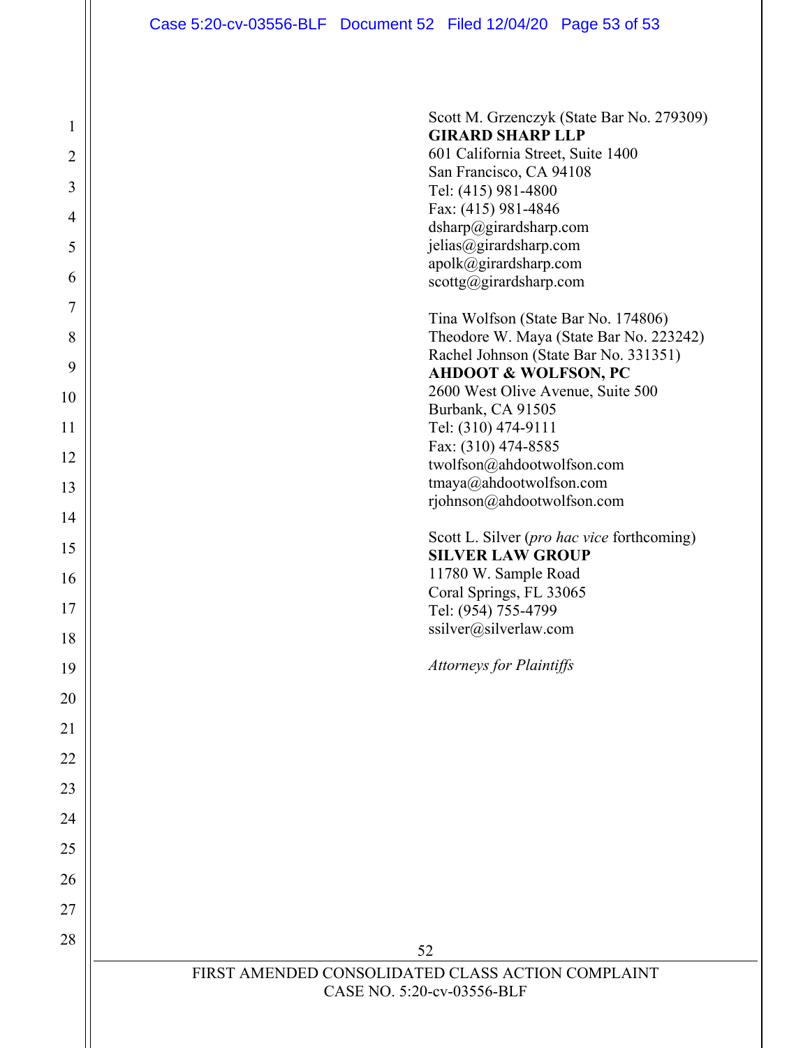Scott M. Grzenczyk (State Bar No. 279309)
**GIRARD SHARP LLP**
601 California Street, Suite 1400
San Francisco, CA 94108
Tel: (415) 981-4800
Fax: (415) 981-4846
dsharp@girardsharp.com
jelias@girardsharp.com
apolk@girardsharp.com
scottg@girardsharp.com

Tina Wolfson (State Bar No. 174806)
Theodore W. Maya (State Bar No. 223242)
Rachel Johnson (State Bar No. 331351)
**AHDOOT & WOLFSON, PC**
2600 West Olive Avenue, Suite 500
Burbank, CA 91505
Tel: (310) 474-9111
Fax: (310) 474-8585
twolfson@ahdootwolfson.com
tmaya@ahdootwolfson.com
rjohnson@ahdootwolfson.com

Scott L. Silver (*pro hac vice* forthcoming)
**SILVER LAW GROUP**
11780 W. Sample Road
Coral Springs, FL 33065
Tel: (954) 755-4799
ssilver@silverlaw.com

*Attorneys for Plaintiffs*